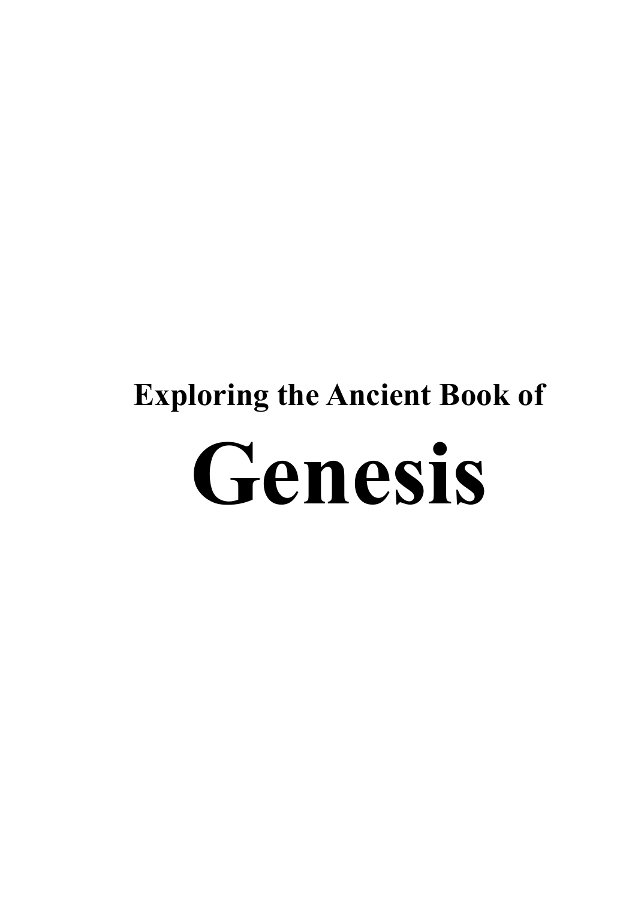## Exploring the Ancient Book of

# Genesis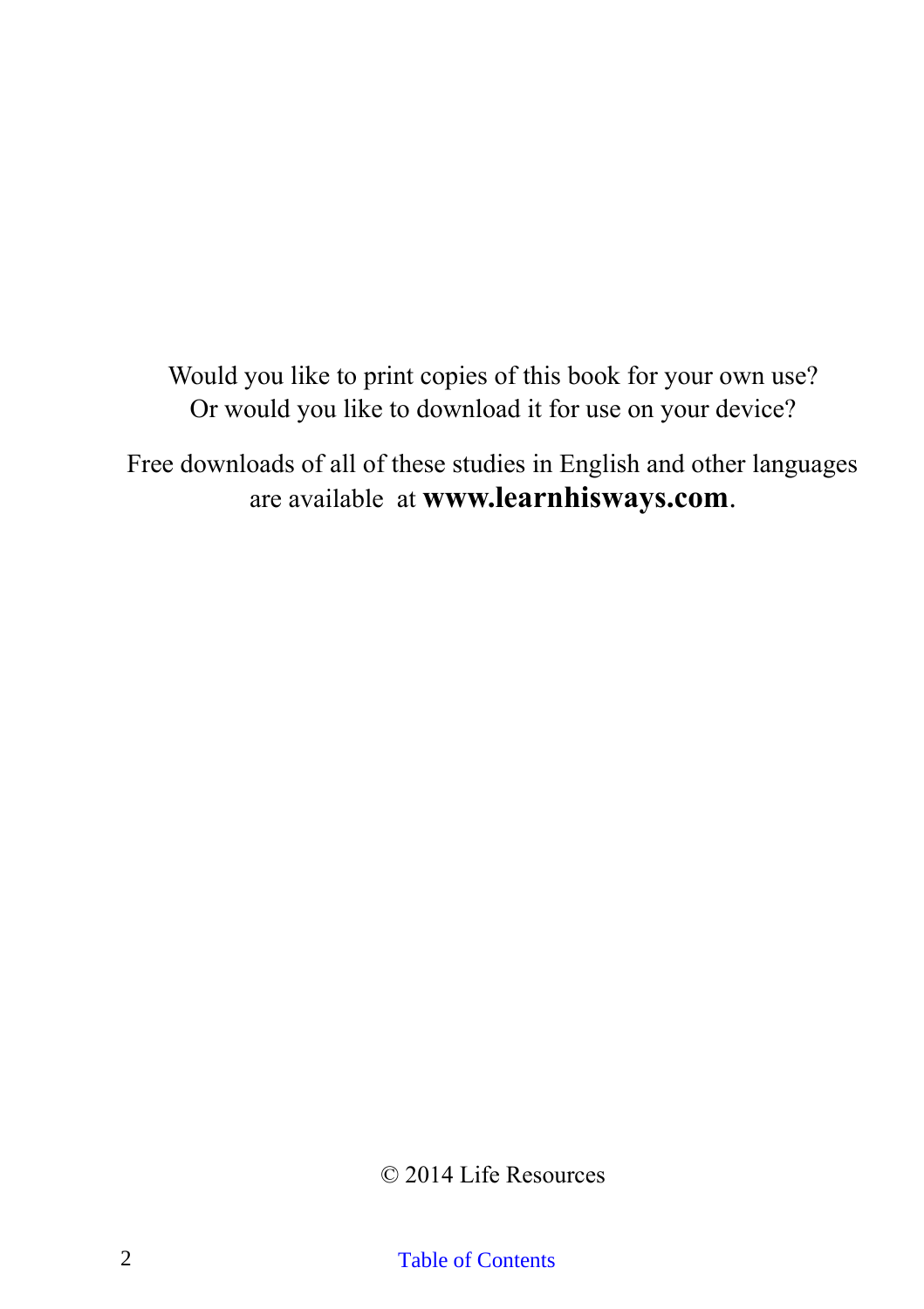Would you like to print copies of this book for your own use?
Or would you like to download it for use on your device?

Free downloads of all of these studies in English and other languages are available at **www.learnhisways.com**.

© 2014 Life Resources

Table of Contents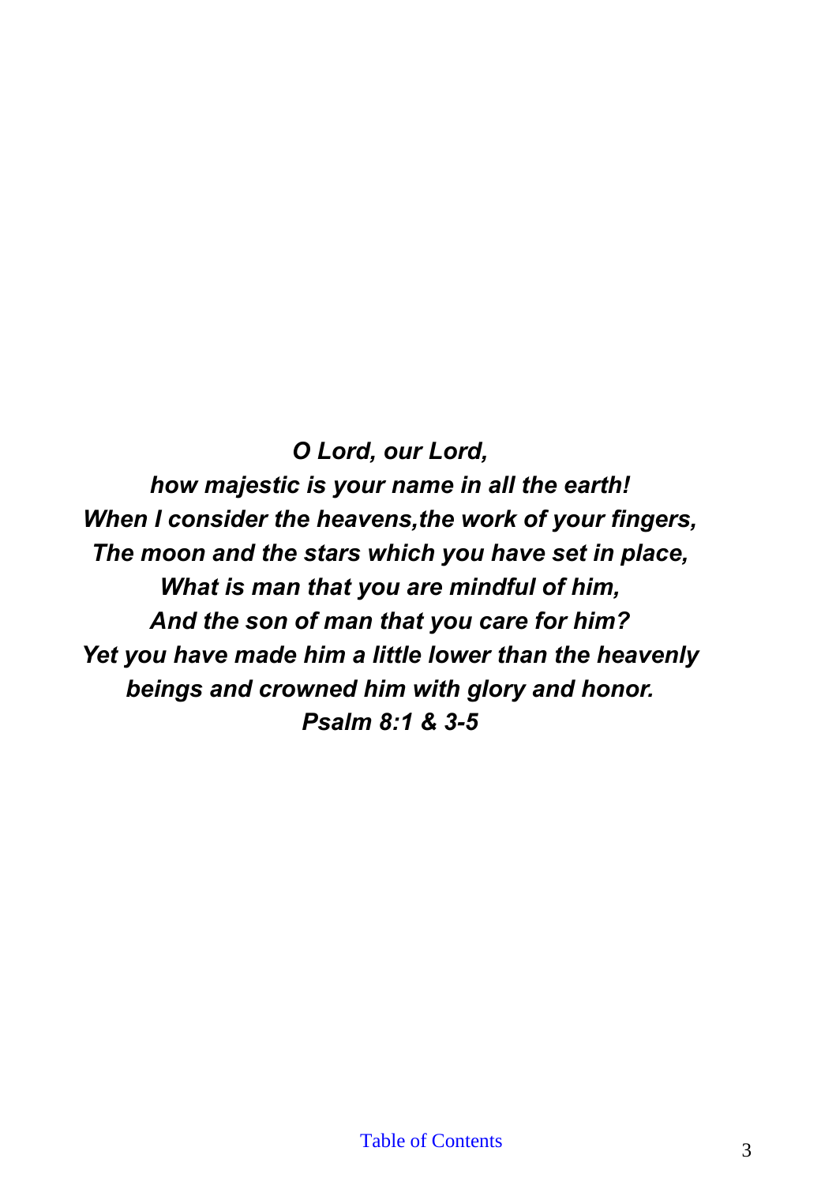***O Lord, our Lord,***
***how majestic is your name in all the earth!***
***When I consider the heavens,the work of your fingers,***
***The moon and the stars which you have set in place,***
***What is man that you are mindful of him,***
***And the son of man that you care for him?***
***Yet you have made him a little lower than the heavenly beings and crowned him with glory and honor.***
***Psalm 8:1 & 3-5***

Table of Contents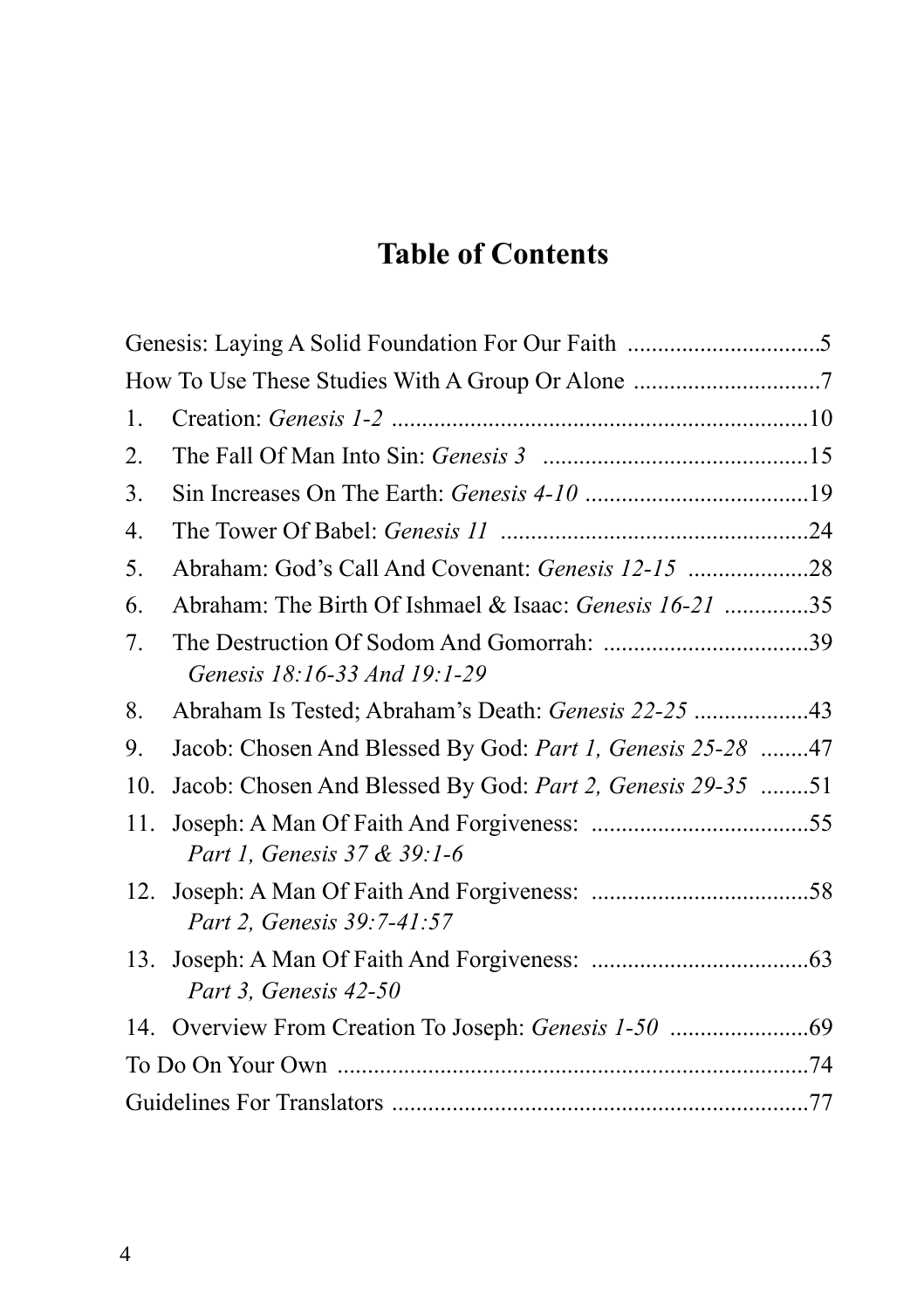# Table of Contents

Genesis: Laying A Solid Foundation For Our Faith ................................5

How To Use These Studies With A Group Or Alone ...............................7

1. Creation: *Genesis 1-2* ....................................................................10
2. The Fall Of Man Into Sin: *Genesis 3* ............................................15
3. Sin Increases On The Earth: *Genesis 4-10* .....................................19
4. The Tower Of Babel: *Genesis 11* ...................................................24
5. Abraham: God's Call And Covenant: *Genesis 12-15* ....................28
6. Abraham: The Birth Of Ishmael & Isaac: *Genesis 16-21* ..............35
7. The Destruction Of Sodom And Gomorrah: ..................................39
   *Genesis 18:16-33 And 19:1-29*
8. Abraham Is Tested; Abraham's Death: *Genesis 22-25* ...................43
9. Jacob: Chosen And Blessed By God: *Part 1, Genesis 25-28* ........47
10. Jacob: Chosen And Blessed By God: *Part 2, Genesis 29-35* ........51
11. Joseph: A Man Of Faith And Forgiveness: ....................................55
    *Part 1, Genesis 37 & 39:1-6*
12. Joseph: A Man Of Faith And Forgiveness: ....................................58
    *Part 2, Genesis 39:7-41:57*
13. Joseph: A Man Of Faith And Forgiveness: ....................................63
    *Part 3, Genesis 42-50*
14. Overview From Creation To Joseph: *Genesis 1-50* .......................69

To Do On Your Own ..............................................................................74

Guidelines For Translators .....................................................................77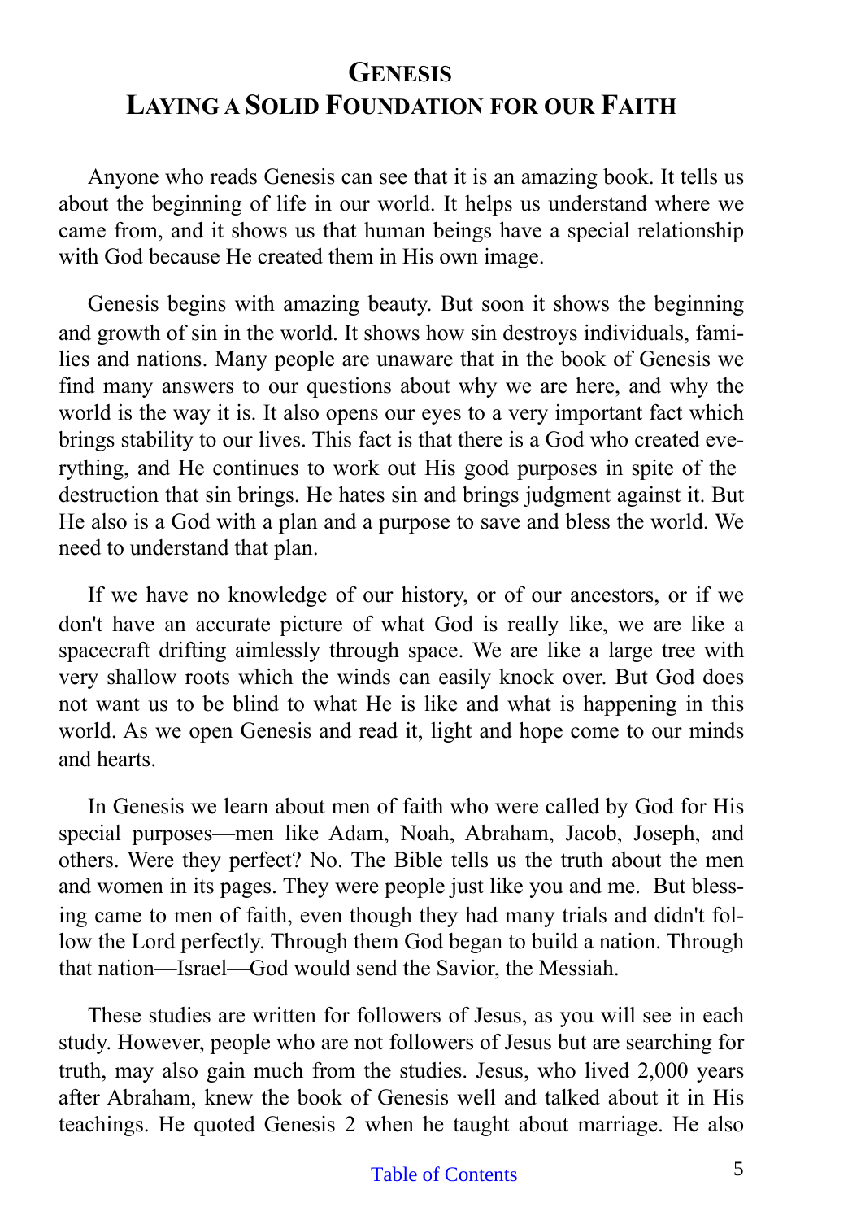# GENESIS
# LAYING A SOLID FOUNDATION FOR OUR FAITH

Anyone who reads Genesis can see that it is an amazing book. It tells us about the beginning of life in our world. It helps us understand where we came from, and it shows us that human beings have a special relationship with God because He created them in His own image.

Genesis begins with amazing beauty. But soon it shows the beginning and growth of sin in the world. It shows how sin destroys individuals, families and nations. Many people are unaware that in the book of Genesis we find many answers to our questions about why we are here, and why the world is the way it is. It also opens our eyes to a very important fact which brings stability to our lives. This fact is that there is a God who created everything, and He continues to work out His good purposes in spite of the destruction that sin brings. He hates sin and brings judgment against it. But He also is a God with a plan and a purpose to save and bless the world. We need to understand that plan.

If we have no knowledge of our history, or of our ancestors, or if we don't have an accurate picture of what God is really like, we are like a spacecraft drifting aimlessly through space. We are like a large tree with very shallow roots which the winds can easily knock over. But God does not want us to be blind to what He is like and what is happening in this world. As we open Genesis and read it, light and hope come to our minds and hearts.

In Genesis we learn about men of faith who were called by God for His special purposes—men like Adam, Noah, Abraham, Jacob, Joseph, and others. Were they perfect? No. The Bible tells us the truth about the men and women in its pages. They were people just like you and me. But blessing came to men of faith, even though they had many trials and didn't follow the Lord perfectly. Through them God began to build a nation. Through that nation—Israel—God would send the Savior, the Messiah.

These studies are written for followers of Jesus, as you will see in each study. However, people who are not followers of Jesus but are searching for truth, may also gain much from the studies. Jesus, who lived 2,000 years after Abraham, knew the book of Genesis well and talked about it in His teachings. He quoted Genesis 2 when he taught about marriage. He also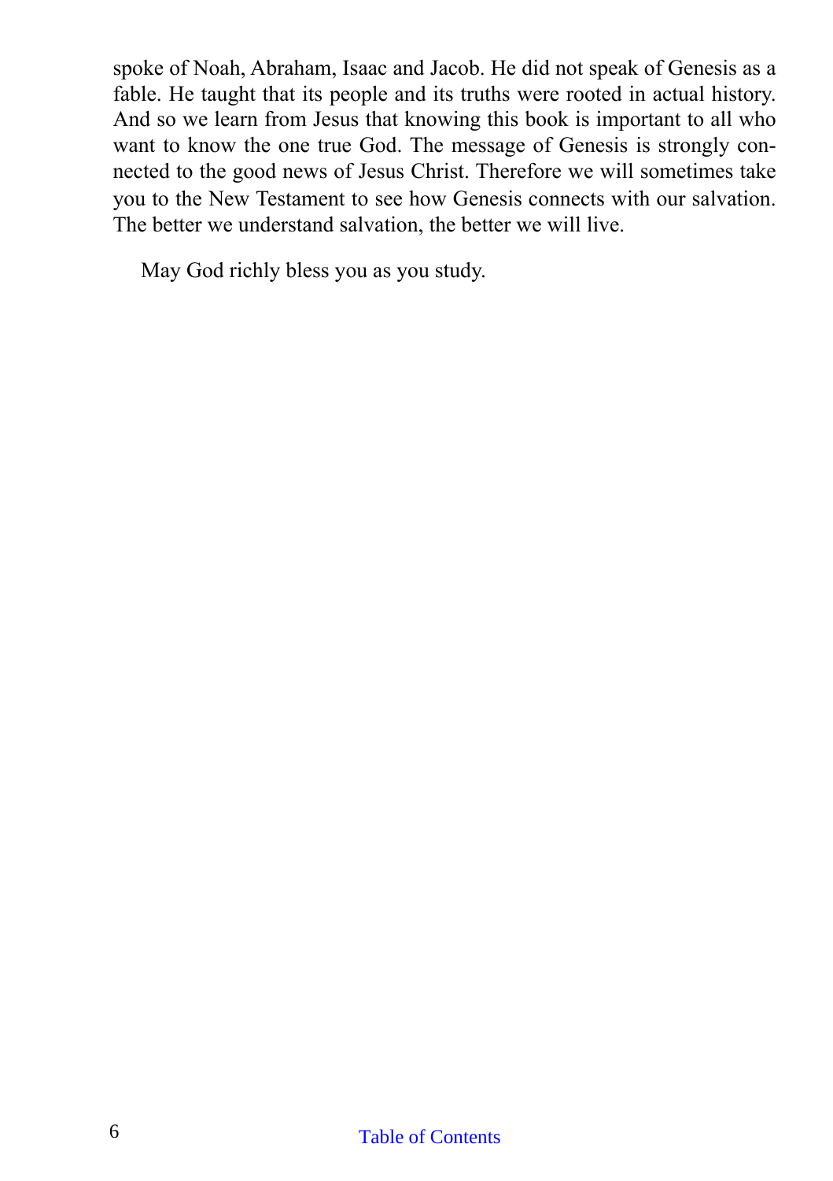spoke of Noah, Abraham, Isaac and Jacob. He did not speak of Genesis as a fable. He taught that its people and its truths were rooted in actual history. And so we learn from Jesus that knowing this book is important to all who want to know the one true God. The message of Genesis is strongly connected to the good news of Jesus Christ. Therefore we will sometimes take you to the New Testament to see how Genesis connects with our salvation. The better we understand salvation, the better we will live.

May God richly bless you as you study.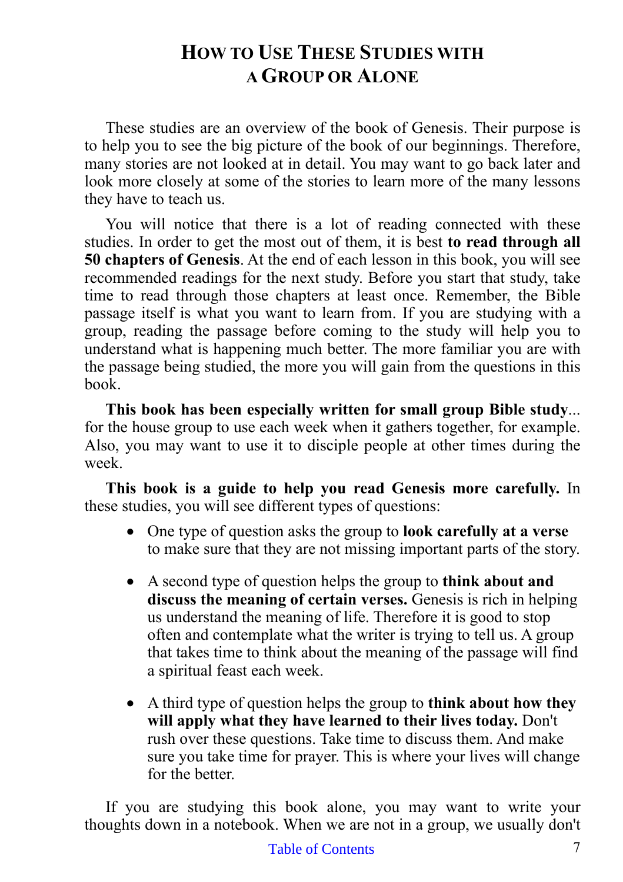# How to Use These Studies with a Group or Alone

These studies are an overview of the book of Genesis. Their purpose is to help you to see the big picture of the book of our beginnings. Therefore, many stories are not looked at in detail. You may want to go back later and look more closely at some of the stories to learn more of the many lessons they have to teach us.

You will notice that there is a lot of reading connected with these studies. In order to get the most out of them, it is best **to read through all 50 chapters of Genesis**. At the end of each lesson in this book, you will see recommended readings for the next study. Before you start that study, take time to read through those chapters at least once. Remember, the Bible passage itself is what you want to learn from. If you are studying with a group, reading the passage before coming to the study will help you to understand what is happening much better. The more familiar you are with the passage being studied, the more you will gain from the questions in this book.

**This book has been especially written for small group Bible study**... for the house group to use each week when it gathers together, for example. Also, you may want to use it to disciple people at other times during the week.

**This book is a guide to help you read Genesis more carefully.** In these studies, you will see different types of questions:

- One type of question asks the group to **look carefully at a verse** to make sure that they are not missing important parts of the story.
- A second type of question helps the group to **think about and discuss the meaning of certain verses.** Genesis is rich in helping us understand the meaning of life. Therefore it is good to stop often and contemplate what the writer is trying to tell us. A group that takes time to think about the meaning of the passage will find a spiritual feast each week.
- A third type of question helps the group to **think about how they will apply what they have learned to their lives today.** Don't rush over these questions. Take time to discuss them. And make sure you take time for prayer. This is where your lives will change for the better.

If you are studying this book alone, you may want to write your thoughts down in a notebook. When we are not in a group, we usually don't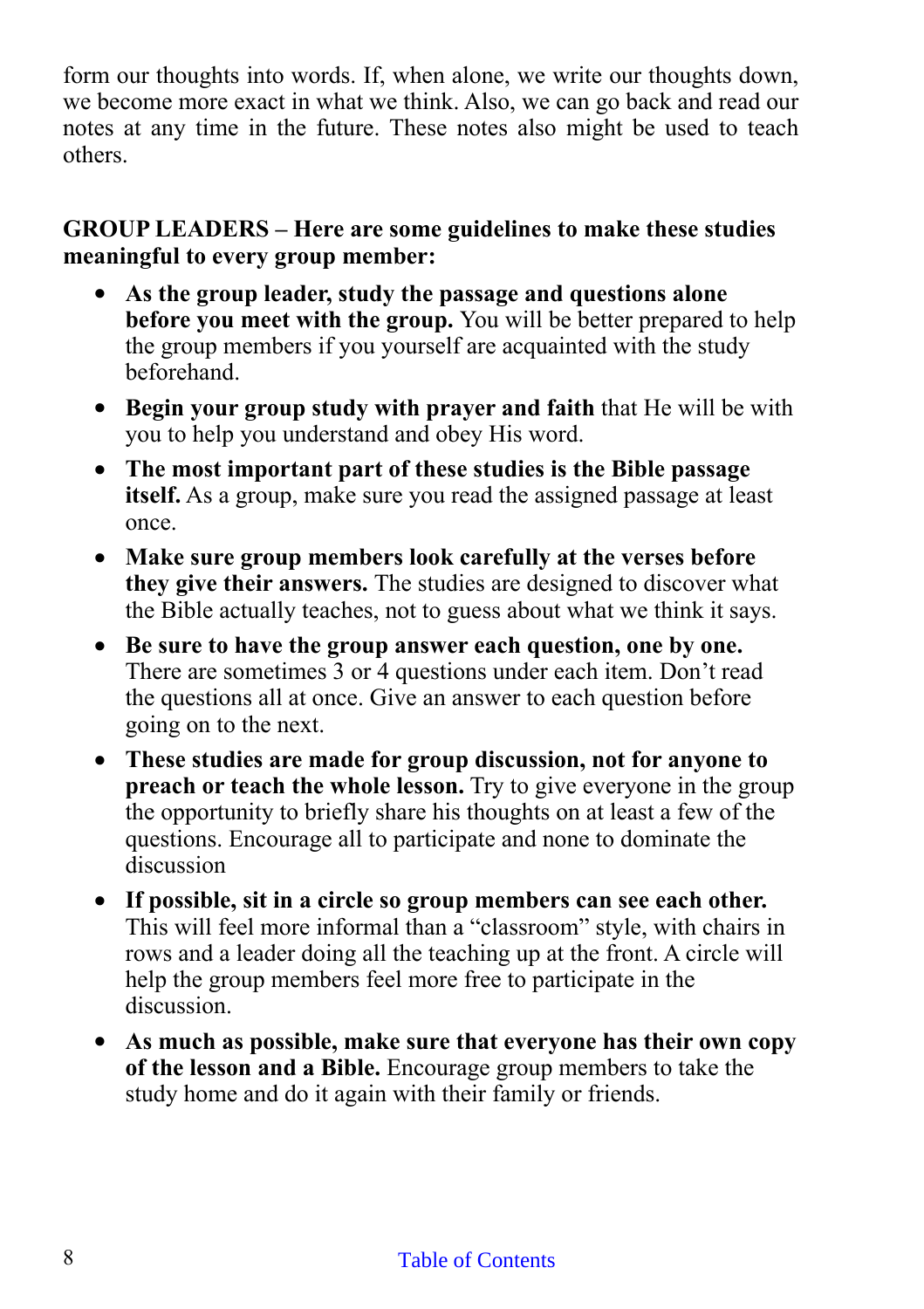form our thoughts into words. If, when alone, we write our thoughts down, we become more exact in what we think. Also, we can go back and read our notes at any time in the future. These notes also might be used to teach others.

**GROUP LEADERS – Here are some guidelines to make these studies meaningful to every group member:**

- **As the group leader, study the passage and questions alone before you meet with the group.** You will be better prepared to help the group members if you yourself are acquainted with the study beforehand.
- **Begin your group study with prayer and faith** that He will be with you to help you understand and obey His word.
- **The most important part of these studies is the Bible passage itself.** As a group, make sure you read the assigned passage at least once.
- **Make sure group members look carefully at the verses before they give their answers.** The studies are designed to discover what the Bible actually teaches, not to guess about what we think it says.
- **Be sure to have the group answer each question, one by one.** There are sometimes 3 or 4 questions under each item. Don't read the questions all at once. Give an answer to each question before going on to the next.
- **These studies are made for group discussion, not for anyone to preach or teach the whole lesson.** Try to give everyone in the group the opportunity to briefly share his thoughts on at least a few of the questions. Encourage all to participate and none to dominate the discussion
- **If possible, sit in a circle so group members can see each other.** This will feel more informal than a "classroom" style, with chairs in rows and a leader doing all the teaching up at the front. A circle will help the group members feel more free to participate in the discussion.
- **As much as possible, make sure that everyone has their own copy of the lesson and a Bible.** Encourage group members to take the study home and do it again with their family or friends.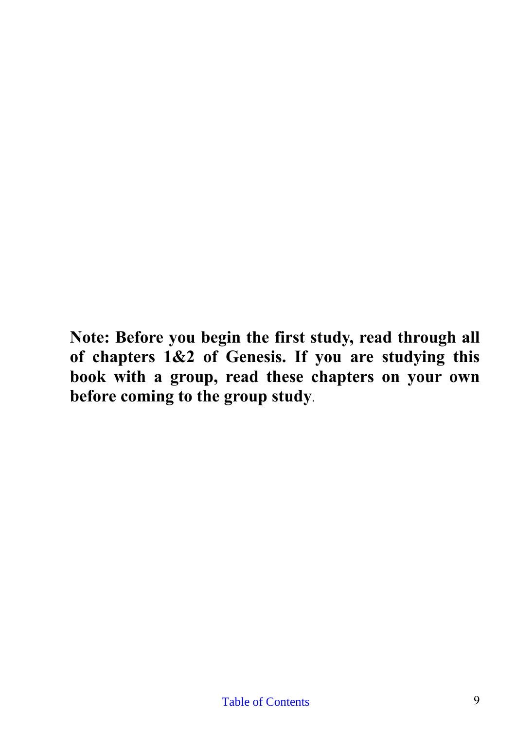**Note: Before you begin the first study, read through all of chapters 1&2 of Genesis. If you are studying this book with a group, read these chapters on your own before coming to the group study**.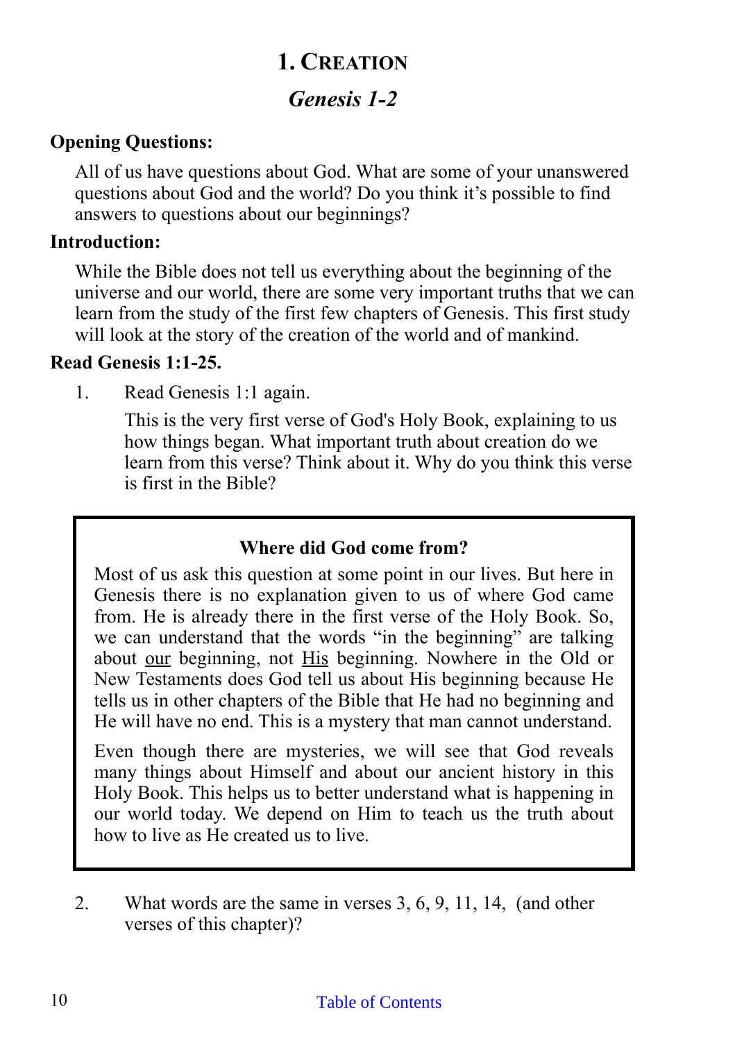# 1. Creation

## *Genesis 1-2*

**Opening Questions:**

All of us have questions about God. What are some of your unanswered questions about God and the world? Do you think it's possible to find answers to questions about our beginnings?

**Introduction:**

While the Bible does not tell us everything about the beginning of the universe and our world, there are some very important truths that we can learn from the study of the first few chapters of Genesis. This first study will look at the story of the creation of the world and of mankind.

**Read Genesis 1:1-25.**

1. Read Genesis 1:1 again.

   This is the very first verse of God's Holy Book, explaining to us how things began. What important truth about creation do we learn from this verse? Think about it. Why do you think this verse is first in the Bible?

> **Where did God come from?**
>
> Most of us ask this question at some point in our lives. But here in Genesis there is no explanation given to us of where God came from. He is already there in the first verse of the Holy Book. So, we can understand that the words "in the beginning" are talking about <u>our</u> beginning, not <u>His</u> beginning. Nowhere in the Old or New Testaments does God tell us about His beginning because He tells us in other chapters of the Bible that He had no beginning and He will have no end. This is a mystery that man cannot understand.
>
> Even though there are mysteries, we will see that God reveals many things about Himself and about our ancient history in this Holy Book. This helps us to better understand what is happening in our world today. We depend on Him to teach us the truth about how to live as He created us to live.

2. What words are the same in verses 3, 6, 9, 11, 14, (and other verses of this chapter)?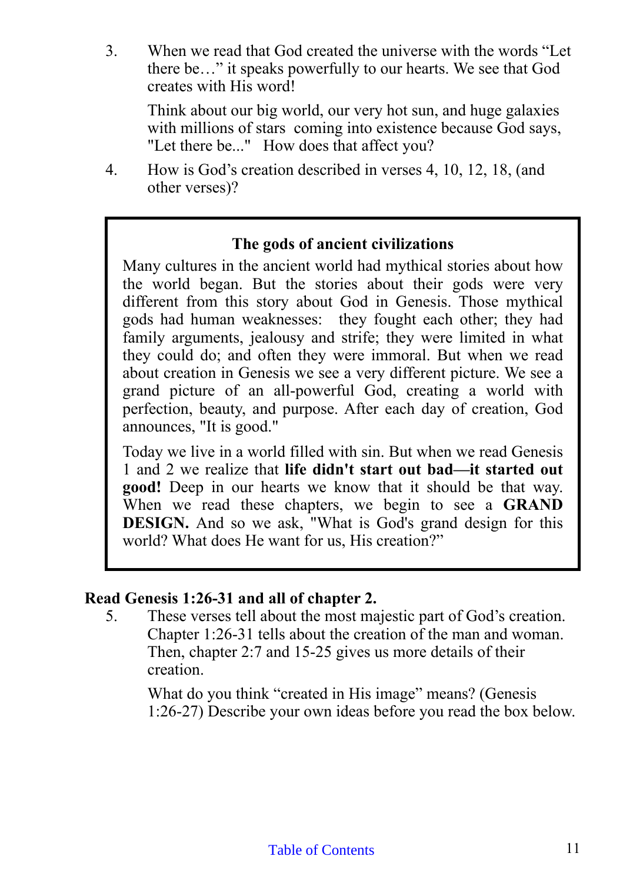3. When we read that God created the universe with the words “Let there be…” it speaks powerfully to our hearts. We see that God creates with His word!

   Think about our big world, our very hot sun, and huge galaxies with millions of stars coming into existence because God says, "Let there be..." How does that affect you?

4. How is God’s creation described in verses 4, 10, 12, 18, (and other verses)?

> **The gods of ancient civilizations**
>
> Many cultures in the ancient world had mythical stories about how the world began. But the stories about their gods were very different from this story about God in Genesis. Those mythical gods had human weaknesses: they fought each other; they had family arguments, jealousy and strife; they were limited in what they could do; and often they were immoral. But when we read about creation in Genesis we see a very different picture. We see a grand picture of an all-powerful God, creating a world with perfection, beauty, and purpose. After each day of creation, God announces, "It is good."
>
> Today we live in a world filled with sin. But when we read Genesis 1 and 2 we realize that **life didn't start out bad—it started out good!** Deep in our hearts we know that it should be that way. When we read these chapters, we begin to see a **GRAND DESIGN.** And so we ask, "What is God's grand design for this world? What does He want for us, His creation?”

**Read Genesis 1:26-31 and all of chapter 2.**

5. These verses tell about the most majestic part of God’s creation. Chapter 1:26-31 tells about the creation of the man and woman. Then, chapter 2:7 and 15-25 gives us more details of their creation.

   What do you think “created in His image” means? (Genesis 1:26-27) Describe your own ideas before you read the box below.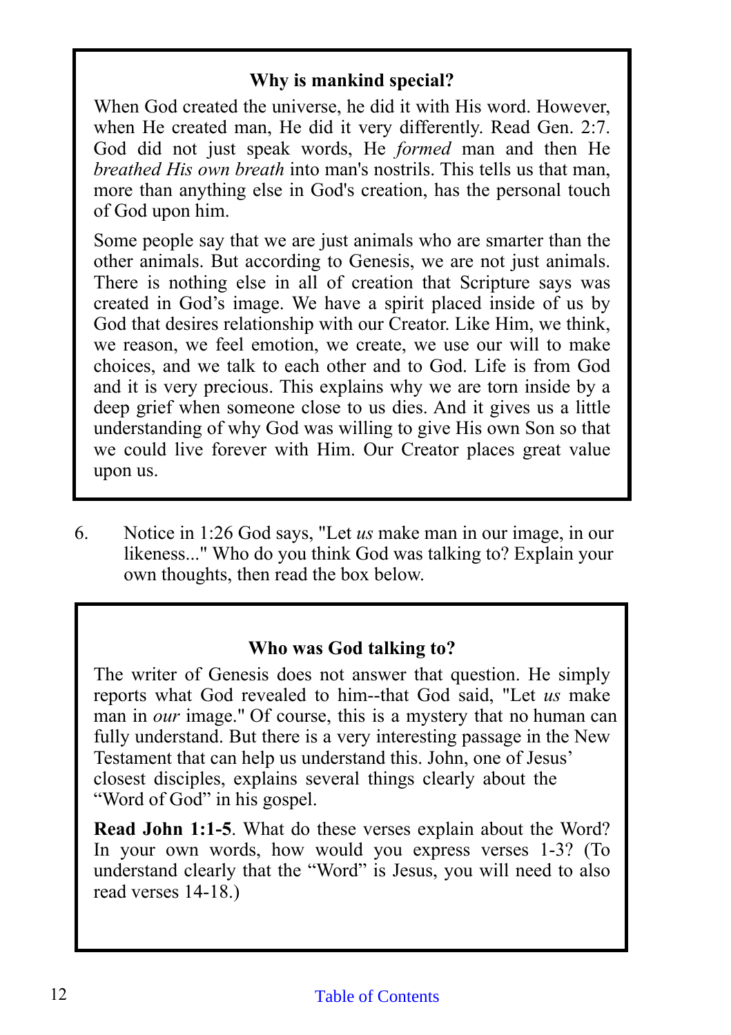### Why is mankind special?

When God created the universe, he did it with His word. However, when He created man, He did it very differently. Read Gen. 2:7. God did not just speak words, He *formed* man and then He *breathed His own breath* into man's nostrils. This tells us that man, more than anything else in God's creation, has the personal touch of God upon him.

Some people say that we are just animals who are smarter than the other animals. But according to Genesis, we are not just animals. There is nothing else in all of creation that Scripture says was created in God's image. We have a spirit placed inside of us by God that desires relationship with our Creator. Like Him, we think, we reason, we feel emotion, we create, we use our will to make choices, and we talk to each other and to God. Life is from God and it is very precious. This explains why we are torn inside by a deep grief when someone close to us dies. And it gives us a little understanding of why God was willing to give His own Son so that we could live forever with Him. Our Creator places great value upon us.

6. Notice in 1:26 God says, "Let *us* make man in our image, in our likeness..." Who do you think God was talking to? Explain your own thoughts, then read the box below.

### Who was God talking to?

The writer of Genesis does not answer that question. He simply reports what God revealed to him--that God said, "Let *us* make man in *our* image." Of course, this is a mystery that no human can fully understand. But there is a very interesting passage in the New Testament that can help us understand this. John, one of Jesus' closest disciples, explains several things clearly about the "Word of God" in his gospel.

**Read John 1:1-5**. What do these verses explain about the Word? In your own words, how would you express verses 1-3? (To understand clearly that the "Word" is Jesus, you will need to also read verses 14-18.)

Table of Contents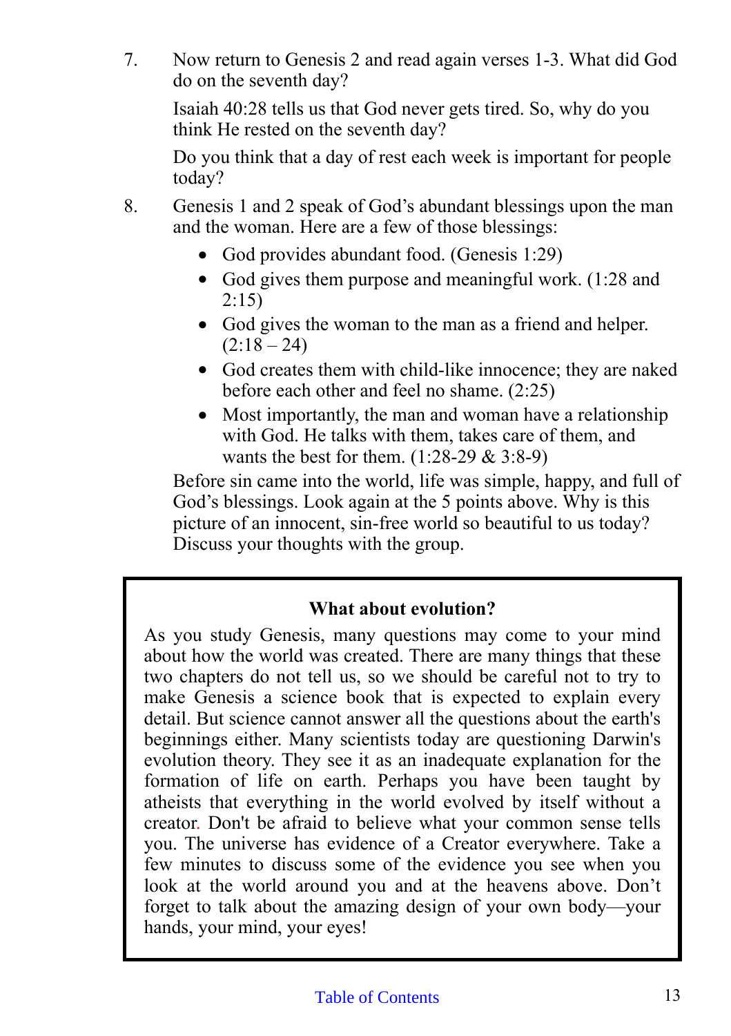7. Now return to Genesis 2 and read again verses 1-3. What did God do on the seventh day?

   Isaiah 40:28 tells us that God never gets tired. So, why do you think He rested on the seventh day?

   Do you think that a day of rest each week is important for people today?

8. Genesis 1 and 2 speak of God's abundant blessings upon the man and the woman. Here are a few of those blessings:

   - God provides abundant food. (Genesis 1:29)
   - God gives them purpose and meaningful work. (1:28 and 2:15)
   - God gives the woman to the man as a friend and helper. (2:18 – 24)
   - God creates them with child-like innocence; they are naked before each other and feel no shame. (2:25)
   - Most importantly, the man and woman have a relationship with God. He talks with them, takes care of them, and wants the best for them. (1:28-29 & 3:8-9)

   Before sin came into the world, life was simple, happy, and full of God's blessings. Look again at the 5 points above. Why is this picture of an innocent, sin-free world so beautiful to us today? Discuss your thoughts with the group.

**What about evolution?**

As you study Genesis, many questions may come to your mind about how the world was created. There are many things that these two chapters do not tell us, so we should be careful not to try to make Genesis a science book that is expected to explain every detail. But science cannot answer all the questions about the earth's beginnings either. Many scientists today are questioning Darwin's evolution theory. They see it as an inadequate explanation for the formation of life on earth. Perhaps you have been taught by atheists that everything in the world evolved by itself without a creator. Don't be afraid to believe what your common sense tells you. The universe has evidence of a Creator everywhere. Take a few minutes to discuss some of the evidence you see when you look at the world around you and at the heavens above. Don't forget to talk about the amazing design of your own body—your hands, your mind, your eyes!

Table of Contents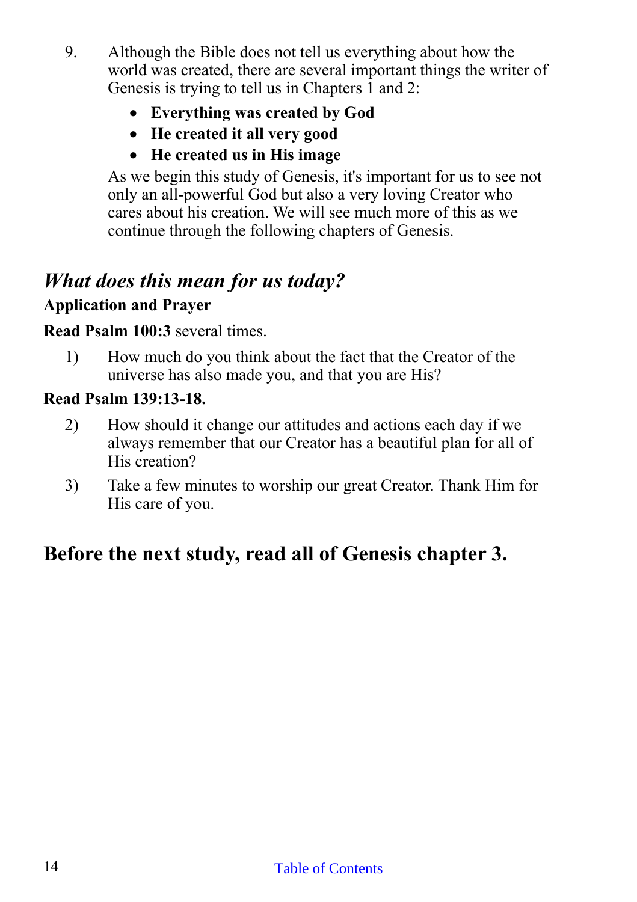9. Although the Bible does not tell us everything about how the world was created, there are several important things the writer of Genesis is trying to tell us in Chapters 1 and 2:

   - **Everything was created by God**
   - **He created it all very good**
   - **He created us in His image**

   As we begin this study of Genesis, it's important for us to see not only an all-powerful God but also a very loving Creator who cares about his creation. We will see much more of this as we continue through the following chapters of Genesis.

## *What does this mean for us today?*

**Application and Prayer**

**Read Psalm 100:3** several times.

1) How much do you think about the fact that the Creator of the universe has also made you, and that you are His?

**Read Psalm 139:13-18.**

2) How should it change our attitudes and actions each day if we always remember that our Creator has a beautiful plan for all of His creation?

3) Take a few minutes to worship our great Creator. Thank Him for His care of you.

## Before the next study, read all of Genesis chapter 3.

Table of Contents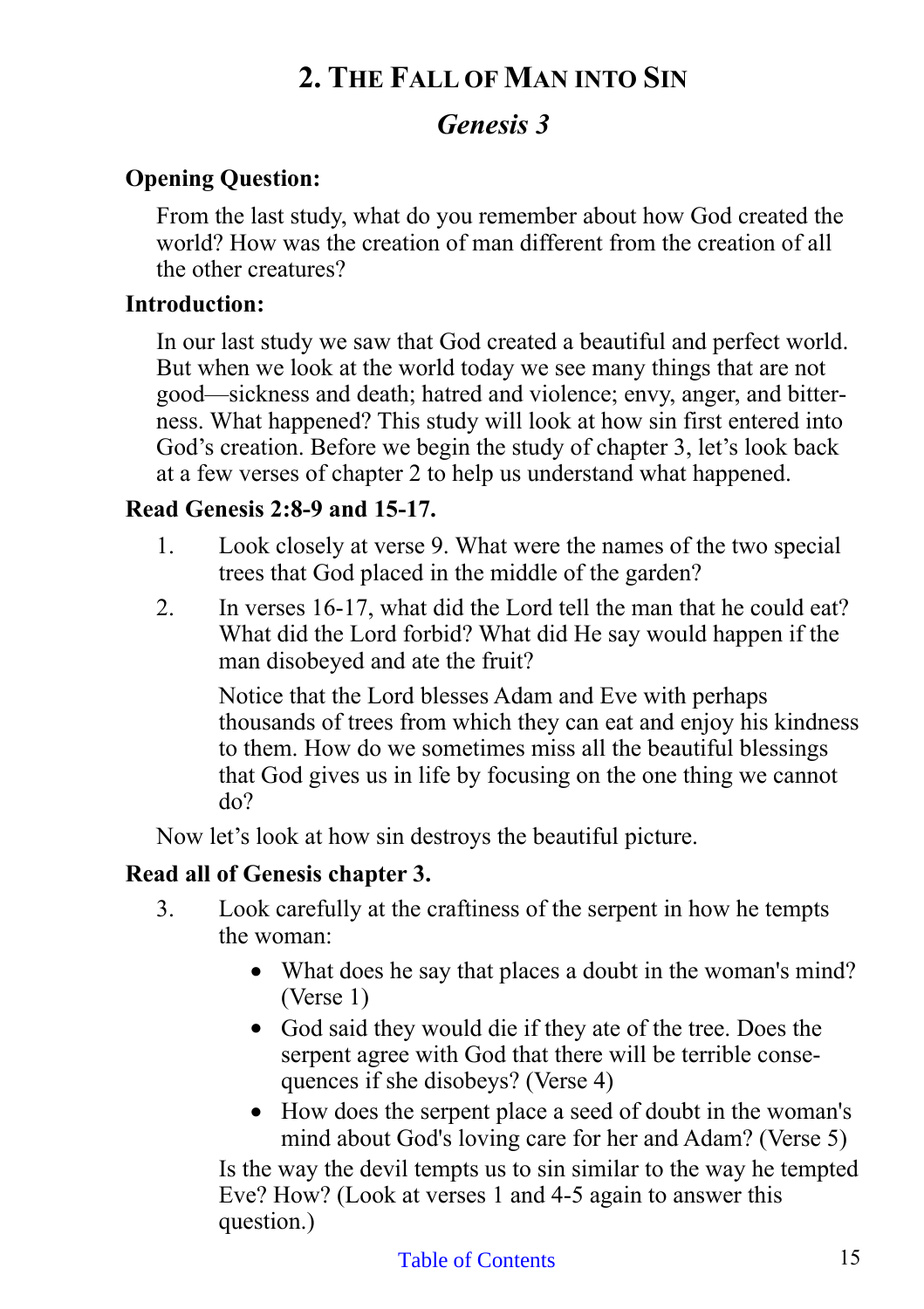# 2. The Fall of Man into Sin

## *Genesis 3*

**Opening Question:**

From the last study, what do you remember about how God created the world? How was the creation of man different from the creation of all the other creatures?

**Introduction:**

In our last study we saw that God created a beautiful and perfect world. But when we look at the world today we see many things that are not good—sickness and death; hatred and violence; envy, anger, and bitterness. What happened? This study will look at how sin first entered into God's creation. Before we begin the study of chapter 3, let's look back at a few verses of chapter 2 to help us understand what happened.

**Read Genesis 2:8-9 and 15-17.**

1. Look closely at verse 9. What were the names of the two special trees that God placed in the middle of the garden?
2. In verses 16-17, what did the Lord tell the man that he could eat? What did the Lord forbid? What did He say would happen if the man disobeyed and ate the fruit?

   Notice that the Lord blesses Adam and Eve with perhaps thousands of trees from which they can eat and enjoy his kindness to them. How do we sometimes miss all the beautiful blessings that God gives us in life by focusing on the one thing we cannot do?

Now let's look at how sin destroys the beautiful picture.

**Read all of Genesis chapter 3.**

3. Look carefully at the craftiness of the serpent in how he tempts the woman:
   - What does he say that places a doubt in the woman's mind? (Verse 1)
   - God said they would die if they ate of the tree. Does the serpent agree with God that there will be terrible consequences if she disobeys? (Verse 4)
   - How does the serpent place a seed of doubt in the woman's mind about God's loving care for her and Adam? (Verse 5)

   Is the way the devil tempts us to sin similar to the way he tempted Eve? How? (Look at verses 1 and 4-5 again to answer this question.)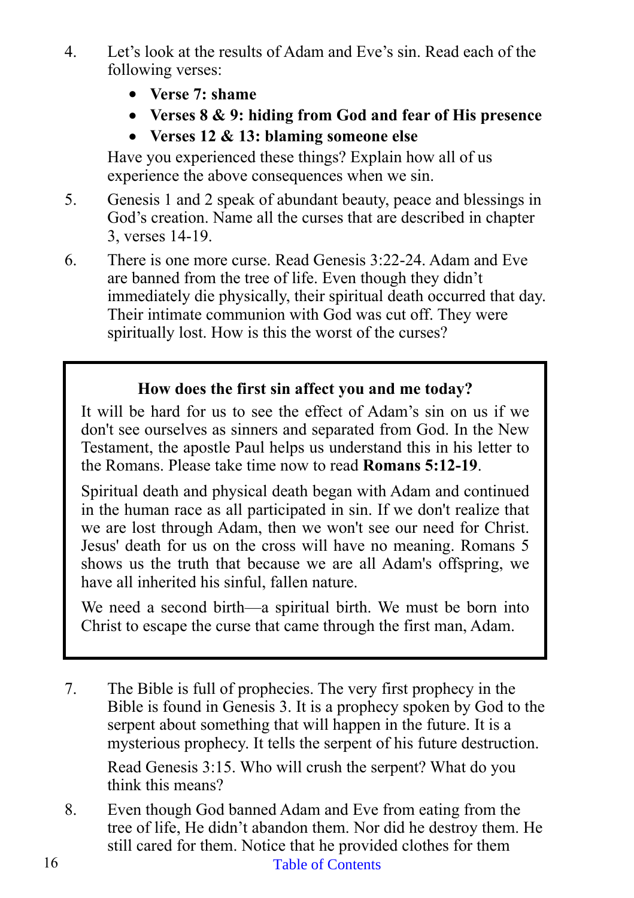4. Let's look at the results of Adam and Eve's sin. Read each of the following verses:
   - **Verse 7: shame**
   - **Verses 8 & 9: hiding from God and fear of His presence**
   - **Verses 12 & 13: blaming someone else**

   Have you experienced these things? Explain how all of us experience the above consequences when we sin.

5. Genesis 1 and 2 speak of abundant beauty, peace and blessings in God's creation. Name all the curses that are described in chapter 3, verses 14-19.

6. There is one more curse. Read Genesis 3:22-24. Adam and Eve are banned from the tree of life. Even though they didn't immediately die physically, their spiritual death occurred that day. Their intimate communion with God was cut off. They were spiritually lost. How is this the worst of the curses?

> **How does the first sin affect you and me today?**
>
> It will be hard for us to see the effect of Adam's sin on us if we don't see ourselves as sinners and separated from God. In the New Testament, the apostle Paul helps us understand this in his letter to the Romans. Please take time now to read **Romans 5:12-19**.
>
> Spiritual death and physical death began with Adam and continued in the human race as all participated in sin. If we don't realize that we are lost through Adam, then we won't see our need for Christ. Jesus' death for us on the cross will have no meaning. Romans 5 shows us the truth that because we are all Adam's offspring, we have all inherited his sinful, fallen nature.
>
> We need a second birth—a spiritual birth. We must be born into Christ to escape the curse that came through the first man, Adam.

7. The Bible is full of prophecies. The very first prophecy in the Bible is found in Genesis 3. It is a prophecy spoken by God to the serpent about something that will happen in the future. It is a mysterious prophecy. It tells the serpent of his future destruction.

   Read Genesis 3:15. Who will crush the serpent? What do you think this means?

8. Even though God banned Adam and Eve from eating from the tree of life, He didn't abandon them. Nor did he destroy them. He still cared for them. Notice that he provided clothes for them

Table of Contents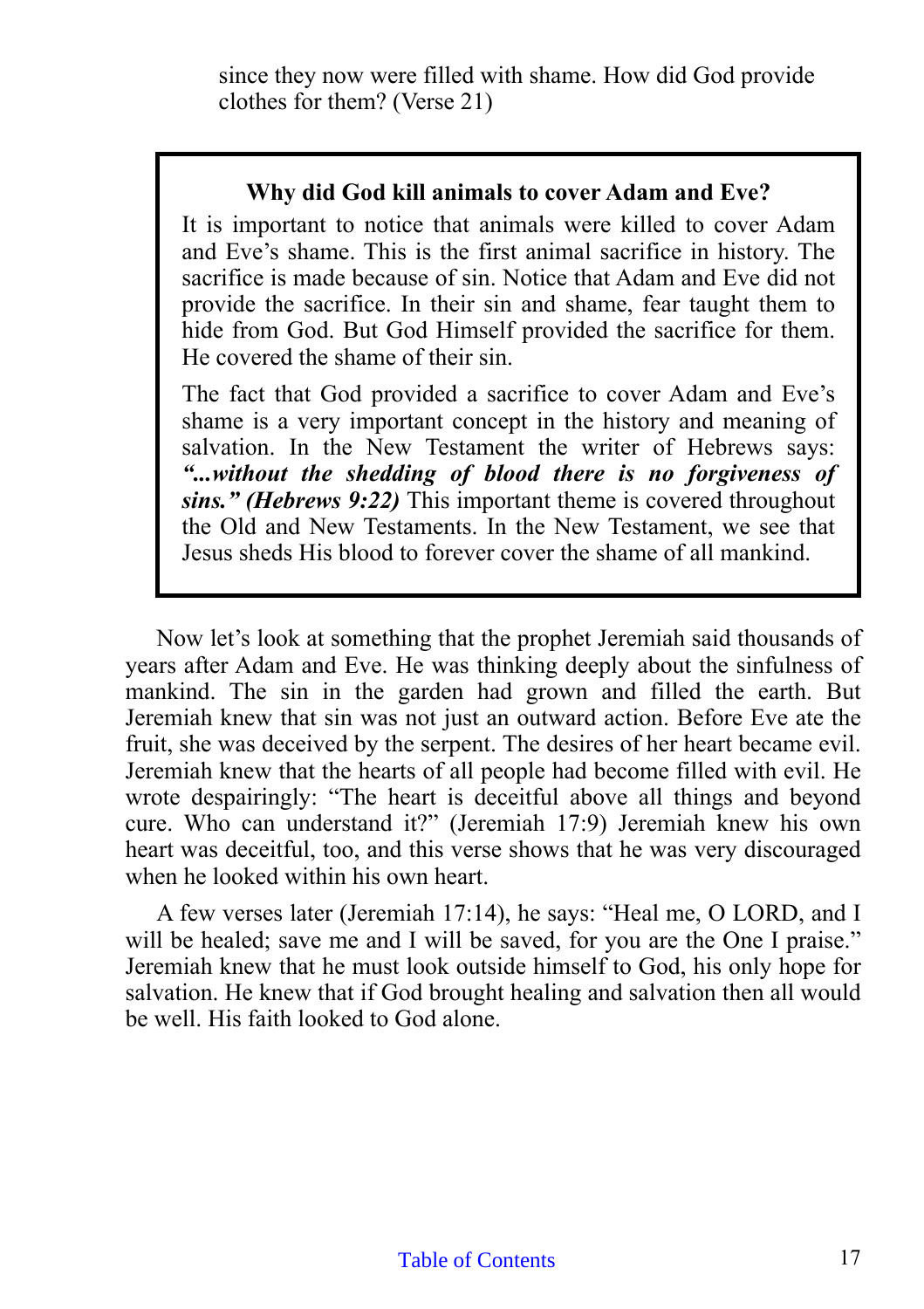since they now were filled with shame. How did God provide clothes for them? (Verse 21)

> **Why did God kill animals to cover Adam and Eve?**
>
> It is important to notice that animals were killed to cover Adam and Eve's shame. This is the first animal sacrifice in history. The sacrifice is made because of sin. Notice that Adam and Eve did not provide the sacrifice. In their sin and shame, fear taught them to hide from God. But God Himself provided the sacrifice for them. He covered the shame of their sin.
>
> The fact that God provided a sacrifice to cover Adam and Eve's shame is a very important concept in the history and meaning of salvation. In the New Testament the writer of Hebrews says: ***"...without the shedding of blood there is no forgiveness of sins." (Hebrews 9:22)*** This important theme is covered throughout the Old and New Testaments. In the New Testament, we see that Jesus sheds His blood to forever cover the shame of all mankind.

Now let's look at something that the prophet Jeremiah said thousands of years after Adam and Eve. He was thinking deeply about the sinfulness of mankind. The sin in the garden had grown and filled the earth. But Jeremiah knew that sin was not just an outward action. Before Eve ate the fruit, she was deceived by the serpent. The desires of her heart became evil. Jeremiah knew that the hearts of all people had become filled with evil. He wrote despairingly: "The heart is deceitful above all things and beyond cure. Who can understand it?" (Jeremiah 17:9) Jeremiah knew his own heart was deceitful, too, and this verse shows that he was very discouraged when he looked within his own heart.

A few verses later (Jeremiah 17:14), he says: "Heal me, O LORD, and I will be healed; save me and I will be saved, for you are the One I praise." Jeremiah knew that he must look outside himself to God, his only hope for salvation. He knew that if God brought healing and salvation then all would be well. His faith looked to God alone.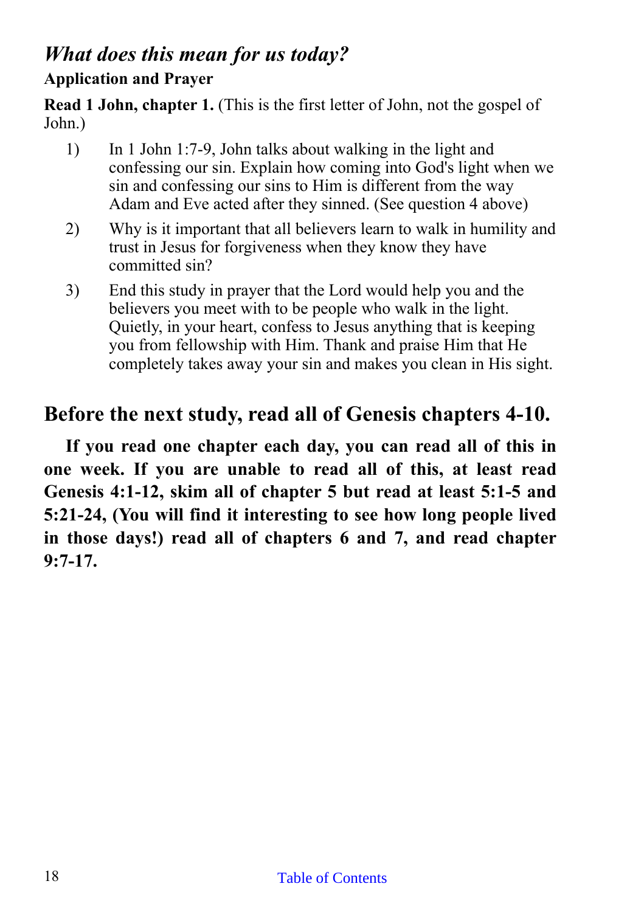## *What does this mean for us today?*

**Application and Prayer**

**Read 1 John, chapter 1.** (This is the first letter of John, not the gospel of John.)

1) In 1 John 1:7-9, John talks about walking in the light and confessing our sin. Explain how coming into God's light when we sin and confessing our sins to Him is different from the way Adam and Eve acted after they sinned. (See question 4 above)
2) Why is it important that all believers learn to walk in humility and trust in Jesus for forgiveness when they know they have committed sin?
3) End this study in prayer that the Lord would help you and the believers you meet with to be people who walk in the light. Quietly, in your heart, confess to Jesus anything that is keeping you from fellowship with Him. Thank and praise Him that He completely takes away your sin and makes you clean in His sight.

## Before the next study, read all of Genesis chapters 4-10.

**If you read one chapter each day, you can read all of this in one week. If you are unable to read all of this, at least read Genesis 4:1-12, skim all of chapter 5 but read at least 5:1-5 and 5:21-24, (You will find it interesting to see how long people lived in those days!) read all of chapters 6 and 7, and read chapter 9:7-17.**

Table of Contents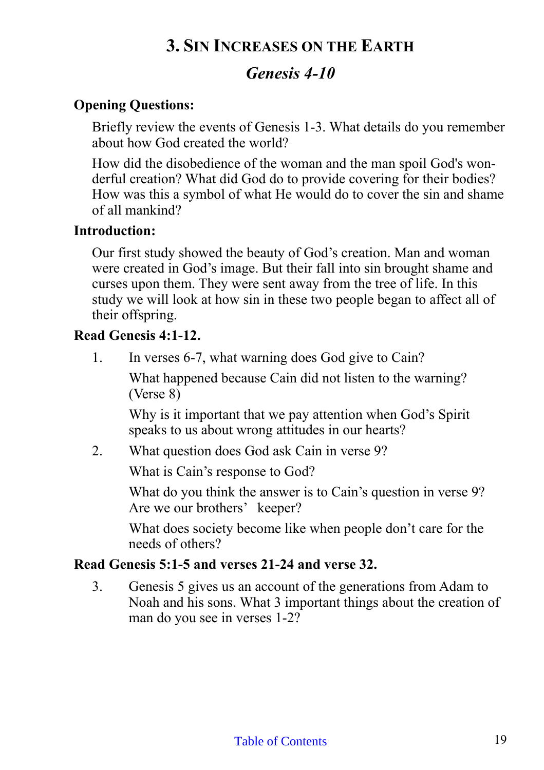## 3. Sin Increases on the Earth

### *Genesis 4-10*

**Opening Questions:**

Briefly review the events of Genesis 1-3. What details do you remember about how God created the world?

How did the disobedience of the woman and the man spoil God's wonderful creation? What did God do to provide covering for their bodies? How was this a symbol of what He would do to cover the sin and shame of all mankind?

**Introduction:**

Our first study showed the beauty of God's creation. Man and woman were created in God's image. But their fall into sin brought shame and curses upon them. They were sent away from the tree of life. In this study we will look at how sin in these two people began to affect all of their offspring.

**Read Genesis 4:1-12.**

1. In verses 6-7, what warning does God give to Cain?

   What happened because Cain did not listen to the warning? (Verse 8)

   Why is it important that we pay attention when God's Spirit speaks to us about wrong attitudes in our hearts?

2. What question does God ask Cain in verse 9?

   What is Cain's response to God?

   What do you think the answer is to Cain's question in verse 9? Are we our brothers' keeper?

   What does society become like when people don't care for the needs of others?

**Read Genesis 5:1-5 and verses 21-24 and verse 32.**

3. Genesis 5 gives us an account of the generations from Adam to Noah and his sons. What 3 important things about the creation of man do you see in verses 1-2?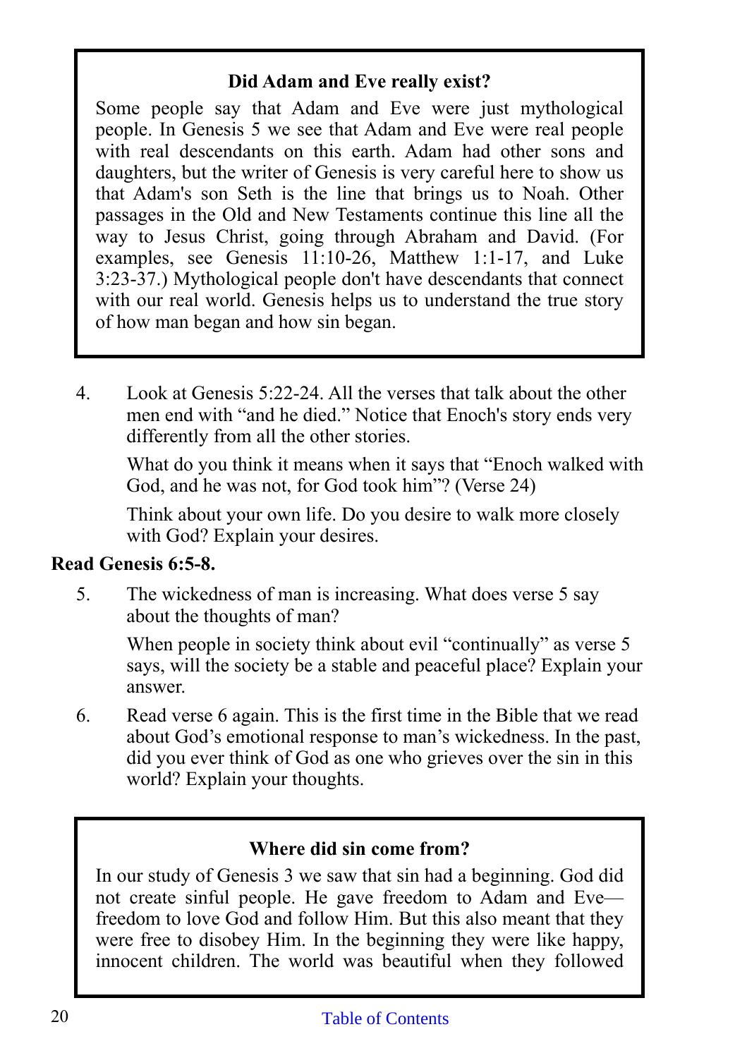**Did Adam and Eve really exist?**

Some people say that Adam and Eve were just mythological people. In Genesis 5 we see that Adam and Eve were real people with real descendants on this earth. Adam had other sons and daughters, but the writer of Genesis is very careful here to show us that Adam's son Seth is the line that brings us to Noah. Other passages in the Old and New Testaments continue this line all the way to Jesus Christ, going through Abraham and David. (For examples, see Genesis 11:10-26, Matthew 1:1-17, and Luke 3:23-37.) Mythological people don't have descendants that connect with our real world. Genesis helps us to understand the true story of how man began and how sin began.

4. Look at Genesis 5:22-24. All the verses that talk about the other men end with "and he died." Notice that Enoch's story ends very differently from all the other stories.

   What do you think it means when it says that "Enoch walked with God, and he was not, for God took him"? (Verse 24)

   Think about your own life. Do you desire to walk more closely with God? Explain your desires.

**Read Genesis 6:5-8.**

5. The wickedness of man is increasing. What does verse 5 say about the thoughts of man?

   When people in society think about evil "continually" as verse 5 says, will the society be a stable and peaceful place? Explain your answer.

6. Read verse 6 again. This is the first time in the Bible that we read about God's emotional response to man's wickedness. In the past, did you ever think of God as one who grieves over the sin in this world? Explain your thoughts.

**Where did sin come from?**

In our study of Genesis 3 we saw that sin had a beginning. God did not create sinful people. He gave freedom to Adam and Eve—freedom to love God and follow Him. But this also meant that they were free to disobey Him. In the beginning they were like happy, innocent children. The world was beautiful when they followed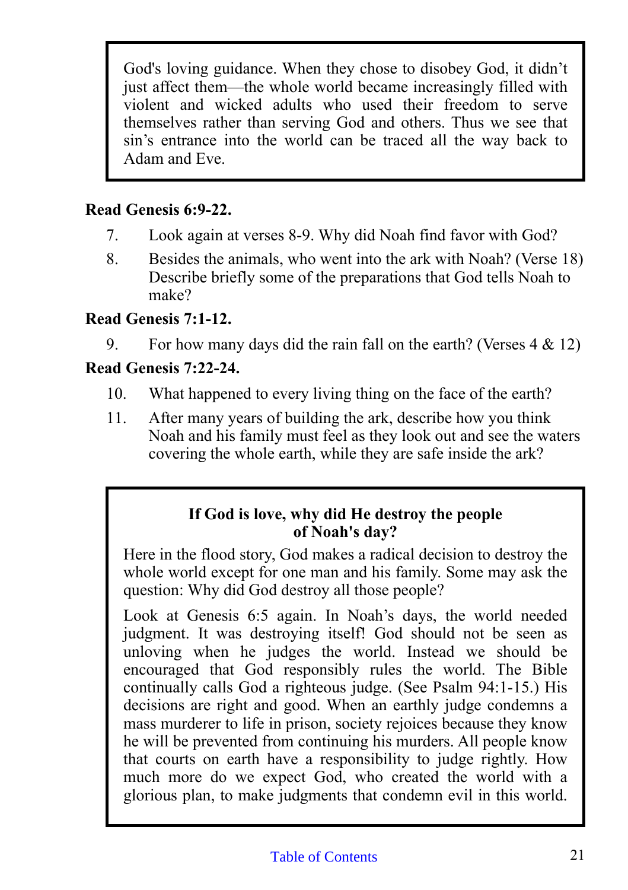God's loving guidance. When they chose to disobey God, it didn't just affect them—the whole world became increasingly filled with violent and wicked adults who used their freedom to serve themselves rather than serving God and others. Thus we see that sin's entrance into the world can be traced all the way back to Adam and Eve.

**Read Genesis 6:9-22.**

7. Look again at verses 8-9. Why did Noah find favor with God?
8. Besides the animals, who went into the ark with Noah? (Verse 18) Describe briefly some of the preparations that God tells Noah to make?

**Read Genesis 7:1-12.**

9. For how many days did the rain fall on the earth? (Verses 4 & 12)

**Read Genesis 7:22-24.**

10. What happened to every living thing on the face of the earth?
11. After many years of building the ark, describe how you think Noah and his family must feel as they look out and see the waters covering the whole earth, while they are safe inside the ark?

**If God is love, why did He destroy the people of Noah's day?**

Here in the flood story, God makes a radical decision to destroy the whole world except for one man and his family. Some may ask the question: Why did God destroy all those people?

Look at Genesis 6:5 again. In Noah's days, the world needed judgment. It was destroying itself! God should not be seen as unloving when he judges the world. Instead we should be encouraged that God responsibly rules the world. The Bible continually calls God a righteous judge. (See Psalm 94:1-15.) His decisions are right and good. When an earthly judge condemns a mass murderer to life in prison, society rejoices because they know he will be prevented from continuing his murders. All people know that courts on earth have a responsibility to judge rightly. How much more do we expect God, who created the world with a glorious plan, to make judgments that condemn evil in this world.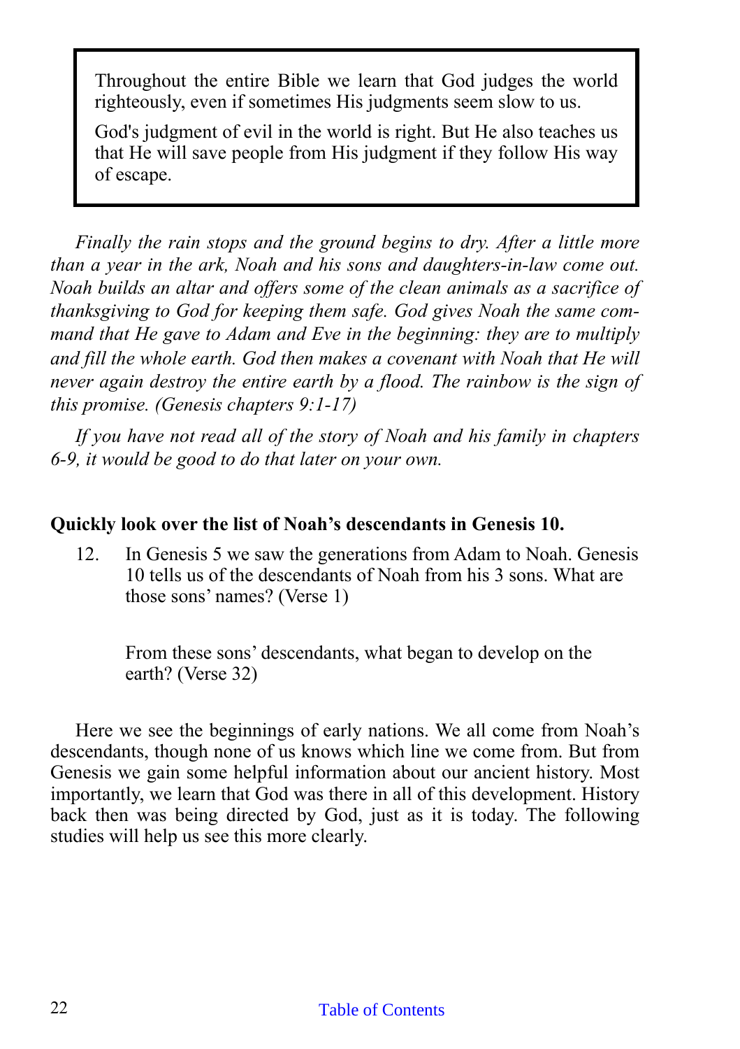> Throughout the entire Bible we learn that God judges the world righteously, even if sometimes His judgments seem slow to us.
>
> God's judgment of evil in the world is right. But He also teaches us that He will save people from His judgment if they follow His way of escape.

*Finally the rain stops and the ground begins to dry. After a little more than a year in the ark, Noah and his sons and daughters-in-law come out. Noah builds an altar and offers some of the clean animals as a sacrifice of thanksgiving to God for keeping them safe. God gives Noah the same command that He gave to Adam and Eve in the beginning: they are to multiply and fill the whole earth. God then makes a covenant with Noah that He will never again destroy the entire earth by a flood. The rainbow is the sign of this promise. (Genesis chapters 9:1-17)*

*If you have not read all of the story of Noah and his family in chapters 6-9, it would be good to do that later on your own.*

**Quickly look over the list of Noah's descendants in Genesis 10.**

12. In Genesis 5 we saw the generations from Adam to Noah. Genesis 10 tells us of the descendants of Noah from his 3 sons. What are those sons' names? (Verse 1)

    From these sons' descendants, what began to develop on the earth? (Verse 32)

Here we see the beginnings of early nations. We all come from Noah's descendants, though none of us knows which line we come from. But from Genesis we gain some helpful information about our ancient history. Most importantly, we learn that God was there in all of this development. History back then was being directed by God, just as it is today. The following studies will help us see this more clearly.

Table of Contents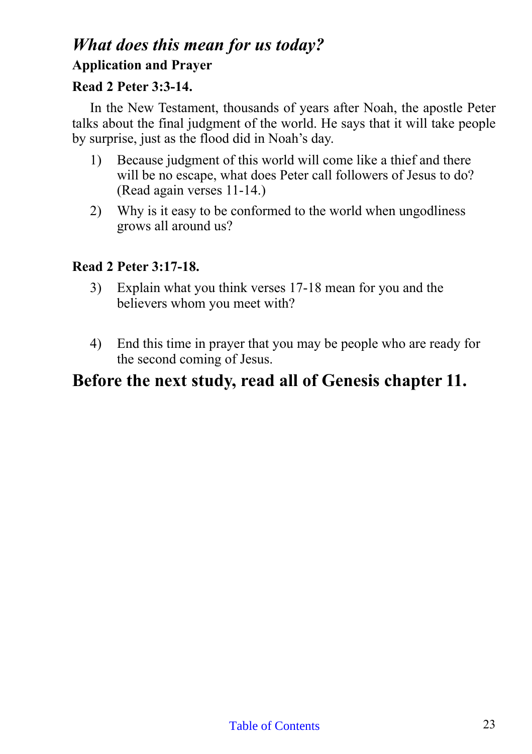## *What does this mean for us today?*

### Application and Prayer

**Read 2 Peter 3:3-14.**

In the New Testament, thousands of years after Noah, the apostle Peter talks about the final judgment of the world. He says that it will take people by surprise, just as the flood did in Noah's day.

1) Because judgment of this world will come like a thief and there will be no escape, what does Peter call followers of Jesus to do? (Read again verses 11-14.)
2) Why is it easy to be conformed to the world when ungodliness grows all around us?

**Read 2 Peter 3:17-18.**

3) Explain what you think verses 17-18 mean for you and the believers whom you meet with?

4) End this time in prayer that you may be people who are ready for the second coming of Jesus.

## Before the next study, read all of Genesis chapter 11.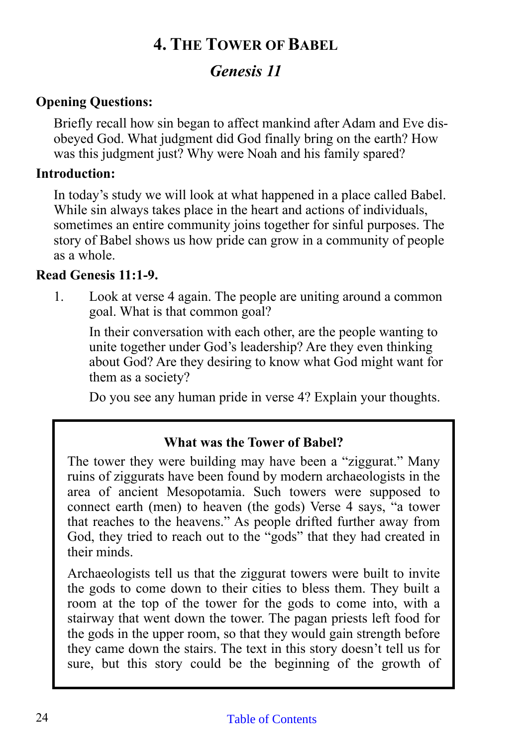# 4. The Tower of Babel

## *Genesis 11*

**Opening Questions:**

Briefly recall how sin began to affect mankind after Adam and Eve disobeyed God. What judgment did God finally bring on the earth? How was this judgment just? Why were Noah and his family spared?

**Introduction:**

In today's study we will look at what happened in a place called Babel. While sin always takes place in the heart and actions of individuals, sometimes an entire community joins together for sinful purposes. The story of Babel shows us how pride can grow in a community of people as a whole.

**Read Genesis 11:1-9.**

1. Look at verse 4 again. The people are uniting around a common goal. What is that common goal?

   In their conversation with each other, are the people wanting to unite together under God's leadership? Are they even thinking about God? Are they desiring to know what God might want for them as a society?

   Do you see any human pride in verse 4? Explain your thoughts.

**What was the Tower of Babel?**

The tower they were building may have been a "ziggurat." Many ruins of ziggurats have been found by modern archaeologists in the area of ancient Mesopotamia. Such towers were supposed to connect earth (men) to heaven (the gods) Verse 4 says, "a tower that reaches to the heavens." As people drifted further away from God, they tried to reach out to the "gods" that they had created in their minds.

Archaeologists tell us that the ziggurat towers were built to invite the gods to come down to their cities to bless them. They built a room at the top of the tower for the gods to come into, with a stairway that went down the tower. The pagan priests left food for the gods in the upper room, so that they would gain strength before they came down the stairs. The text in this story doesn't tell us for sure, but this story could be the beginning of the growth of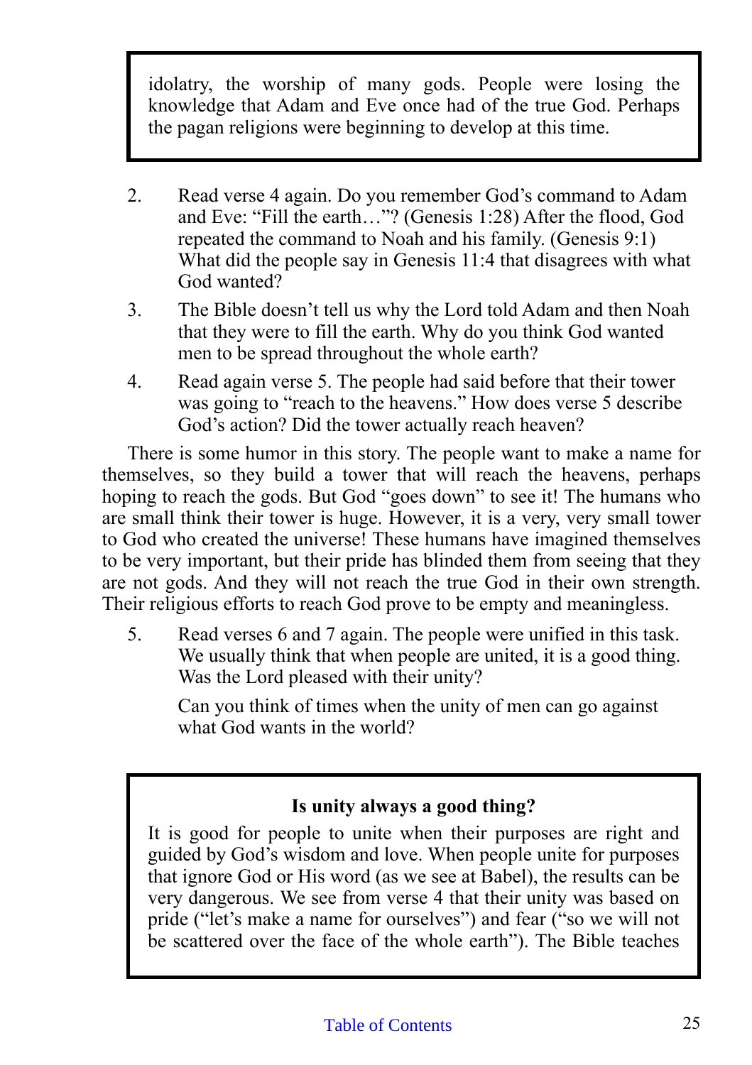idolatry, the worship of many gods. People were losing the knowledge that Adam and Eve once had of the true God. Perhaps the pagan religions were beginning to develop at this time.

2. Read verse 4 again. Do you remember God's command to Adam and Eve: "Fill the earth…"? (Genesis 1:28) After the flood, God repeated the command to Noah and his family. (Genesis 9:1) What did the people say in Genesis 11:4 that disagrees with what God wanted?

3. The Bible doesn't tell us why the Lord told Adam and then Noah that they were to fill the earth. Why do you think God wanted men to be spread throughout the whole earth?

4. Read again verse 5. The people had said before that their tower was going to "reach to the heavens." How does verse 5 describe God's action? Did the tower actually reach heaven?

There is some humor in this story. The people want to make a name for themselves, so they build a tower that will reach the heavens, perhaps hoping to reach the gods. But God "goes down" to see it! The humans who are small think their tower is huge. However, it is a very, very small tower to God who created the universe! These humans have imagined themselves to be very important, but their pride has blinded them from seeing that they are not gods. And they will not reach the true God in their own strength. Their religious efforts to reach God prove to be empty and meaningless.

5. Read verses 6 and 7 again. The people were unified in this task. We usually think that when people are united, it is a good thing. Was the Lord pleased with their unity?

   Can you think of times when the unity of men can go against what God wants in the world?

**Is unity always a good thing?**

It is good for people to unite when their purposes are right and guided by God's wisdom and love. When people unite for purposes that ignore God or His word (as we see at Babel), the results can be very dangerous. We see from verse 4 that their unity was based on pride ("let's make a name for ourselves") and fear ("so we will not be scattered over the face of the whole earth"). The Bible teaches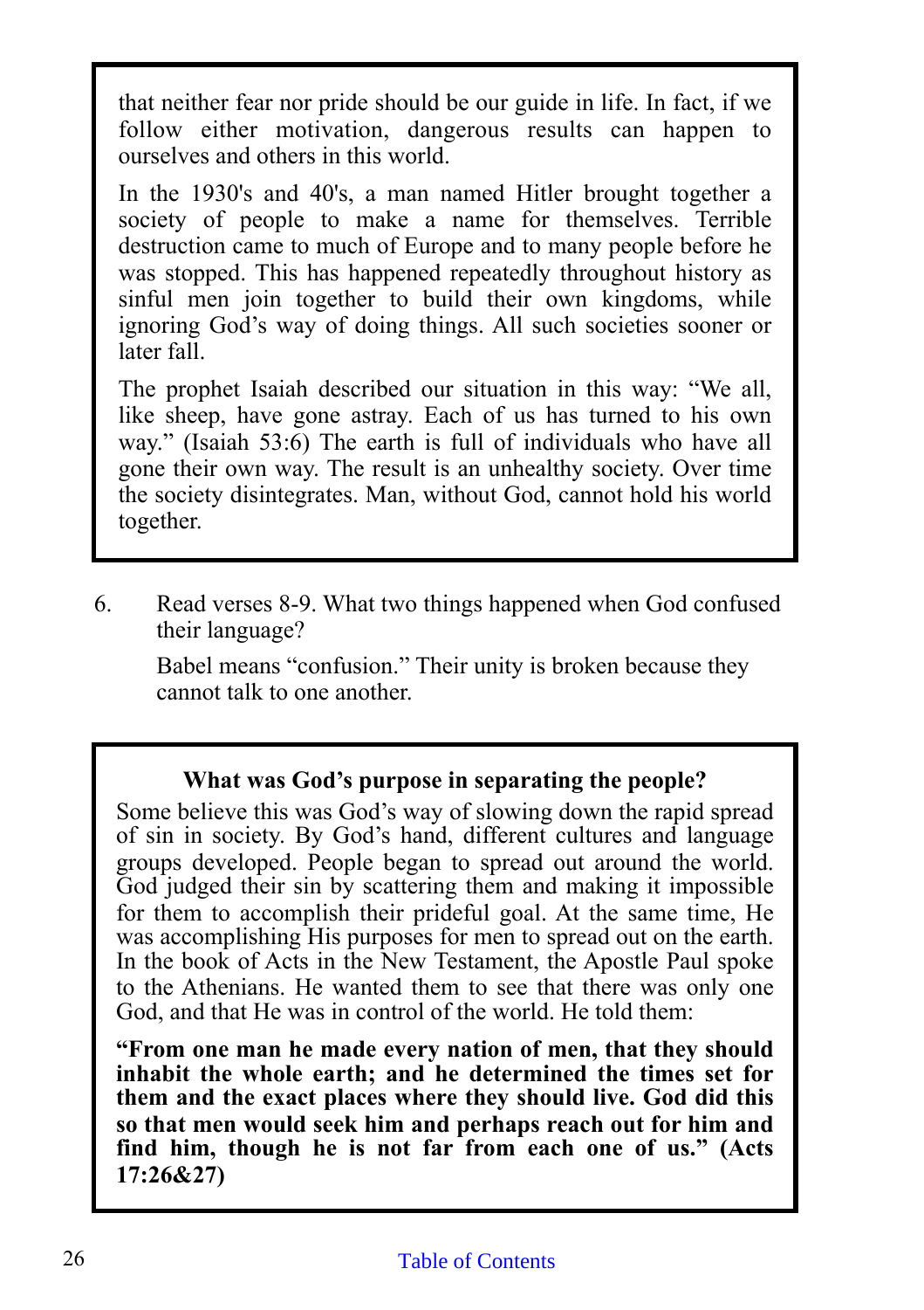that neither fear nor pride should be our guide in life. In fact, if we follow either motivation, dangerous results can happen to ourselves and others in this world.

In the 1930's and 40's, a man named Hitler brought together a society of people to make a name for themselves. Terrible destruction came to much of Europe and to many people before he was stopped. This has happened repeatedly throughout history as sinful men join together to build their own kingdoms, while ignoring God's way of doing things. All such societies sooner or later fall.

The prophet Isaiah described our situation in this way: "We all, like sheep, have gone astray. Each of us has turned to his own way." (Isaiah 53:6) The earth is full of individuals who have all gone their own way. The result is an unhealthy society. Over time the society disintegrates. Man, without God, cannot hold his world together.

6. Read verses 8-9. What two things happened when God confused their language?

   Babel means "confusion." Their unity is broken because they cannot talk to one another.

**What was God's purpose in separating the people?**

Some believe this was God's way of slowing down the rapid spread of sin in society. By God's hand, different cultures and language groups developed. People began to spread out around the world. God judged their sin by scattering them and making it impossible for them to accomplish their prideful goal. At the same time, He was accomplishing His purposes for men to spread out on the earth. In the book of Acts in the New Testament, the Apostle Paul spoke to the Athenians. He wanted them to see that there was only one God, and that He was in control of the world. He told them:

**"From one man he made every nation of men, that they should inhabit the whole earth; and he determined the times set for them and the exact places where they should live. God did this so that men would seek him and perhaps reach out for him and find him, though he is not far from each one of us." (Acts 17:26&27)**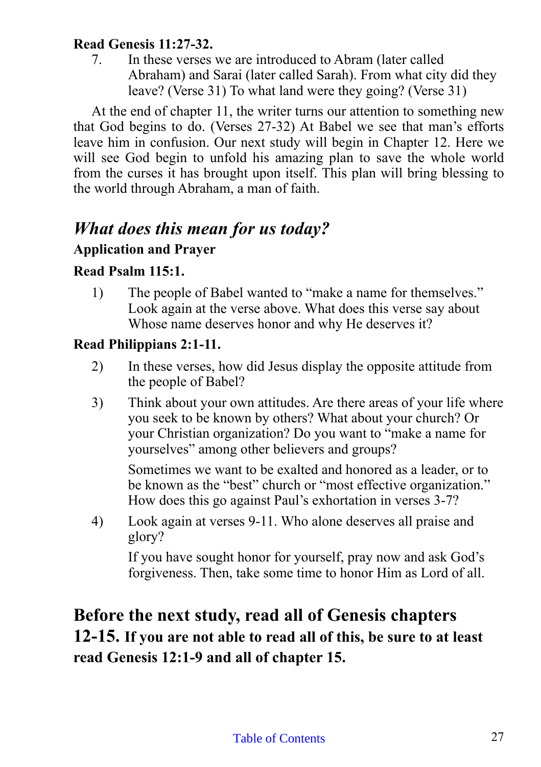**Read Genesis 11:27-32.**

7. In these verses we are introduced to Abram (later called Abraham) and Sarai (later called Sarah). From what city did they leave? (Verse 31) To what land were they going? (Verse 31)

At the end of chapter 11, the writer turns our attention to something new that God begins to do. (Verses 27-32) At Babel we see that man's efforts leave him in confusion. Our next study will begin in Chapter 12. Here we will see God begin to unfold his amazing plan to save the whole world from the curses it has brought upon itself. This plan will bring blessing to the world through Abraham, a man of faith.

## *What does this mean for us today?*

### Application and Prayer

**Read Psalm 115:1.**

1) The people of Babel wanted to "make a name for themselves." Look again at the verse above. What does this verse say about Whose name deserves honor and why He deserves it?

**Read Philippians 2:1-11.**

2) In these verses, how did Jesus display the opposite attitude from the people of Babel?

3) Think about your own attitudes. Are there areas of your life where you seek to be known by others? What about your church? Or your Christian organization? Do you want to "make a name for yourselves" among other believers and groups?

   Sometimes we want to be exalted and honored as a leader, or to be known as the "best" church or "most effective organization." How does this go against Paul's exhortation in verses 3-7?

4) Look again at verses 9-11. Who alone deserves all praise and glory?

   If you have sought honor for yourself, pray now and ask God's forgiveness. Then, take some time to honor Him as Lord of all.

## Before the next study, read all of Genesis chapters 12-15. **If you are not able to read all of this, be sure to at least read Genesis 12:1-9 and all of chapter 15.**

Table of Contents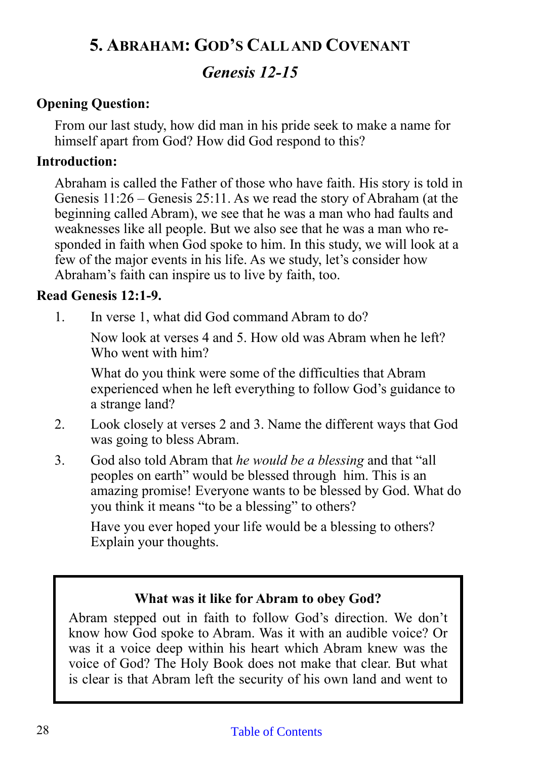# 5. Abraham: God's Call and Covenant

## *Genesis 12-15*

**Opening Question:**

From our last study, how did man in his pride seek to make a name for himself apart from God? How did God respond to this?

**Introduction:**

Abraham is called the Father of those who have faith. His story is told in Genesis 11:26 – Genesis 25:11. As we read the story of Abraham (at the beginning called Abram), we see that he was a man who had faults and weaknesses like all people. But we also see that he was a man who responded in faith when God spoke to him. In this study, we will look at a few of the major events in his life. As we study, let's consider how Abraham's faith can inspire us to live by faith, too.

**Read Genesis 12:1-9.**

1. In verse 1, what did God command Abram to do?

   Now look at verses 4 and 5. How old was Abram when he left? Who went with him?

   What do you think were some of the difficulties that Abram experienced when he left everything to follow God's guidance to a strange land?

2. Look closely at verses 2 and 3. Name the different ways that God was going to bless Abram.

3. God also told Abram that *he would be a blessing* and that "all peoples on earth" would be blessed through him. This is an amazing promise! Everyone wants to be blessed by God. What do you think it means "to be a blessing" to others?

   Have you ever hoped your life would be a blessing to others? Explain your thoughts.

**What was it like for Abram to obey God?**

Abram stepped out in faith to follow God's direction. We don't know how God spoke to Abram. Was it with an audible voice? Or was it a voice deep within his heart which Abram knew was the voice of God? The Holy Book does not make that clear. But what is clear is that Abram left the security of his own land and went to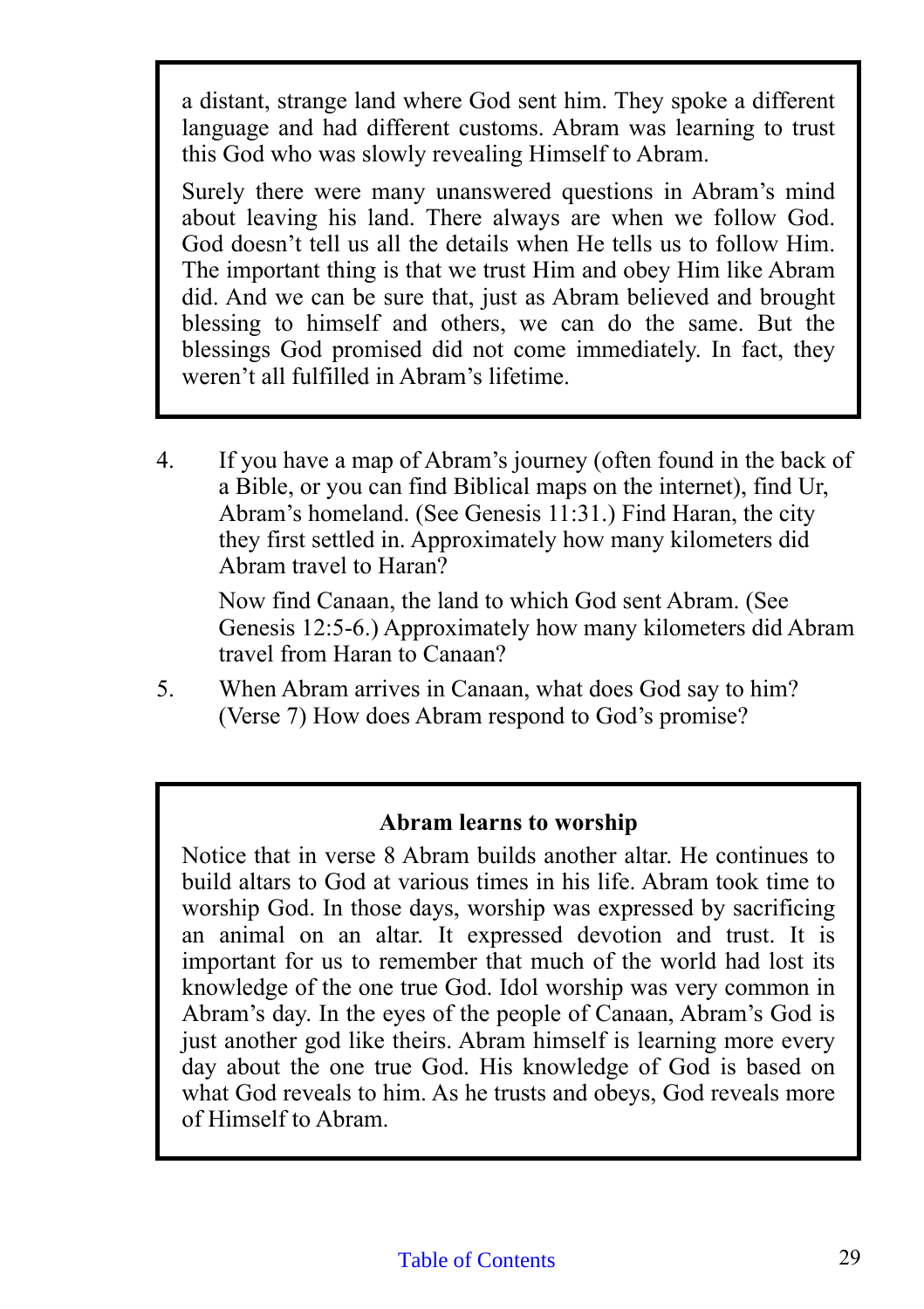a distant, strange land where God sent him. They spoke a different language and had different customs. Abram was learning to trust this God who was slowly revealing Himself to Abram.

Surely there were many unanswered questions in Abram's mind about leaving his land. There always are when we follow God. God doesn't tell us all the details when He tells us to follow Him. The important thing is that we trust Him and obey Him like Abram did. And we can be sure that, just as Abram believed and brought blessing to himself and others, we can do the same. But the blessings God promised did not come immediately. In fact, they weren't all fulfilled in Abram's lifetime.

4. If you have a map of Abram's journey (often found in the back of a Bible, or you can find Biblical maps on the internet), find Ur, Abram's homeland. (See Genesis 11:31.) Find Haran, the city they first settled in. Approximately how many kilometers did Abram travel to Haran?

   Now find Canaan, the land to which God sent Abram. (See Genesis 12:5-6.) Approximately how many kilometers did Abram travel from Haran to Canaan?

5. When Abram arrives in Canaan, what does God say to him? (Verse 7) How does Abram respond to God's promise?

**Abram learns to worship**

Notice that in verse 8 Abram builds another altar. He continues to build altars to God at various times in his life. Abram took time to worship God. In those days, worship was expressed by sacrificing an animal on an altar. It expressed devotion and trust. It is important for us to remember that much of the world had lost its knowledge of the one true God. Idol worship was very common in Abram's day. In the eyes of the people of Canaan, Abram's God is just another god like theirs. Abram himself is learning more every day about the one true God. His knowledge of God is based on what God reveals to him. As he trusts and obeys, God reveals more of Himself to Abram.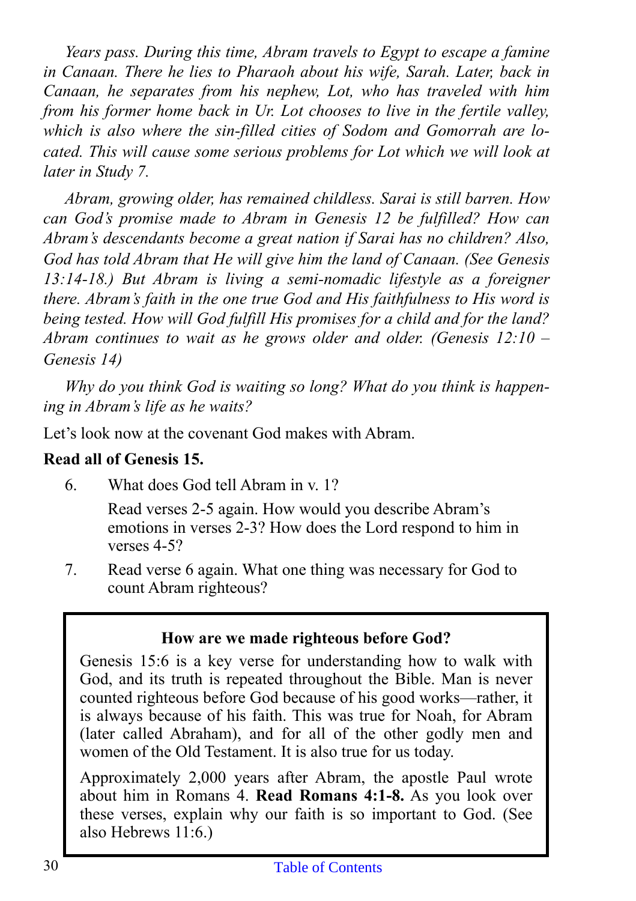*Years pass. During this time, Abram travels to Egypt to escape a famine in Canaan. There he lies to Pharaoh about his wife, Sarah. Later, back in Canaan, he separates from his nephew, Lot, who has traveled with him from his former home back in Ur. Lot chooses to live in the fertile valley, which is also where the sin-filled cities of Sodom and Gomorrah are located. This will cause some serious problems for Lot which we will look at later in Study 7.*

*Abram, growing older, has remained childless. Sarai is still barren. How can God's promise made to Abram in Genesis 12 be fulfilled? How can Abram's descendants become a great nation if Sarai has no children? Also, God has told Abram that He will give him the land of Canaan. (See Genesis 13:14-18.) But Abram is living a semi-nomadic lifestyle as a foreigner there. Abram's faith in the one true God and His faithfulness to His word is being tested. How will God fulfill His promises for a child and for the land? Abram continues to wait as he grows older and older. (Genesis 12:10 – Genesis 14)*

*Why do you think God is waiting so long? What do you think is happening in Abram's life as he waits?*

Let's look now at the covenant God makes with Abram.

**Read all of Genesis 15.**

6. What does God tell Abram in v. 1?

   Read verses 2-5 again. How would you describe Abram's emotions in verses 2-3? How does the Lord respond to him in verses 4-5?

7. Read verse 6 again. What one thing was necessary for God to count Abram righteous?

**How are we made righteous before God?**

Genesis 15:6 is a key verse for understanding how to walk with God, and its truth is repeated throughout the Bible. Man is never counted righteous before God because of his good works—rather, it is always because of his faith. This was true for Noah, for Abram (later called Abraham), and for all of the other godly men and women of the Old Testament. It is also true for us today.

Approximately 2,000 years after Abram, the apostle Paul wrote about him in Romans 4. **Read Romans 4:1-8.** As you look over these verses, explain why our faith is so important to God. (See also Hebrews 11:6.)

Table of Contents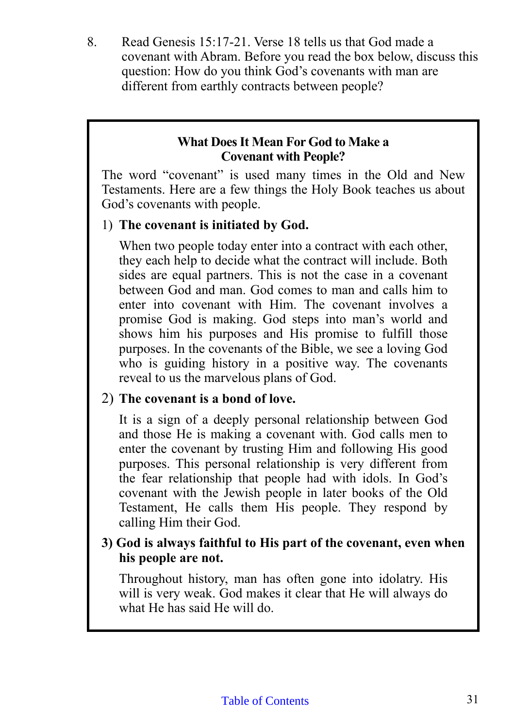8. Read Genesis 15:17-21. Verse 18 tells us that God made a covenant with Abram. Before you read the box below, discuss this question: How do you think God's covenants with man are different from earthly contracts between people?

**What Does It Mean For God to Make a Covenant with People?**

The word "covenant" is used many times in the Old and New Testaments. Here are a few things the Holy Book teaches us about God's covenants with people.

1) **The covenant is initiated by God.**

   When two people today enter into a contract with each other, they each help to decide what the contract will include. Both sides are equal partners. This is not the case in a covenant between God and man. God comes to man and calls him to enter into covenant with Him. The covenant involves a promise God is making. God steps into man's world and shows him his purposes and His promise to fulfill those purposes. In the covenants of the Bible, we see a loving God who is guiding history in a positive way. The covenants reveal to us the marvelous plans of God.

2) **The covenant is a bond of love.**

   It is a sign of a deeply personal relationship between God and those He is making a covenant with. God calls men to enter the covenant by trusting Him and following His good purposes. This personal relationship is very different from the fear relationship that people had with idols. In God's covenant with the Jewish people in later books of the Old Testament, He calls them His people. They respond by calling Him their God.

3) **God is always faithful to His part of the covenant, even when his people are not.**

   Throughout history, man has often gone into idolatry. His will is very weak. God makes it clear that He will always do what He has said He will do.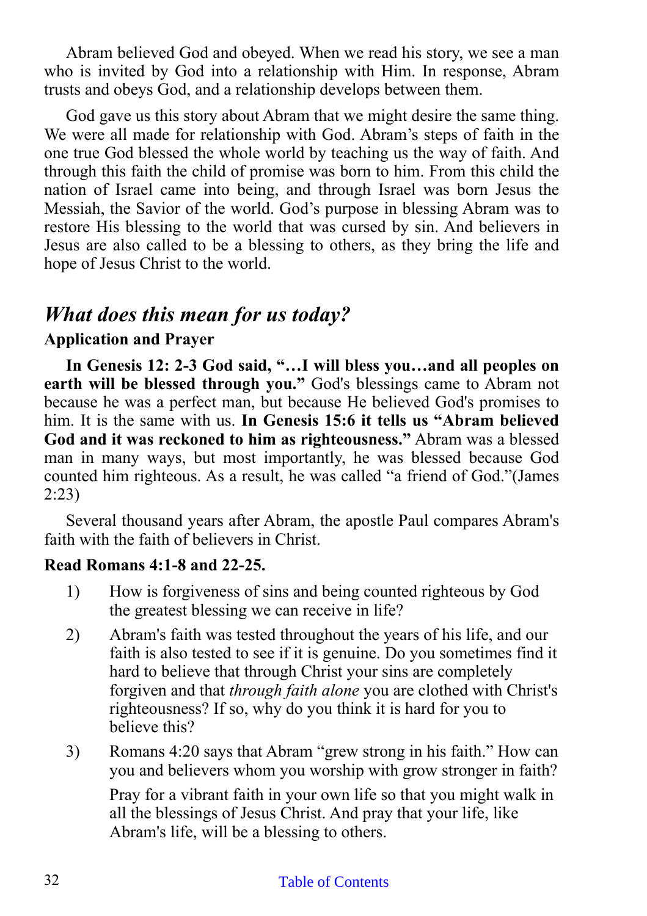Abram believed God and obeyed. When we read his story, we see a man who is invited by God into a relationship with Him. In response, Abram trusts and obeys God, and a relationship develops between them.

God gave us this story about Abram that we might desire the same thing. We were all made for relationship with God. Abram's steps of faith in the one true God blessed the whole world by teaching us the way of faith. And through this faith the child of promise was born to him. From this child the nation of Israel came into being, and through Israel was born Jesus the Messiah, the Savior of the world. God's purpose in blessing Abram was to restore His blessing to the world that was cursed by sin. And believers in Jesus are also called to be a blessing to others, as they bring the life and hope of Jesus Christ to the world.

## *What does this mean for us today?*

**Application and Prayer**

**In Genesis 12: 2-3 God said, "…I will bless you…and all peoples on earth will be blessed through you."** God's blessings came to Abram not because he was a perfect man, but because He believed God's promises to him. It is the same with us. **In Genesis 15:6 it tells us "Abram believed God and it was reckoned to him as righteousness."** Abram was a blessed man in many ways, but most importantly, he was blessed because God counted him righteous. As a result, he was called "a friend of God."(James 2:23)

Several thousand years after Abram, the apostle Paul compares Abram's faith with the faith of believers in Christ.

**Read Romans 4:1-8 and 22-25.**

1) How is forgiveness of sins and being counted righteous by God the greatest blessing we can receive in life?
2) Abram's faith was tested throughout the years of his life, and our faith is also tested to see if it is genuine. Do you sometimes find it hard to believe that through Christ your sins are completely forgiven and that *through faith alone* you are clothed with Christ's righteousness? If so, why do you think it is hard for you to believe this?
3) Romans 4:20 says that Abram "grew strong in his faith." How can you and believers whom you worship with grow stronger in faith?

   Pray for a vibrant faith in your own life so that you might walk in all the blessings of Jesus Christ. And pray that your life, like Abram's life, will be a blessing to others.

Table of Contents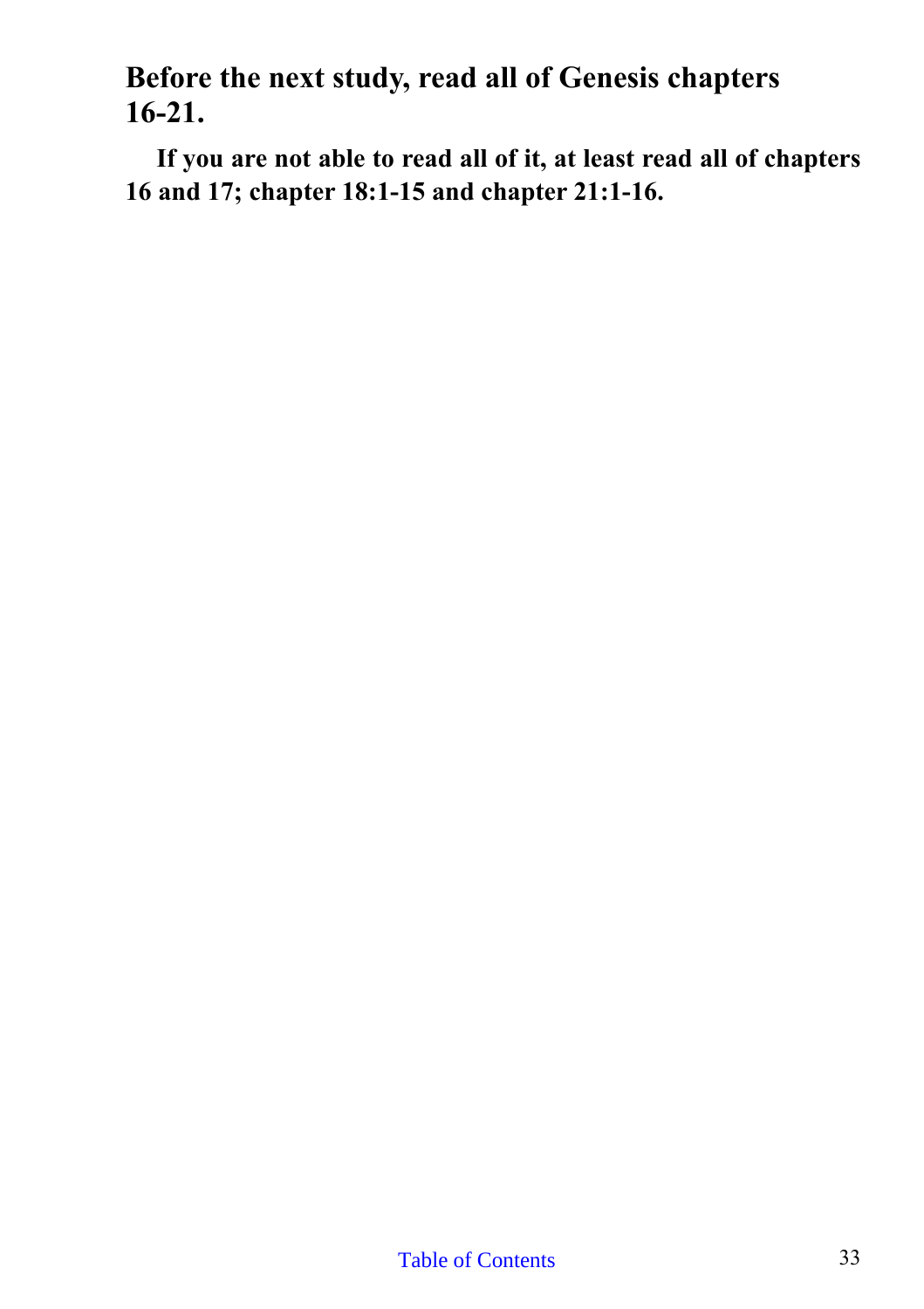## Before the next study, read all of Genesis chapters 16-21.

**If you are not able to read all of it, at least read all of chapters 16 and 17; chapter 18:1-15 and chapter 21:1-16.**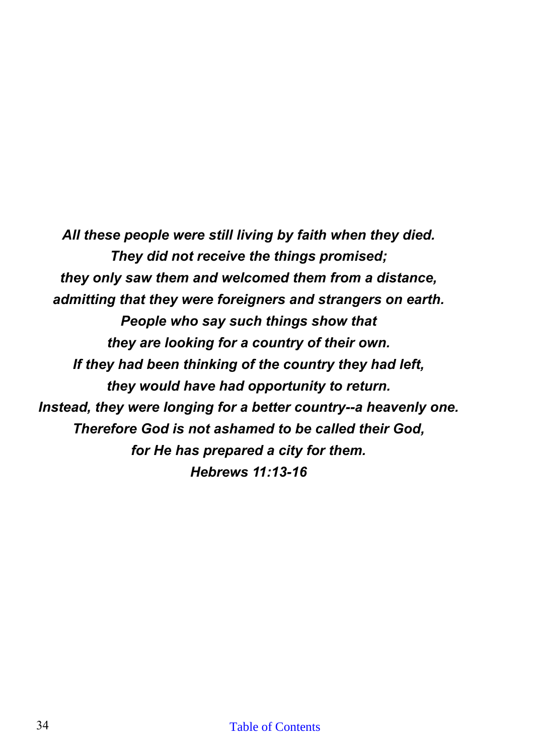***All these people were still living by faith when they died.***
***They did not receive the things promised;***
***they only saw them and welcomed them from a distance,***
***admitting that they were foreigners and strangers on earth.***
***People who say such things show that***
***they are looking for a country of their own.***
***If they had been thinking of the country they had left,***
***they would have had opportunity to return.***
***Instead, they were longing for a better country--a heavenly one.***
***Therefore God is not ashamed to be called their God,***
***for He has prepared a city for them.***
***Hebrews 11:13-16***

Table of Contents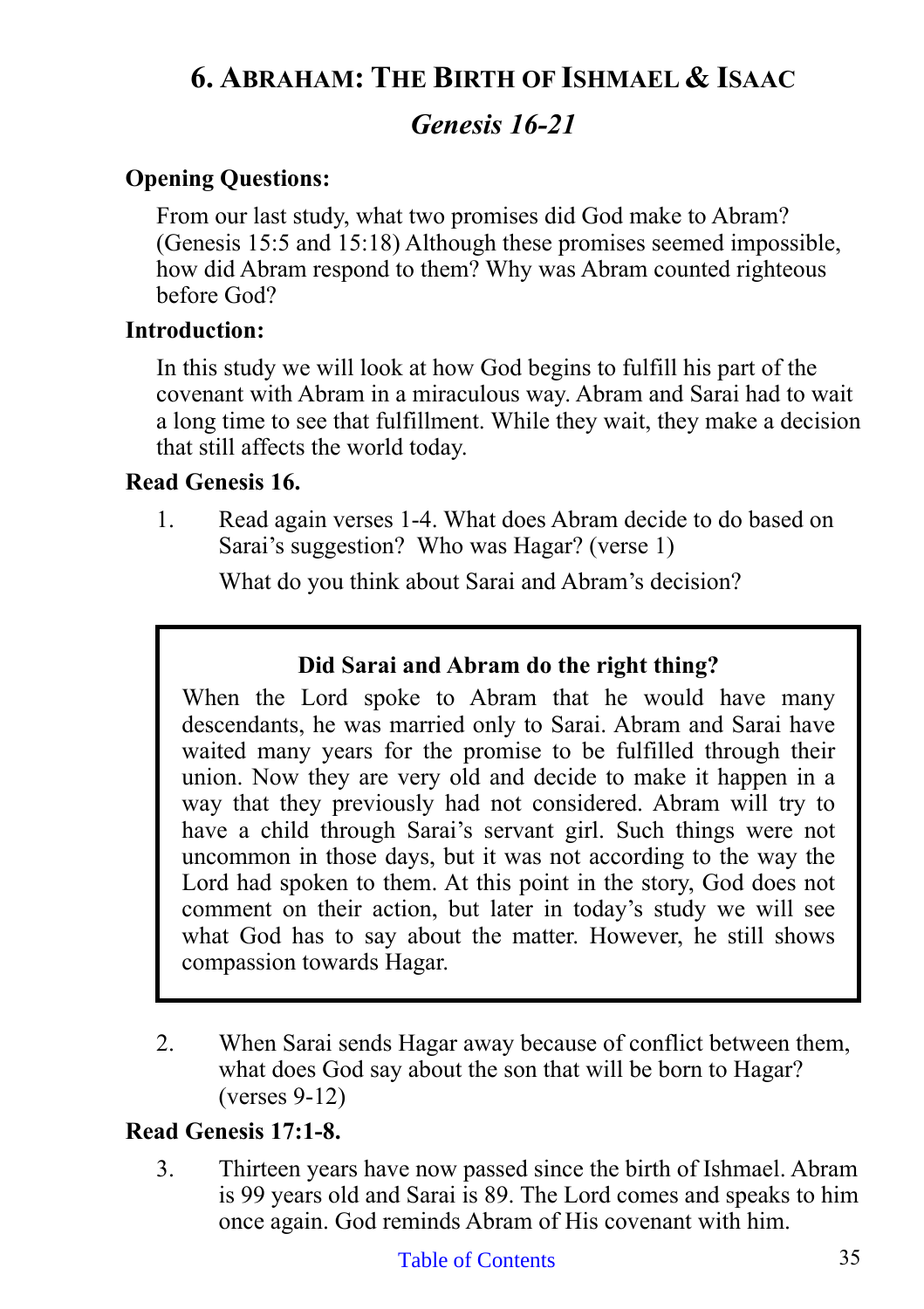# 6. Abraham: The Birth of Ishmael & Isaac

## *Genesis 16-21*

**Opening Questions:**

From our last study, what two promises did God make to Abram? (Genesis 15:5 and 15:18) Although these promises seemed impossible, how did Abram respond to them? Why was Abram counted righteous before God?

**Introduction:**

In this study we will look at how God begins to fulfill his part of the covenant with Abram in a miraculous way. Abram and Sarai had to wait a long time to see that fulfillment. While they wait, they make a decision that still affects the world today.

**Read Genesis 16.**

1. Read again verses 1-4. What does Abram decide to do based on Sarai's suggestion? Who was Hagar? (verse 1)

   What do you think about Sarai and Abram's decision?

> **Did Sarai and Abram do the right thing?**
>
> When the Lord spoke to Abram that he would have many descendants, he was married only to Sarai. Abram and Sarai have waited many years for the promise to be fulfilled through their union. Now they are very old and decide to make it happen in a way that they previously had not considered. Abram will try to have a child through Sarai's servant girl. Such things were not uncommon in those days, but it was not according to the way the Lord had spoken to them. At this point in the story, God does not comment on their action, but later in today's study we will see what God has to say about the matter. However, he still shows compassion towards Hagar.

2. When Sarai sends Hagar away because of conflict between them, what does God say about the son that will be born to Hagar? (verses 9-12)

**Read Genesis 17:1-8.**

3. Thirteen years have now passed since the birth of Ishmael. Abram is 99 years old and Sarai is 89. The Lord comes and speaks to him once again. God reminds Abram of His covenant with him.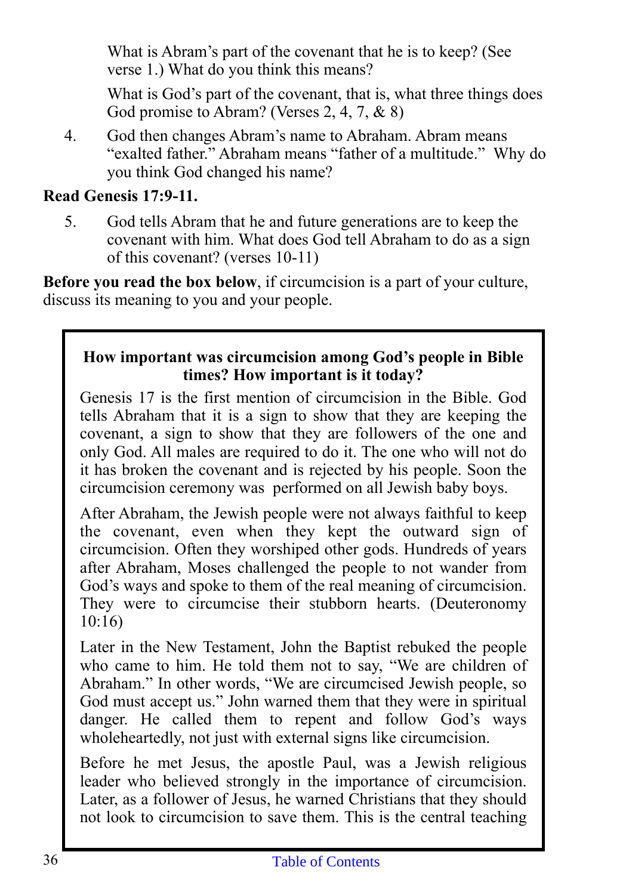What is Abram's part of the covenant that he is to keep? (See verse 1.) What do you think this means?

What is God's part of the covenant, that is, what three things does God promise to Abram? (Verses 2, 4, 7, & 8)

4. God then changes Abram's name to Abraham. Abram means "exalted father." Abraham means "father of a multitude." Why do you think God changed his name?

**Read Genesis 17:9-11.**

5. God tells Abram that he and future generations are to keep the covenant with him. What does God tell Abraham to do as a sign of this covenant? (verses 10-11)

**Before you read the box below**, if circumcision is a part of your culture, discuss its meaning to you and your people.

**How important was circumcision among God's people in Bible times? How important is it today?**

Genesis 17 is the first mention of circumcision in the Bible. God tells Abraham that it is a sign to show that they are keeping the covenant, a sign to show that they are followers of the one and only God. All males are required to do it. The one who will not do it has broken the covenant and is rejected by his people. Soon the circumcision ceremony was performed on all Jewish baby boys.

After Abraham, the Jewish people were not always faithful to keep the covenant, even when they kept the outward sign of circumcision. Often they worshiped other gods. Hundreds of years after Abraham, Moses challenged the people to not wander from God's ways and spoke to them of the real meaning of circumcision. They were to circumcise their stubborn hearts. (Deuteronomy 10:16)

Later in the New Testament, John the Baptist rebuked the people who came to him. He told them not to say, "We are children of Abraham." In other words, "We are circumcised Jewish people, so God must accept us." John warned them that they were in spiritual danger. He called them to repent and follow God's ways wholeheartedly, not just with external signs like circumcision.

Before he met Jesus, the apostle Paul, was a Jewish religious leader who believed strongly in the importance of circumcision. Later, as a follower of Jesus, he warned Christians that they should not look to circumcision to save them. This is the central teaching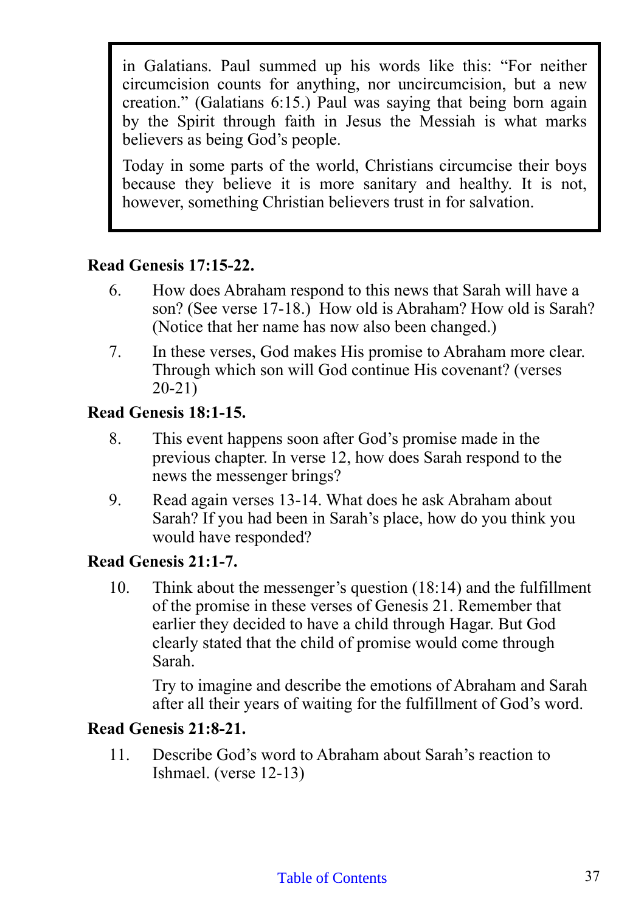> in Galatians. Paul summed up his words like this: "For neither circumcision counts for anything, nor uncircumcision, but a new creation." (Galatians 6:15.) Paul was saying that being born again by the Spirit through faith in Jesus the Messiah is what marks believers as being God's people.
>
> Today in some parts of the world, Christians circumcise their boys because they believe it is more sanitary and healthy. It is not, however, something Christian believers trust in for salvation.

**Read Genesis 17:15-22.**

6. How does Abraham respond to this news that Sarah will have a son? (See verse 17-18.) How old is Abraham? How old is Sarah? (Notice that her name has now also been changed.)

7. In these verses, God makes His promise to Abraham more clear. Through which son will God continue His covenant? (verses 20-21)

**Read Genesis 18:1-15.**

8. This event happens soon after God's promise made in the previous chapter. In verse 12, how does Sarah respond to the news the messenger brings?

9. Read again verses 13-14. What does he ask Abraham about Sarah? If you had been in Sarah's place, how do you think you would have responded?

**Read Genesis 21:1-7.**

10. Think about the messenger's question (18:14) and the fulfillment of the promise in these verses of Genesis 21. Remember that earlier they decided to have a child through Hagar. But God clearly stated that the child of promise would come through Sarah.

    Try to imagine and describe the emotions of Abraham and Sarah after all their years of waiting for the fulfillment of God's word.

**Read Genesis 21:8-21.**

11. Describe God's word to Abraham about Sarah's reaction to Ishmael. (verse 12-13)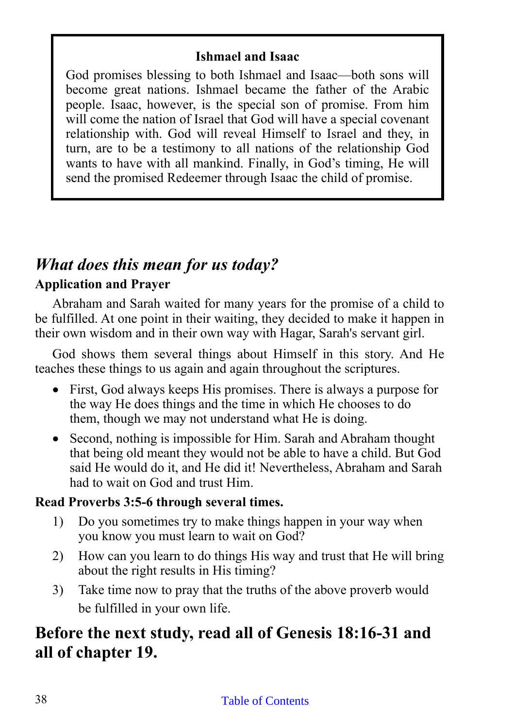**Ishmael and Isaac**

God promises blessing to both Ishmael and Isaac—both sons will become great nations. Ishmael became the father of the Arabic people. Isaac, however, is the special son of promise. From him will come the nation of Israel that God will have a special covenant relationship with. God will reveal Himself to Israel and they, in turn, are to be a testimony to all nations of the relationship God wants to have with all mankind. Finally, in God's timing, He will send the promised Redeemer through Isaac the child of promise.

## *What does this mean for us today?*

**Application and Prayer**

Abraham and Sarah waited for many years for the promise of a child to be fulfilled. At one point in their waiting, they decided to make it happen in their own wisdom and in their own way with Hagar, Sarah's servant girl.

God shows them several things about Himself in this story. And He teaches these things to us again and again throughout the scriptures.

- First, God always keeps His promises. There is always a purpose for the way He does things and the time in which He chooses to do them, though we may not understand what He is doing.
- Second, nothing is impossible for Him. Sarah and Abraham thought that being old meant they would not be able to have a child. But God said He would do it, and He did it! Nevertheless, Abraham and Sarah had to wait on God and trust Him.

**Read Proverbs 3:5-6 through several times.**

1) Do you sometimes try to make things happen in your way when you know you must learn to wait on God?
2) How can you learn to do things His way and trust that He will bring about the right results in His timing?
3) Take time now to pray that the truths of the above proverb would be fulfilled in your own life.

## Before the next study, read all of Genesis 18:16-31 and all of chapter 19.

Table of Contents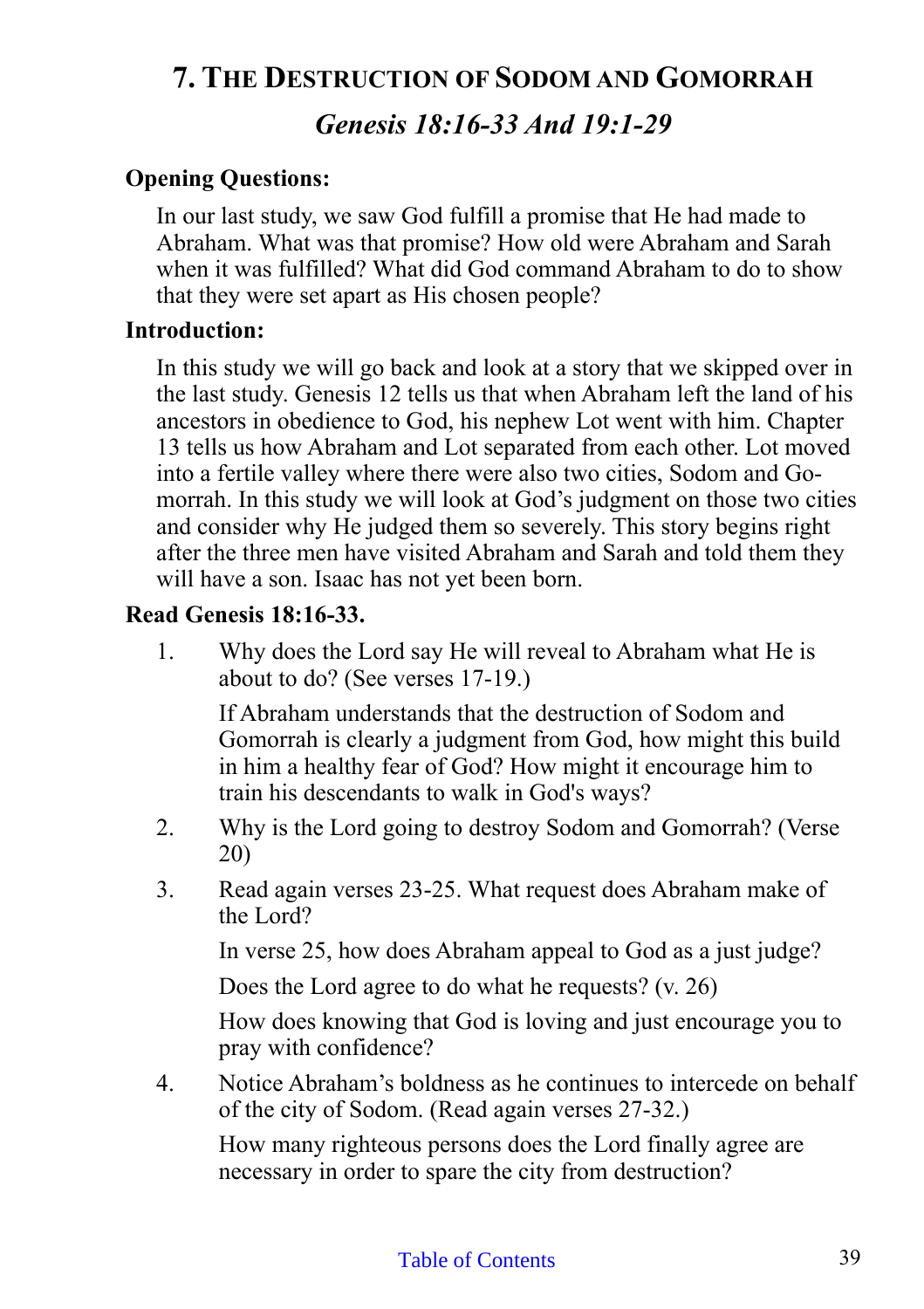# 7. The Destruction of Sodom and Gomorrah

## *Genesis 18:16-33 And 19:1-29*

**Opening Questions:**

In our last study, we saw God fulfill a promise that He had made to Abraham. What was that promise? How old were Abraham and Sarah when it was fulfilled? What did God command Abraham to do to show that they were set apart as His chosen people?

**Introduction:**

In this study we will go back and look at a story that we skipped over in the last study. Genesis 12 tells us that when Abraham left the land of his ancestors in obedience to God, his nephew Lot went with him. Chapter 13 tells us how Abraham and Lot separated from each other. Lot moved into a fertile valley where there were also two cities, Sodom and Gomorrah. In this study we will look at God's judgment on those two cities and consider why He judged them so severely. This story begins right after the three men have visited Abraham and Sarah and told them they will have a son. Isaac has not yet been born.

**Read Genesis 18:16-33.**

1. Why does the Lord say He will reveal to Abraham what He is about to do? (See verses 17-19.)

   If Abraham understands that the destruction of Sodom and Gomorrah is clearly a judgment from God, how might this build in him a healthy fear of God? How might it encourage him to train his descendants to walk in God's ways?

2. Why is the Lord going to destroy Sodom and Gomorrah? (Verse 20)

3. Read again verses 23-25. What request does Abraham make of the Lord?

   In verse 25, how does Abraham appeal to God as a just judge?

   Does the Lord agree to do what he requests? (v. 26)

   How does knowing that God is loving and just encourage you to pray with confidence?

4. Notice Abraham's boldness as he continues to intercede on behalf of the city of Sodom. (Read again verses 27-32.)

   How many righteous persons does the Lord finally agree are necessary in order to spare the city from destruction?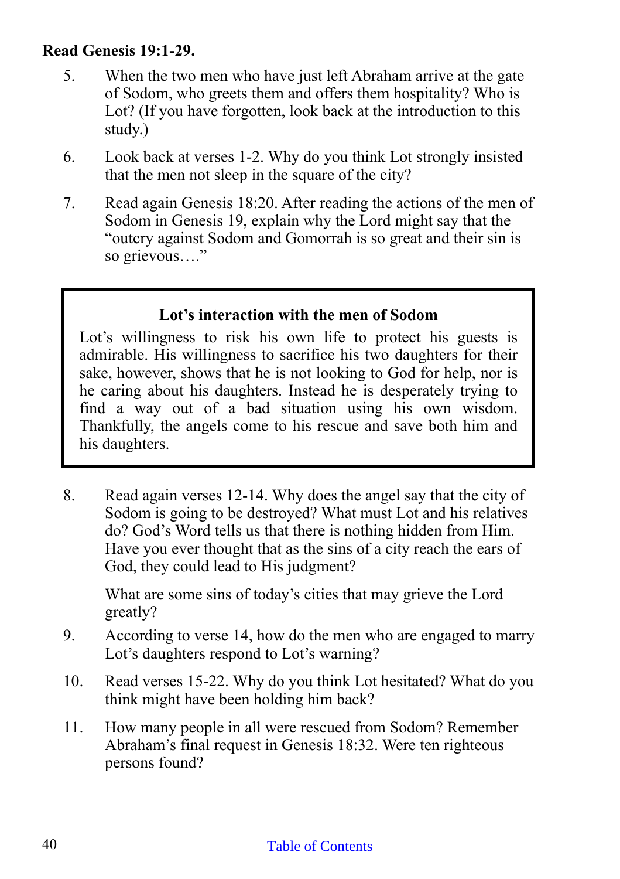**Read Genesis 19:1-29.**

5. When the two men who have just left Abraham arrive at the gate of Sodom, who greets them and offers them hospitality? Who is Lot? (If you have forgotten, look back at the introduction to this study.)

6. Look back at verses 1-2. Why do you think Lot strongly insisted that the men not sleep in the square of the city?

7. Read again Genesis 18:20. After reading the actions of the men of Sodom in Genesis 19, explain why the Lord might say that the "outcry against Sodom and Gomorrah is so great and their sin is so grievous…."

> **Lot's interaction with the men of Sodom**
>
> Lot's willingness to risk his own life to protect his guests is admirable. His willingness to sacrifice his two daughters for their sake, however, shows that he is not looking to God for help, nor is he caring about his daughters. Instead he is desperately trying to find a way out of a bad situation using his own wisdom. Thankfully, the angels come to his rescue and save both him and his daughters.

8. Read again verses 12-14. Why does the angel say that the city of Sodom is going to be destroyed? What must Lot and his relatives do? God's Word tells us that there is nothing hidden from Him. Have you ever thought that as the sins of a city reach the ears of God, they could lead to His judgment?

   What are some sins of today's cities that may grieve the Lord greatly?

9. According to verse 14, how do the men who are engaged to marry Lot's daughters respond to Lot's warning?

10. Read verses 15-22. Why do you think Lot hesitated? What do you think might have been holding him back?

11. How many people in all were rescued from Sodom? Remember Abraham's final request in Genesis 18:32. Were ten righteous persons found?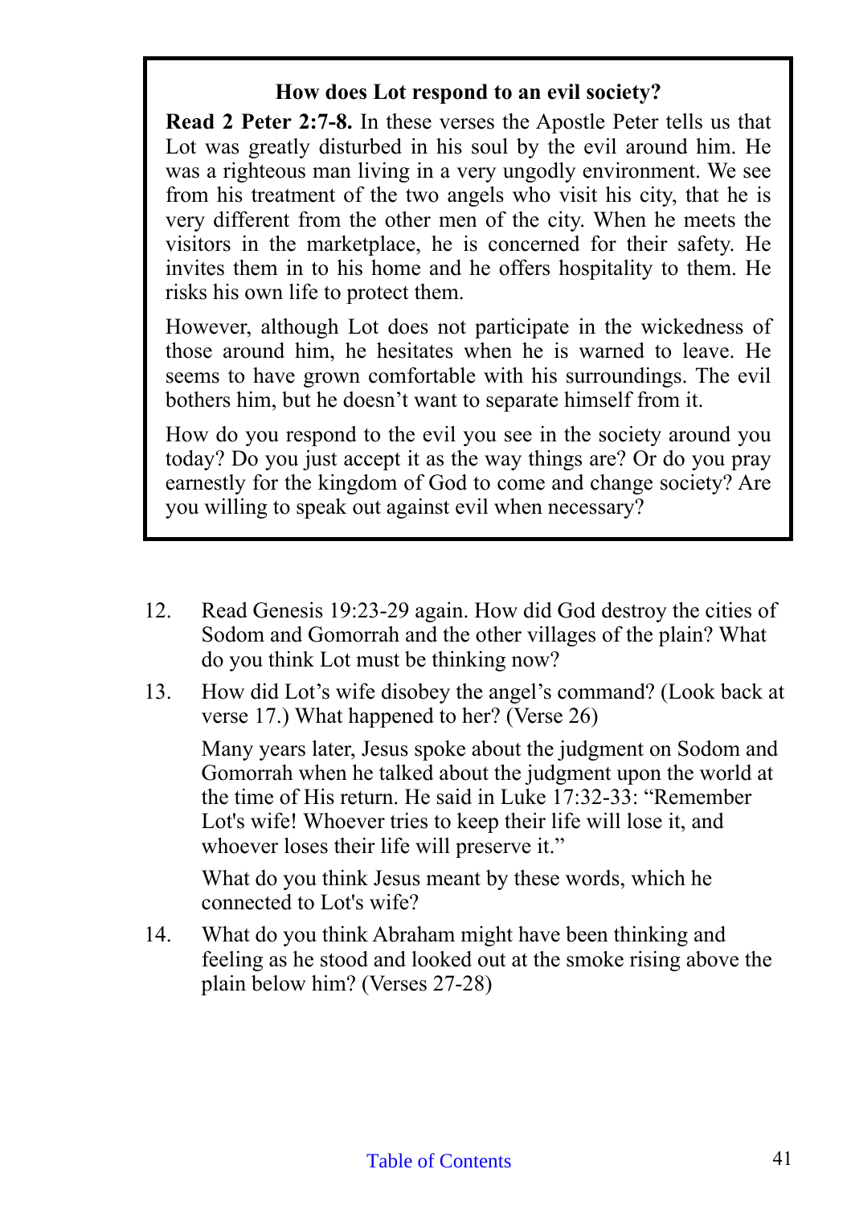### How does Lot respond to an evil society?

**Read 2 Peter 2:7-8.** In these verses the Apostle Peter tells us that Lot was greatly disturbed in his soul by the evil around him. He was a righteous man living in a very ungodly environment. We see from his treatment of the two angels who visit his city, that he is very different from the other men of the city. When he meets the visitors in the marketplace, he is concerned for their safety. He invites them in to his home and he offers hospitality to them. He risks his own life to protect them.

However, although Lot does not participate in the wickedness of those around him, he hesitates when he is warned to leave. He seems to have grown comfortable with his surroundings. The evil bothers him, but he doesn't want to separate himself from it.

How do you respond to the evil you see in the society around you today? Do you just accept it as the way things are? Or do you pray earnestly for the kingdom of God to come and change society? Are you willing to speak out against evil when necessary?

12. Read Genesis 19:23-29 again. How did God destroy the cities of Sodom and Gomorrah and the other villages of the plain? What do you think Lot must be thinking now?

13. How did Lot's wife disobey the angel's command? (Look back at verse 17.) What happened to her? (Verse 26)

    Many years later, Jesus spoke about the judgment on Sodom and Gomorrah when he talked about the judgment upon the world at the time of His return. He said in Luke 17:32-33: "Remember Lot's wife! Whoever tries to keep their life will lose it, and whoever loses their life will preserve it."

    What do you think Jesus meant by these words, which he connected to Lot's wife?

14. What do you think Abraham might have been thinking and feeling as he stood and looked out at the smoke rising above the plain below him? (Verses 27-28)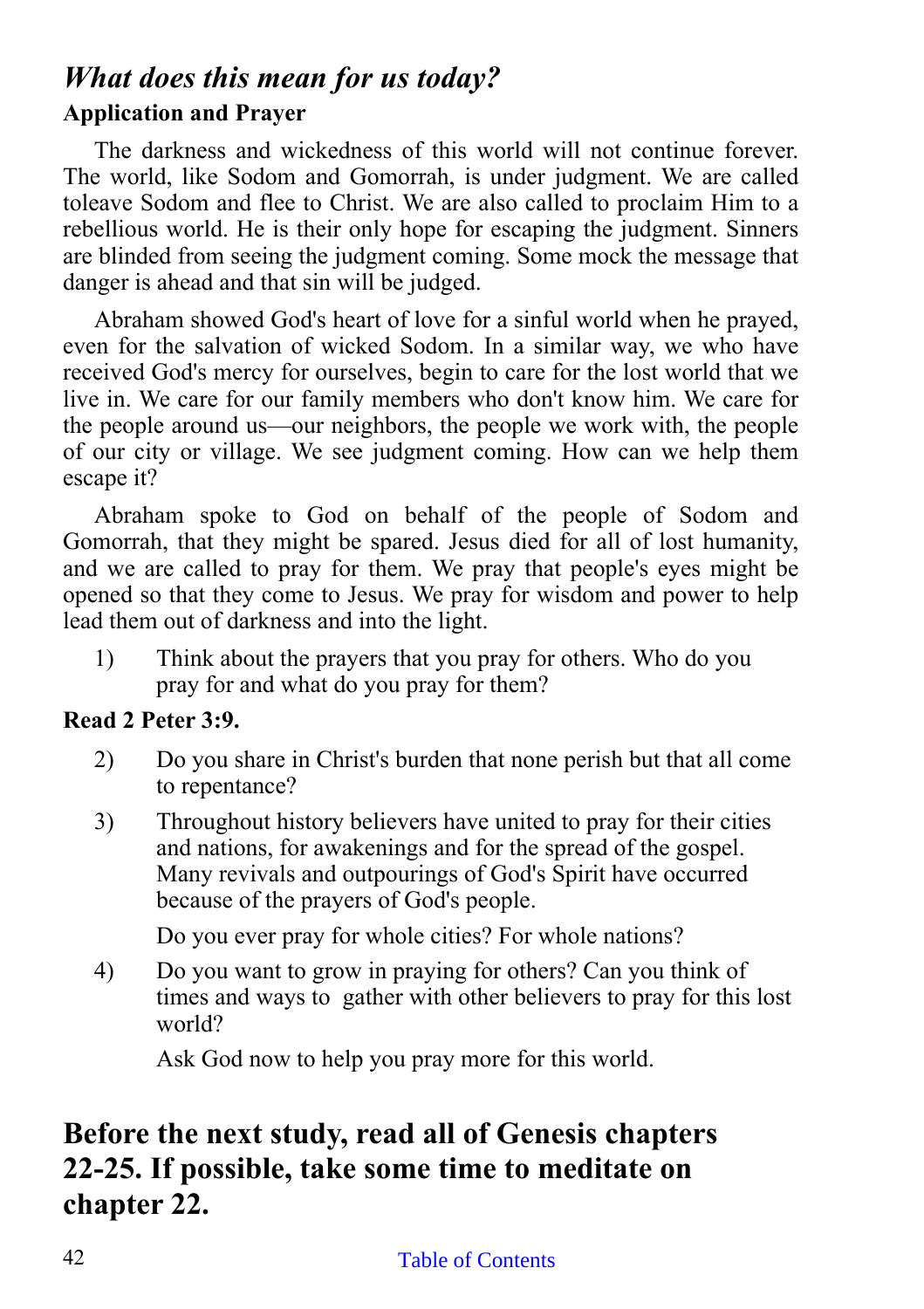## *What does this mean for us today?*

**Application and Prayer**

The darkness and wickedness of this world will not continue forever. The world, like Sodom and Gomorrah, is under judgment. We are called toleave Sodom and flee to Christ. We are also called to proclaim Him to a rebellious world. He is their only hope for escaping the judgment. Sinners are blinded from seeing the judgment coming. Some mock the message that danger is ahead and that sin will be judged.

Abraham showed God's heart of love for a sinful world when he prayed, even for the salvation of wicked Sodom. In a similar way, we who have received God's mercy for ourselves, begin to care for the lost world that we live in. We care for our family members who don't know him. We care for the people around us—our neighbors, the people we work with, the people of our city or village. We see judgment coming. How can we help them escape it?

Abraham spoke to God on behalf of the people of Sodom and Gomorrah, that they might be spared. Jesus died for all of lost humanity, and we are called to pray for them. We pray that people's eyes might be opened so that they come to Jesus. We pray for wisdom and power to help lead them out of darkness and into the light.

1) Think about the prayers that you pray for others. Who do you pray for and what do you pray for them?

**Read 2 Peter 3:9.**

2) Do you share in Christ's burden that none perish but that all come to repentance?

3) Throughout history believers have united to pray for their cities and nations, for awakenings and for the spread of the gospel. Many revivals and outpourings of God's Spirit have occurred because of the prayers of God's people.

   Do you ever pray for whole cities? For whole nations?

4) Do you want to grow in praying for others? Can you think of times and ways to gather with other believers to pray for this lost world?

   Ask God now to help you pray more for this world.

## Before the next study, read all of Genesis chapters 22-25. If possible, take some time to meditate on chapter 22.

Table of Contents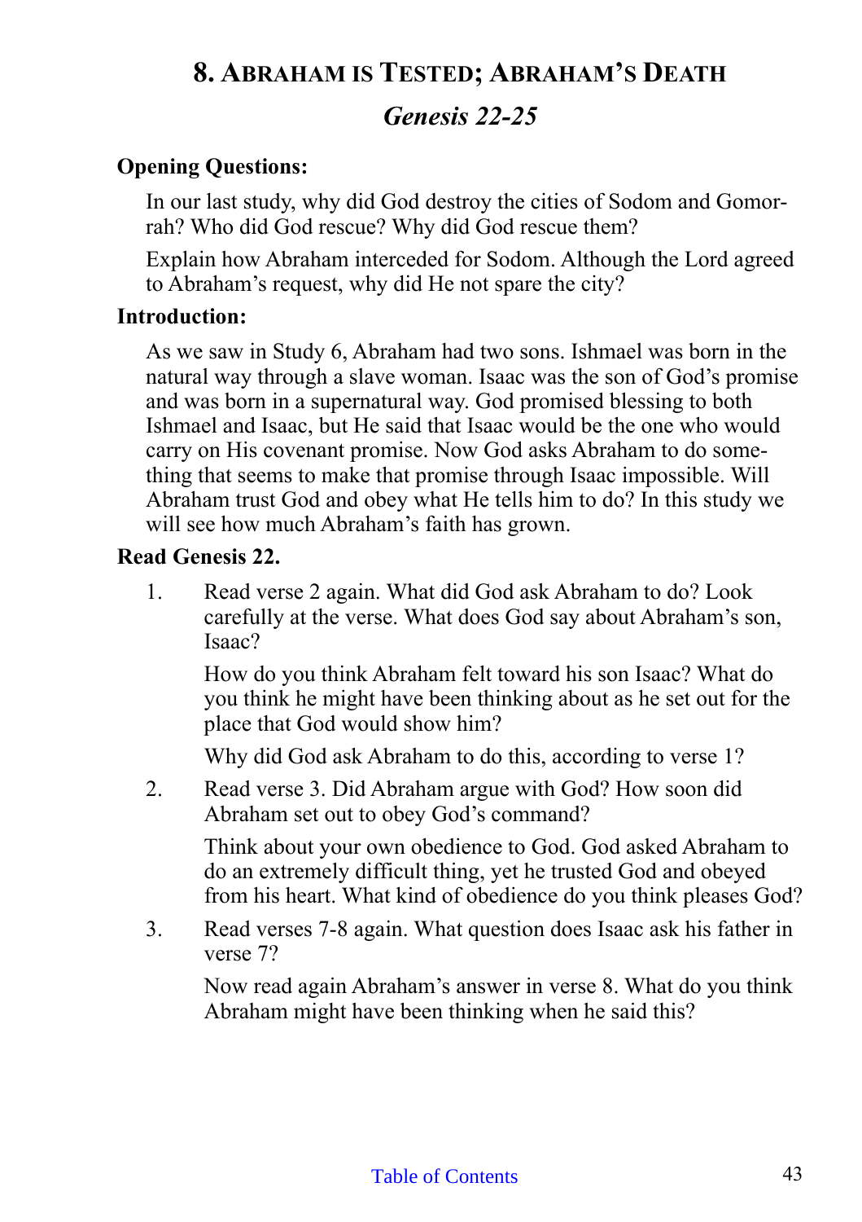# 8. Abraham is Tested; Abraham's Death

## *Genesis 22-25*

**Opening Questions:**

In our last study, why did God destroy the cities of Sodom and Gomorrah? Who did God rescue? Why did God rescue them?

Explain how Abraham interceded for Sodom. Although the Lord agreed to Abraham's request, why did He not spare the city?

**Introduction:**

As we saw in Study 6, Abraham had two sons. Ishmael was born in the natural way through a slave woman. Isaac was the son of God's promise and was born in a supernatural way. God promised blessing to both Ishmael and Isaac, but He said that Isaac would be the one who would carry on His covenant promise. Now God asks Abraham to do something that seems to make that promise through Isaac impossible. Will Abraham trust God and obey what He tells him to do? In this study we will see how much Abraham's faith has grown.

**Read Genesis 22.**

1. Read verse 2 again. What did God ask Abraham to do? Look carefully at the verse. What does God say about Abraham's son, Isaac?

   How do you think Abraham felt toward his son Isaac? What do you think he might have been thinking about as he set out for the place that God would show him?

   Why did God ask Abraham to do this, according to verse 1?

2. Read verse 3. Did Abraham argue with God? How soon did Abraham set out to obey God's command?

   Think about your own obedience to God. God asked Abraham to do an extremely difficult thing, yet he trusted God and obeyed from his heart. What kind of obedience do you think pleases God?

3. Read verses 7-8 again. What question does Isaac ask his father in verse 7?

   Now read again Abraham's answer in verse 8. What do you think Abraham might have been thinking when he said this?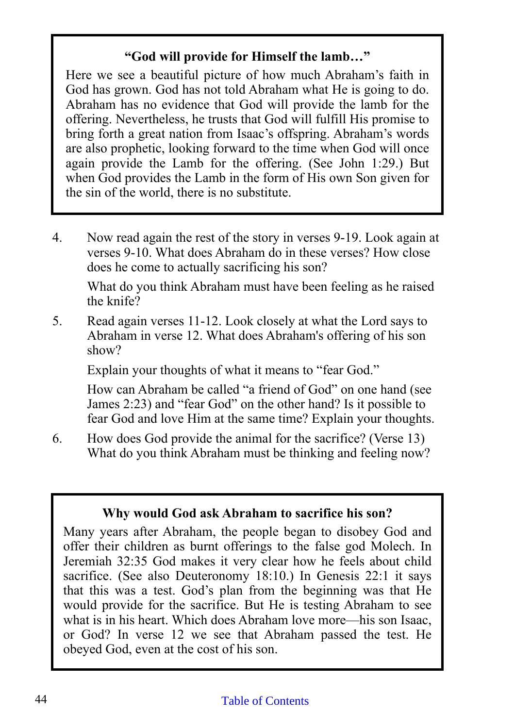**"God will provide for Himself the lamb…"**

Here we see a beautiful picture of how much Abraham's faith in God has grown. God has not told Abraham what He is going to do. Abraham has no evidence that God will provide the lamb for the offering. Nevertheless, he trusts that God will fulfill His promise to bring forth a great nation from Isaac's offspring. Abraham's words are also prophetic, looking forward to the time when God will once again provide the Lamb for the offering. (See John 1:29.) But when God provides the Lamb in the form of His own Son given for the sin of the world, there is no substitute.

4. Now read again the rest of the story in verses 9-19. Look again at verses 9-10. What does Abraham do in these verses? How close does he come to actually sacrificing his son?

   What do you think Abraham must have been feeling as he raised the knife?

5. Read again verses 11-12. Look closely at what the Lord says to Abraham in verse 12. What does Abraham's offering of his son show?

   Explain your thoughts of what it means to "fear God."

   How can Abraham be called "a friend of God" on one hand (see James 2:23) and "fear God" on the other hand? Is it possible to fear God and love Him at the same time? Explain your thoughts.

6. How does God provide the animal for the sacrifice? (Verse 13) What do you think Abraham must be thinking and feeling now?

**Why would God ask Abraham to sacrifice his son?**

Many years after Abraham, the people began to disobey God and offer their children as burnt offerings to the false god Molech. In Jeremiah 32:35 God makes it very clear how he feels about child sacrifice. (See also Deuteronomy 18:10.) In Genesis 22:1 it says that this was a test. God's plan from the beginning was that He would provide for the sacrifice. But He is testing Abraham to see what is in his heart. Which does Abraham love more—his son Isaac, or God? In verse 12 we see that Abraham passed the test. He obeyed God, even at the cost of his son.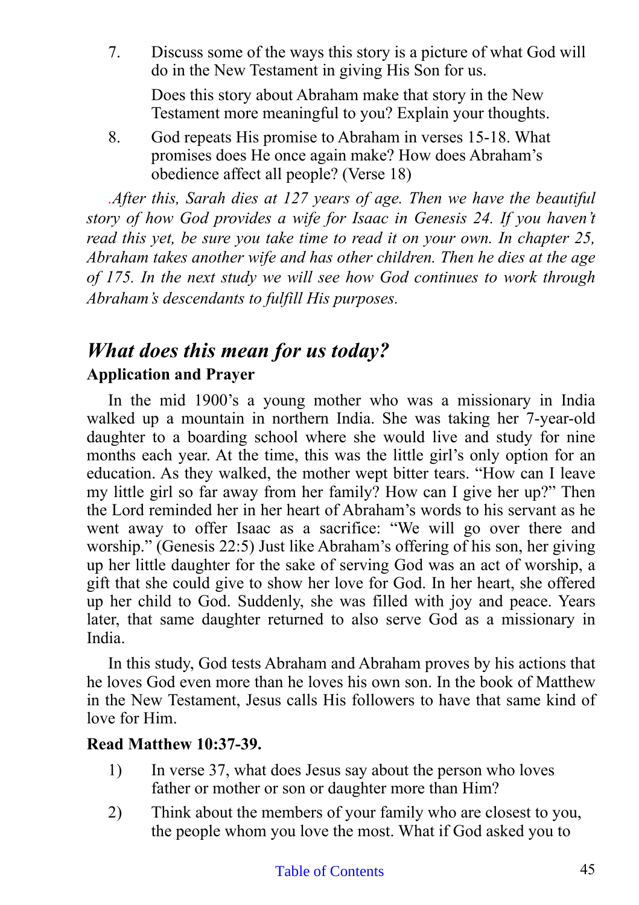7. Discuss some of the ways this story is a picture of what God will do in the New Testament in giving His Son for us.

   Does this story about Abraham make that story in the New Testament more meaningful to you? Explain your thoughts.

8. God repeats His promise to Abraham in verses 15-18. What promises does He once again make? How does Abraham's obedience affect all people? (Verse 18)

*.After this, Sarah dies at 127 years of age. Then we have the beautiful story of how God provides a wife for Isaac in Genesis 24. If you haven't read this yet, be sure you take time to read it on your own. In chapter 25, Abraham takes another wife and has other children. Then he dies at the age of 175. In the next study we will see how God continues to work through Abraham's descendants to fulfill His purposes.*

## *What does this mean for us today?*

**Application and Prayer**

In the mid 1900's a young mother who was a missionary in India walked up a mountain in northern India. She was taking her 7-year-old daughter to a boarding school where she would live and study for nine months each year. At the time, this was the little girl's only option for an education. As they walked, the mother wept bitter tears. "How can I leave my little girl so far away from her family? How can I give her up?" Then the Lord reminded her in her heart of Abraham's words to his servant as he went away to offer Isaac as a sacrifice: "We will go over there and worship." (Genesis 22:5) Just like Abraham's offering of his son, her giving up her little daughter for the sake of serving God was an act of worship, a gift that she could give to show her love for God. In her heart, she offered up her child to God. Suddenly, she was filled with joy and peace. Years later, that same daughter returned to also serve God as a missionary in India.

In this study, God tests Abraham and Abraham proves by his actions that he loves God even more than he loves his own son. In the book of Matthew in the New Testament, Jesus calls His followers to have that same kind of love for Him.

**Read Matthew 10:37-39.**

1) In verse 37, what does Jesus say about the person who loves father or mother or son or daughter more than Him?

2) Think about the members of your family who are closest to you, the people whom you love the most. What if God asked you to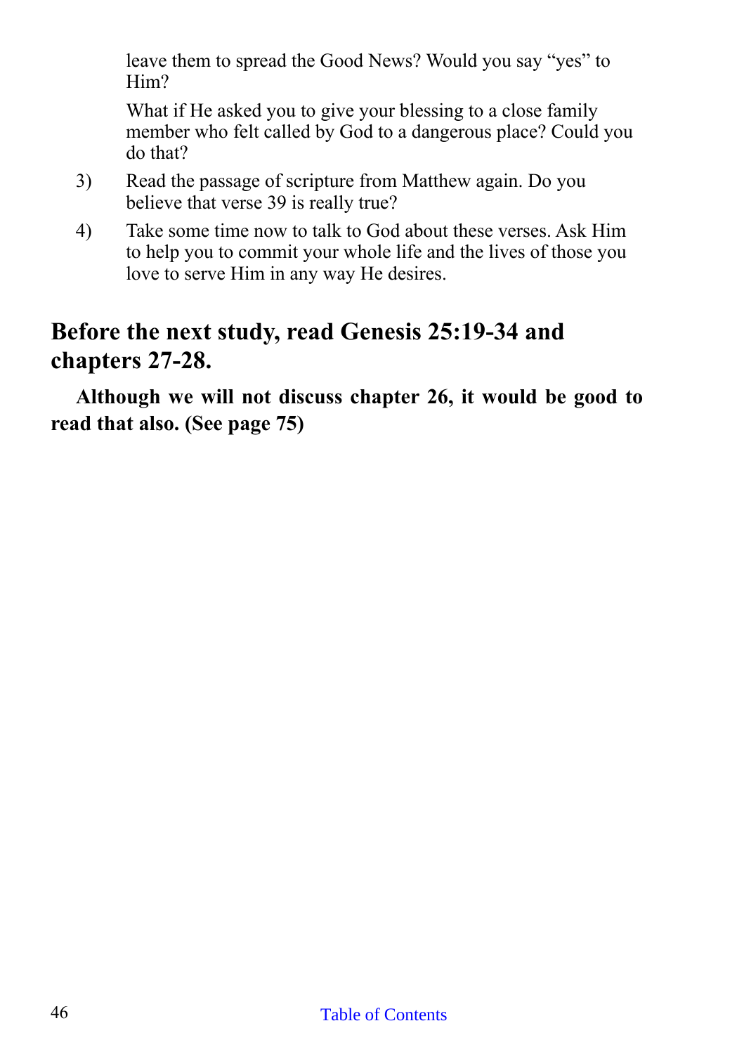leave them to spread the Good News? Would you say "yes" to Him?

What if He asked you to give your blessing to a close family member who felt called by God to a dangerous place? Could you do that?

3) Read the passage of scripture from Matthew again. Do you believe that verse 39 is really true?

4) Take some time now to talk to God about these verses. Ask Him to help you to commit your whole life and the lives of those you love to serve Him in any way He desires.

## Before the next study, read Genesis 25:19-34 and chapters 27-28.

**Although we will not discuss chapter 26, it would be good to read that also. (See page 75)**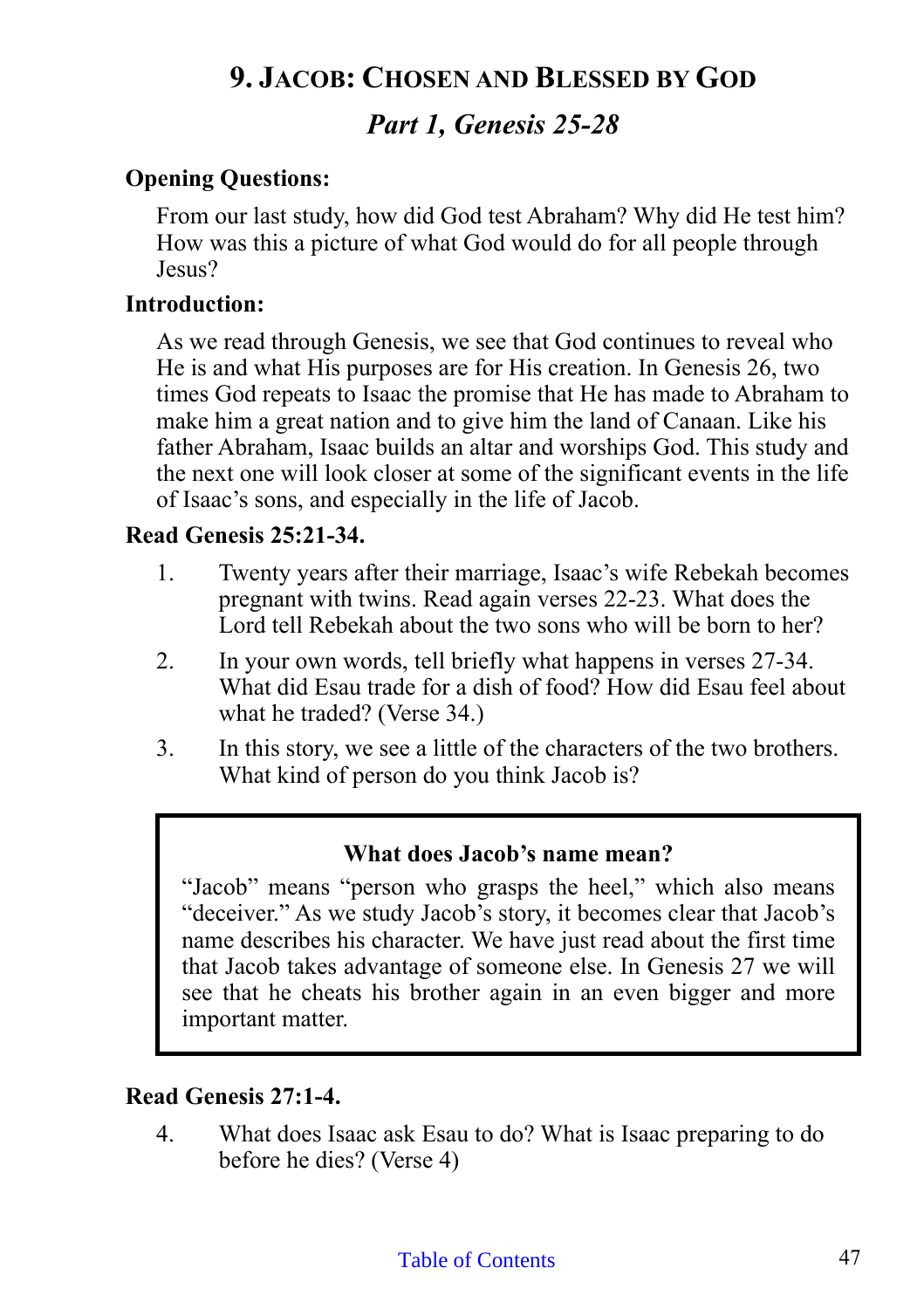# 9. Jacob: Chosen and Blessed by God

## *Part 1, Genesis 25-28*

**Opening Questions:**

From our last study, how did God test Abraham? Why did He test him? How was this a picture of what God would do for all people through Jesus?

**Introduction:**

As we read through Genesis, we see that God continues to reveal who He is and what His purposes are for His creation. In Genesis 26, two times God repeats to Isaac the promise that He has made to Abraham to make him a great nation and to give him the land of Canaan. Like his father Abraham, Isaac builds an altar and worships God. This study and the next one will look closer at some of the significant events in the life of Isaac's sons, and especially in the life of Jacob.

**Read Genesis 25:21-34.**

1. Twenty years after their marriage, Isaac's wife Rebekah becomes pregnant with twins. Read again verses 22-23. What does the Lord tell Rebekah about the two sons who will be born to her?
2. In your own words, tell briefly what happens in verses 27-34. What did Esau trade for a dish of food? How did Esau feel about what he traded? (Verse 34.)
3. In this story, we see a little of the characters of the two brothers. What kind of person do you think Jacob is?

> **What does Jacob's name mean?**
>
> "Jacob" means "person who grasps the heel," which also means "deceiver." As we study Jacob's story, it becomes clear that Jacob's name describes his character. We have just read about the first time that Jacob takes advantage of someone else. In Genesis 27 we will see that he cheats his brother again in an even bigger and more important matter.

**Read Genesis 27:1-4.**

4. What does Isaac ask Esau to do? What is Isaac preparing to do before he dies? (Verse 4)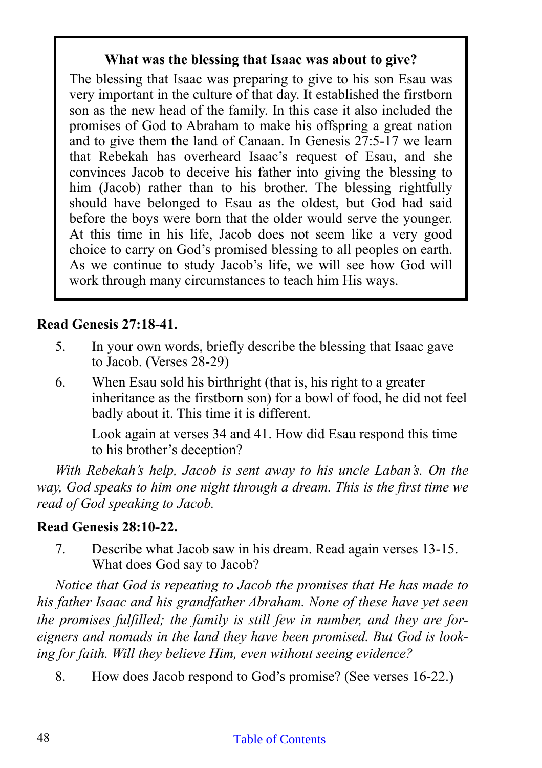**What was the blessing that Isaac was about to give?**

The blessing that Isaac was preparing to give to his son Esau was very important in the culture of that day. It established the firstborn son as the new head of the family. In this case it also included the promises of God to Abraham to make his offspring a great nation and to give them the land of Canaan. In Genesis 27:5-17 we learn that Rebekah has overheard Isaac's request of Esau, and she convinces Jacob to deceive his father into giving the blessing to him (Jacob) rather than to his brother. The blessing rightfully should have belonged to Esau as the oldest, but God had said before the boys were born that the older would serve the younger. At this time in his life, Jacob does not seem like a very good choice to carry on God's promised blessing to all peoples on earth. As we continue to study Jacob's life, we will see how God will work through many circumstances to teach him His ways.

**Read Genesis 27:18-41.**

5. In your own words, briefly describe the blessing that Isaac gave to Jacob. (Verses 28-29)

6. When Esau sold his birthright (that is, his right to a greater inheritance as the firstborn son) for a bowl of food, he did not feel badly about it. This time it is different.

   Look again at verses 34 and 41. How did Esau respond this time to his brother's deception?

*With Rebekah's help, Jacob is sent away to his uncle Laban's. On the way, God speaks to him one night through a dream. This is the first time we read of God speaking to Jacob.*

**Read Genesis 28:10-22.**

7. Describe what Jacob saw in his dream. Read again verses 13-15. What does God say to Jacob?

*Notice that God is repeating to Jacob the promises that He has made to his father Isaac and his grandfather Abraham. None of these have yet seen the promises fulfilled; the family is still few in number, and they are foreigners and nomads in the land they have been promised. But God is looking for faith. Will they believe Him, even without seeing evidence?*

8. How does Jacob respond to God's promise? (See verses 16-22.)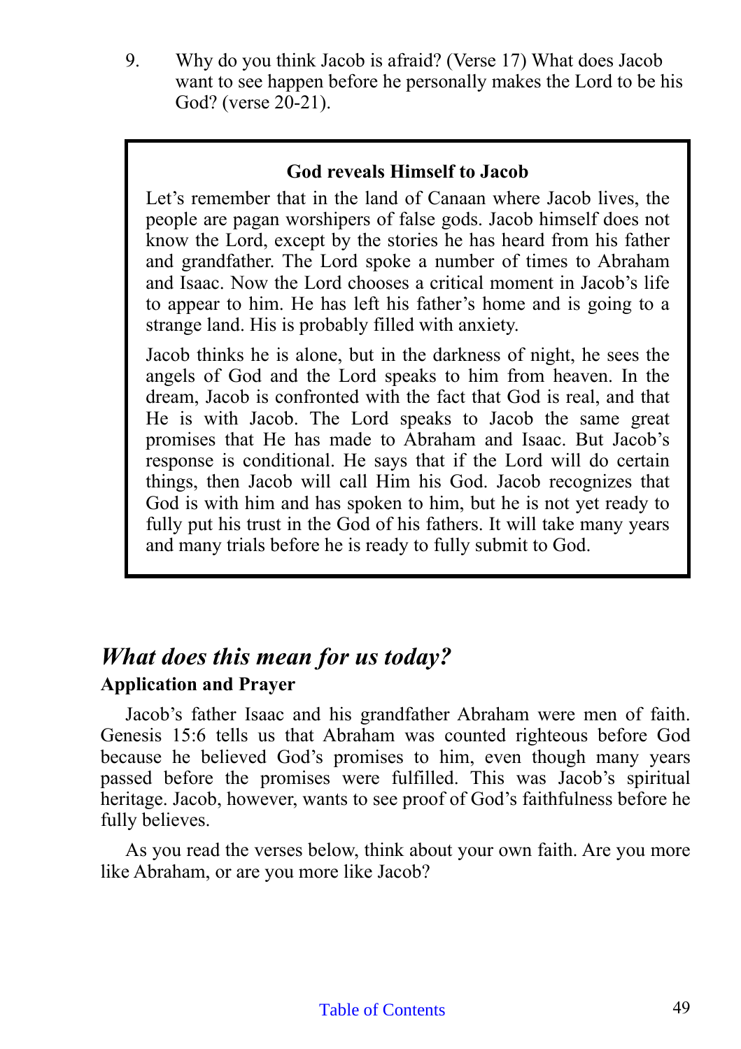9. Why do you think Jacob is afraid? (Verse 17) What does Jacob want to see happen before he personally makes the Lord to be his God? (verse 20-21).

> **God reveals Himself to Jacob**
>
> Let's remember that in the land of Canaan where Jacob lives, the people are pagan worshipers of false gods. Jacob himself does not know the Lord, except by the stories he has heard from his father and grandfather. The Lord spoke a number of times to Abraham and Isaac. Now the Lord chooses a critical moment in Jacob's life to appear to him. He has left his father's home and is going to a strange land. His is probably filled with anxiety.
>
> Jacob thinks he is alone, but in the darkness of night, he sees the angels of God and the Lord speaks to him from heaven. In the dream, Jacob is confronted with the fact that God is real, and that He is with Jacob. The Lord speaks to Jacob the same great promises that He has made to Abraham and Isaac. But Jacob's response is conditional. He says that if the Lord will do certain things, then Jacob will call Him his God. Jacob recognizes that God is with him and has spoken to him, but he is not yet ready to fully put his trust in the God of his fathers. It will take many years and many trials before he is ready to fully submit to God.

## *What does this mean for us today?*

**Application and Prayer**

Jacob's father Isaac and his grandfather Abraham were men of faith. Genesis 15:6 tells us that Abraham was counted righteous before God because he believed God's promises to him, even though many years passed before the promises were fulfilled. This was Jacob's spiritual heritage. Jacob, however, wants to see proof of God's faithfulness before he fully believes.

As you read the verses below, think about your own faith. Are you more like Abraham, or are you more like Jacob?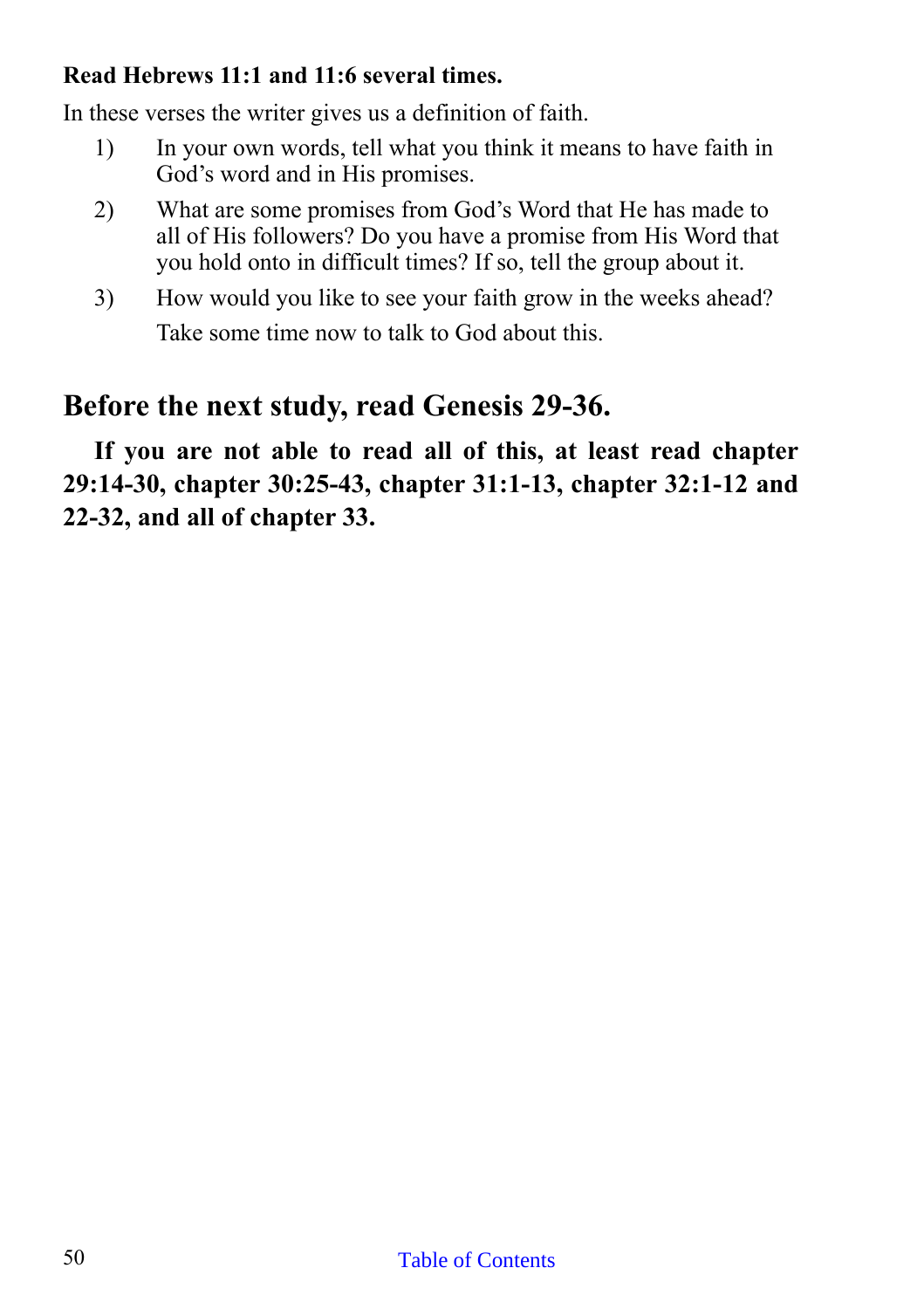**Read Hebrews 11:1 and 11:6 several times.**

In these verses the writer gives us a definition of faith.

1) In your own words, tell what you think it means to have faith in God's word and in His promises.
2) What are some promises from God's Word that He has made to all of His followers? Do you have a promise from His Word that you hold onto in difficult times? If so, tell the group about it.
3) How would you like to see your faith grow in the weeks ahead?

   Take some time now to talk to God about this.

## Before the next study, read Genesis 29-36.

**If you are not able to read all of this, at least read chapter 29:14-30, chapter 30:25-43, chapter 31:1-13, chapter 32:1-12 and 22-32, and all of chapter 33.**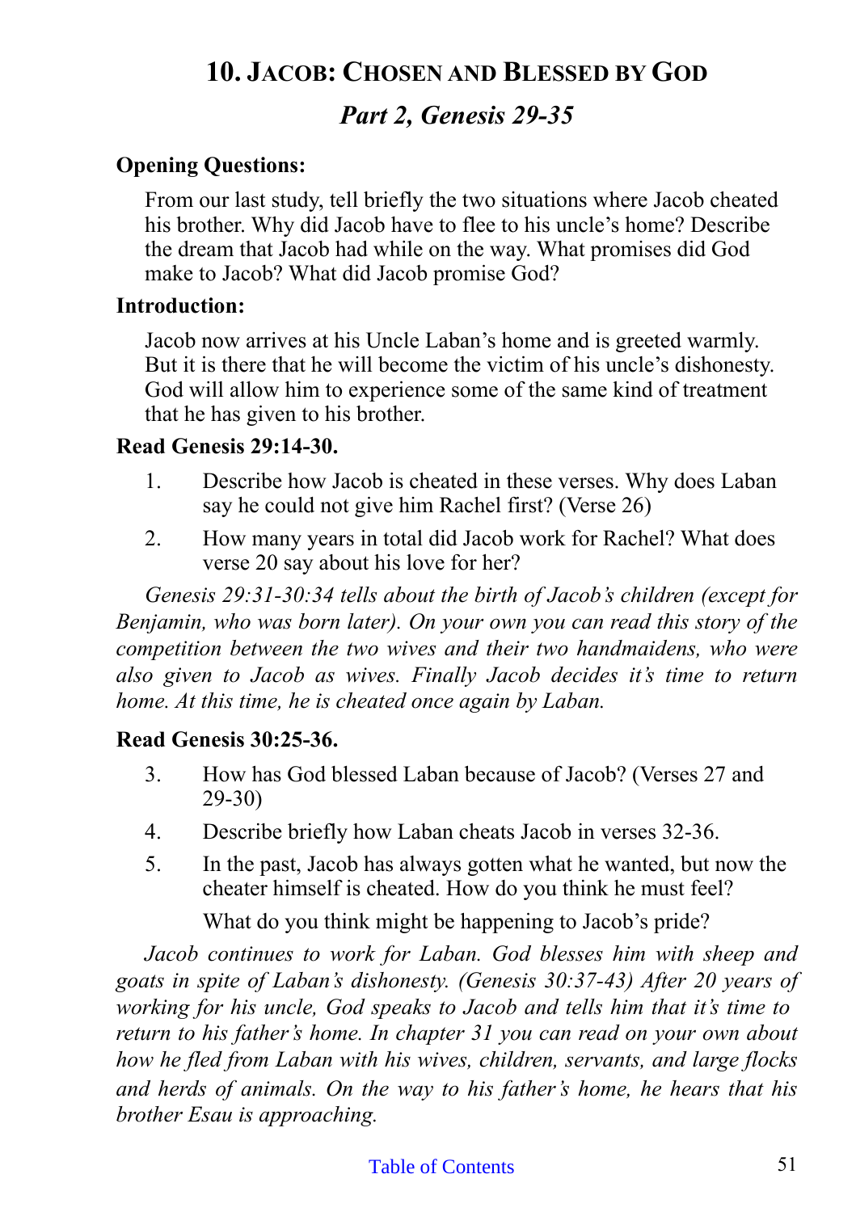## 10. Jacob: Chosen and Blessed by God

### *Part 2, Genesis 29-35*

**Opening Questions:**

From our last study, tell briefly the two situations where Jacob cheated his brother. Why did Jacob have to flee to his uncle's home? Describe the dream that Jacob had while on the way. What promises did God make to Jacob? What did Jacob promise God?

**Introduction:**

Jacob now arrives at his Uncle Laban's home and is greeted warmly. But it is there that he will become the victim of his uncle's dishonesty. God will allow him to experience some of the same kind of treatment that he has given to his brother.

**Read Genesis 29:14-30.**

1. Describe how Jacob is cheated in these verses. Why does Laban say he could not give him Rachel first? (Verse 26)
2. How many years in total did Jacob work for Rachel? What does verse 20 say about his love for her?

*Genesis 29:31-30:34 tells about the birth of Jacob's children (except for Benjamin, who was born later). On your own you can read this story of the competition between the two wives and their two handmaidens, who were also given to Jacob as wives. Finally Jacob decides it's time to return home. At this time, he is cheated once again by Laban.*

**Read Genesis 30:25-36.**

3. How has God blessed Laban because of Jacob? (Verses 27 and 29-30)
4. Describe briefly how Laban cheats Jacob in verses 32-36.
5. In the past, Jacob has always gotten what he wanted, but now the cheater himself is cheated. How do you think he must feel?

   What do you think might be happening to Jacob's pride?

*Jacob continues to work for Laban. God blesses him with sheep and goats in spite of Laban's dishonesty. (Genesis 30:37-43) After 20 years of working for his uncle, God speaks to Jacob and tells him that it's time to return to his father's home. In chapter 31 you can read on your own about how he fled from Laban with his wives, children, servants, and large flocks and herds of animals. On the way to his father's home, he hears that his brother Esau is approaching.*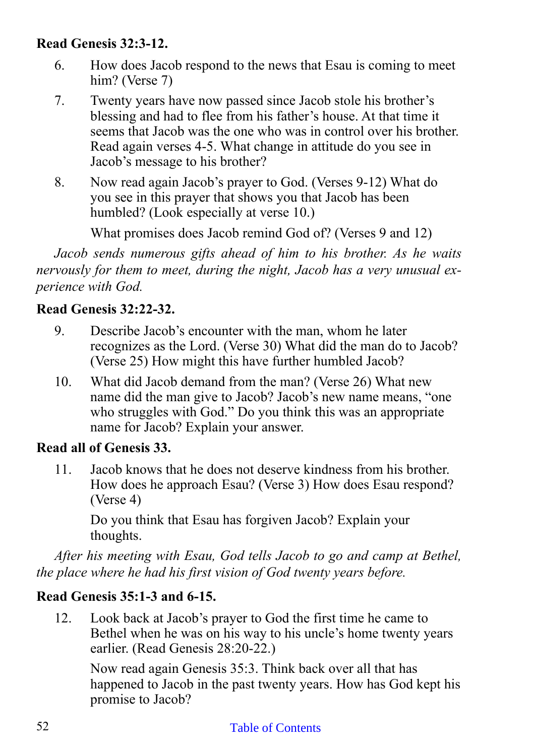**Read Genesis 32:3-12.**

6. How does Jacob respond to the news that Esau is coming to meet him? (Verse 7)

7. Twenty years have now passed since Jacob stole his brother's blessing and had to flee from his father's house. At that time it seems that Jacob was the one who was in control over his brother. Read again verses 4-5. What change in attitude do you see in Jacob's message to his brother?

8. Now read again Jacob's prayer to God. (Verses 9-12) What do you see in this prayer that shows you that Jacob has been humbled? (Look especially at verse 10.)

   What promises does Jacob remind God of? (Verses 9 and 12)

*Jacob sends numerous gifts ahead of him to his brother. As he waits nervously for them to meet, during the night, Jacob has a very unusual experience with God.*

**Read Genesis 32:22-32.**

9. Describe Jacob's encounter with the man, whom he later recognizes as the Lord. (Verse 30) What did the man do to Jacob? (Verse 25) How might this have further humbled Jacob?

10. What did Jacob demand from the man? (Verse 26) What new name did the man give to Jacob? Jacob's new name means, "one who struggles with God." Do you think this was an appropriate name for Jacob? Explain your answer.

**Read all of Genesis 33.**

11. Jacob knows that he does not deserve kindness from his brother. How does he approach Esau? (Verse 3) How does Esau respond? (Verse 4)

    Do you think that Esau has forgiven Jacob? Explain your thoughts.

*After his meeting with Esau, God tells Jacob to go and camp at Bethel, the place where he had his first vision of God twenty years before.*

**Read Genesis 35:1-3 and 6-15.**

12. Look back at Jacob's prayer to God the first time he came to Bethel when he was on his way to his uncle's home twenty years earlier. (Read Genesis 28:20-22.)

    Now read again Genesis 35:3. Think back over all that has happened to Jacob in the past twenty years. How has God kept his promise to Jacob?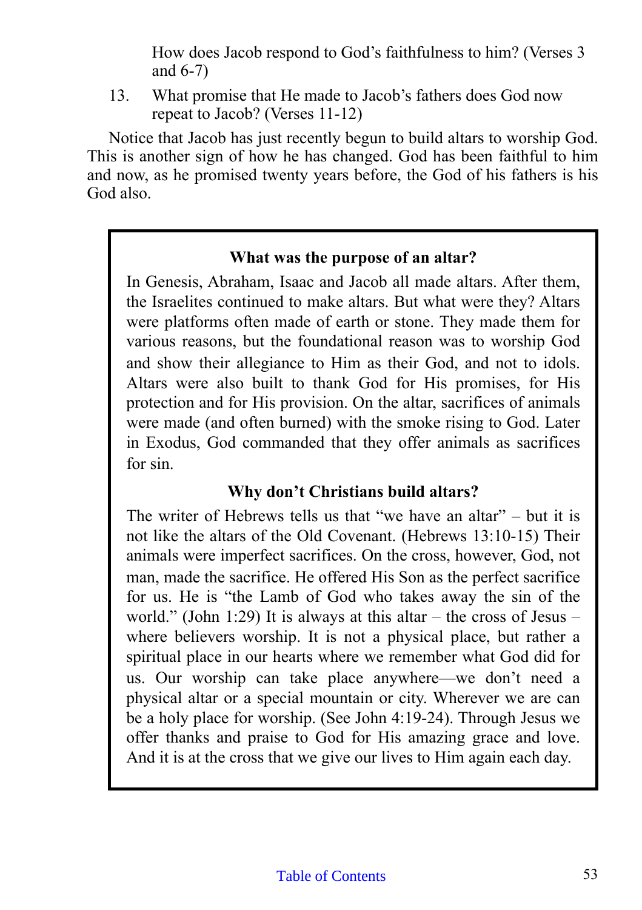How does Jacob respond to God's faithfulness to him? (Verses 3 and 6-7)

13. What promise that He made to Jacob's fathers does God now repeat to Jacob? (Verses 11-12)

Notice that Jacob has just recently begun to build altars to worship God. This is another sign of how he has changed. God has been faithful to him and now, as he promised twenty years before, the God of his fathers is his God also.

**What was the purpose of an altar?**

In Genesis, Abraham, Isaac and Jacob all made altars. After them, the Israelites continued to make altars. But what were they? Altars were platforms often made of earth or stone. They made them for various reasons, but the foundational reason was to worship God and show their allegiance to Him as their God, and not to idols. Altars were also built to thank God for His promises, for His protection and for His provision. On the altar, sacrifices of animals were made (and often burned) with the smoke rising to God. Later in Exodus, God commanded that they offer animals as sacrifices for sin.

**Why don't Christians build altars?**

The writer of Hebrews tells us that "we have an altar" – but it is not like the altars of the Old Covenant. (Hebrews 13:10-15) Their animals were imperfect sacrifices. On the cross, however, God, not man, made the sacrifice. He offered His Son as the perfect sacrifice for us. He is "the Lamb of God who takes away the sin of the world." (John 1:29) It is always at this altar – the cross of Jesus – where believers worship. It is not a physical place, but rather a spiritual place in our hearts where we remember what God did for us. Our worship can take place anywhere—we don't need a physical altar or a special mountain or city. Wherever we are can be a holy place for worship. (See John 4:19-24). Through Jesus we offer thanks and praise to God for His amazing grace and love. And it is at the cross that we give our lives to Him again each day.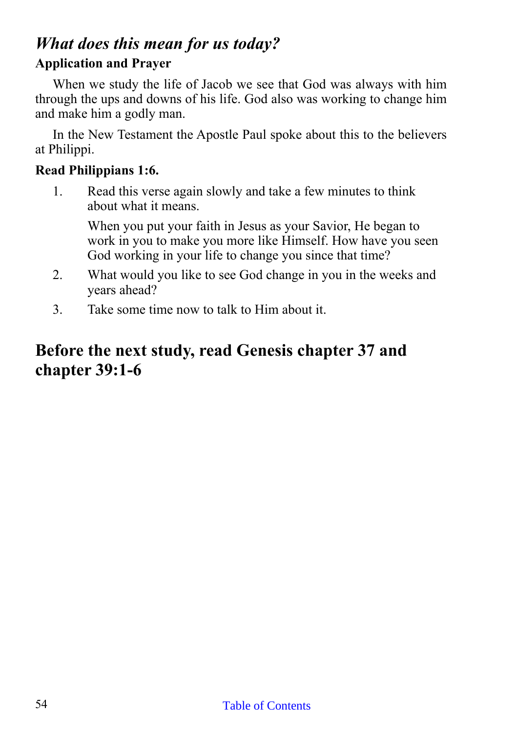## *What does this mean for us today?*

**Application and Prayer**

When we study the life of Jacob we see that God was always with him through the ups and downs of his life. God also was working to change him and make him a godly man.

In the New Testament the Apostle Paul spoke about this to the believers at Philippi.

**Read Philippians 1:6.**

1. Read this verse again slowly and take a few minutes to think about what it means.

   When you put your faith in Jesus as your Savior, He began to work in you to make you more like Himself. How have you seen God working in your life to change you since that time?

2. What would you like to see God change in you in the weeks and years ahead?

3. Take some time now to talk to Him about it.

# Before the next study, read Genesis chapter 37 and chapter 39:1-6

Table of Contents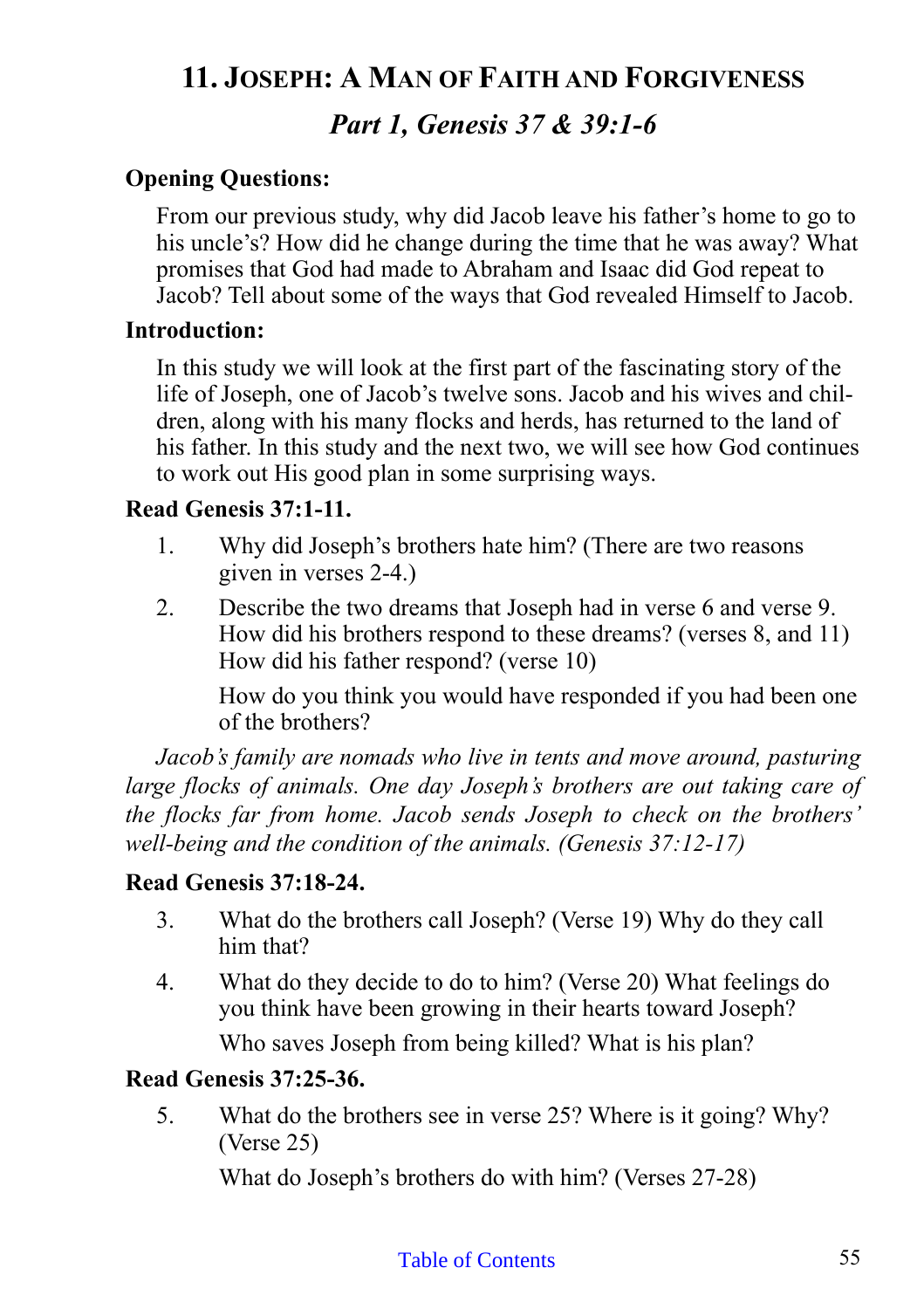## 11. Joseph: A Man of Faith and Forgiveness

### *Part 1, Genesis 37 & 39:1-6*

**Opening Questions:**

From our previous study, why did Jacob leave his father's home to go to his uncle's? How did he change during the time that he was away? What promises that God had made to Abraham and Isaac did God repeat to Jacob? Tell about some of the ways that God revealed Himself to Jacob.

**Introduction:**

In this study we will look at the first part of the fascinating story of the life of Joseph, one of Jacob's twelve sons. Jacob and his wives and children, along with his many flocks and herds, has returned to the land of his father. In this study and the next two, we will see how God continues to work out His good plan in some surprising ways.

**Read Genesis 37:1-11.**

1. Why did Joseph's brothers hate him? (There are two reasons given in verses 2-4.)
2. Describe the two dreams that Joseph had in verse 6 and verse 9. How did his brothers respond to these dreams? (verses 8, and 11) How did his father respond? (verse 10)

   How do you think you would have responded if you had been one of the brothers?

*Jacob's family are nomads who live in tents and move around, pasturing large flocks of animals. One day Joseph's brothers are out taking care of the flocks far from home. Jacob sends Joseph to check on the brothers' well-being and the condition of the animals. (Genesis 37:12-17)*

**Read Genesis 37:18-24.**

3. What do the brothers call Joseph? (Verse 19) Why do they call him that?
4. What do they decide to do to him? (Verse 20) What feelings do you think have been growing in their hearts toward Joseph?

   Who saves Joseph from being killed? What is his plan?

**Read Genesis 37:25-36.**

5. What do the brothers see in verse 25? Where is it going? Why? (Verse 25)

   What do Joseph's brothers do with him? (Verses 27-28)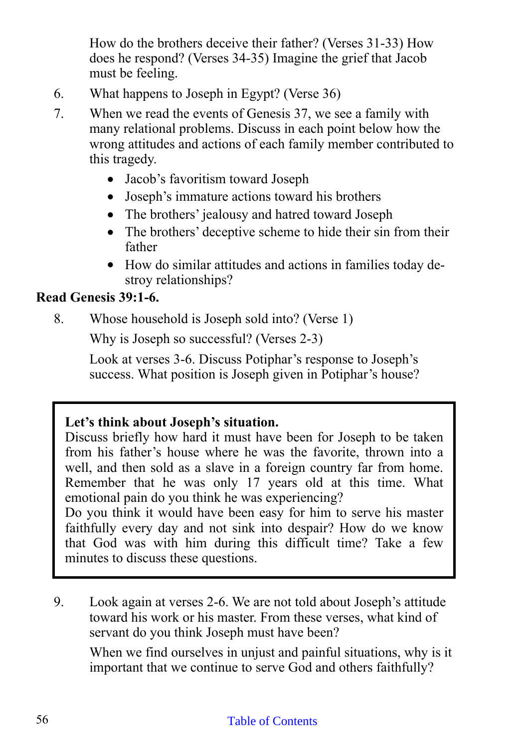How do the brothers deceive their father? (Verses 31-33) How does he respond? (Verses 34-35) Imagine the grief that Jacob must be feeling.

6. What happens to Joseph in Egypt? (Verse 36)

7. When we read the events of Genesis 37, we see a family with many relational problems. Discuss in each point below how the wrong attitudes and actions of each family member contributed to this tragedy.
   - Jacob's favoritism toward Joseph
   - Joseph's immature actions toward his brothers
   - The brothers' jealousy and hatred toward Joseph
   - The brothers' deceptive scheme to hide their sin from their father
   - How do similar attitudes and actions in families today destroy relationships?

**Read Genesis 39:1-6.**

8. Whose household is Joseph sold into? (Verse 1)

   Why is Joseph so successful? (Verses 2-3)

   Look at verses 3-6. Discuss Potiphar's response to Joseph's success. What position is Joseph given in Potiphar's house?

> **Let's think about Joseph's situation.**
> Discuss briefly how hard it must have been for Joseph to be taken from his father's house where he was the favorite, thrown into a well, and then sold as a slave in a foreign country far from home. Remember that he was only 17 years old at this time. What emotional pain do you think he was experiencing?
> Do you think it would have been easy for him to serve his master faithfully every day and not sink into despair? How do we know that God was with him during this difficult time? Take a few minutes to discuss these questions.

9. Look again at verses 2-6. We are not told about Joseph's attitude toward his work or his master. From these verses, what kind of servant do you think Joseph must have been?

   When we find ourselves in unjust and painful situations, why is it important that we continue to serve God and others faithfully?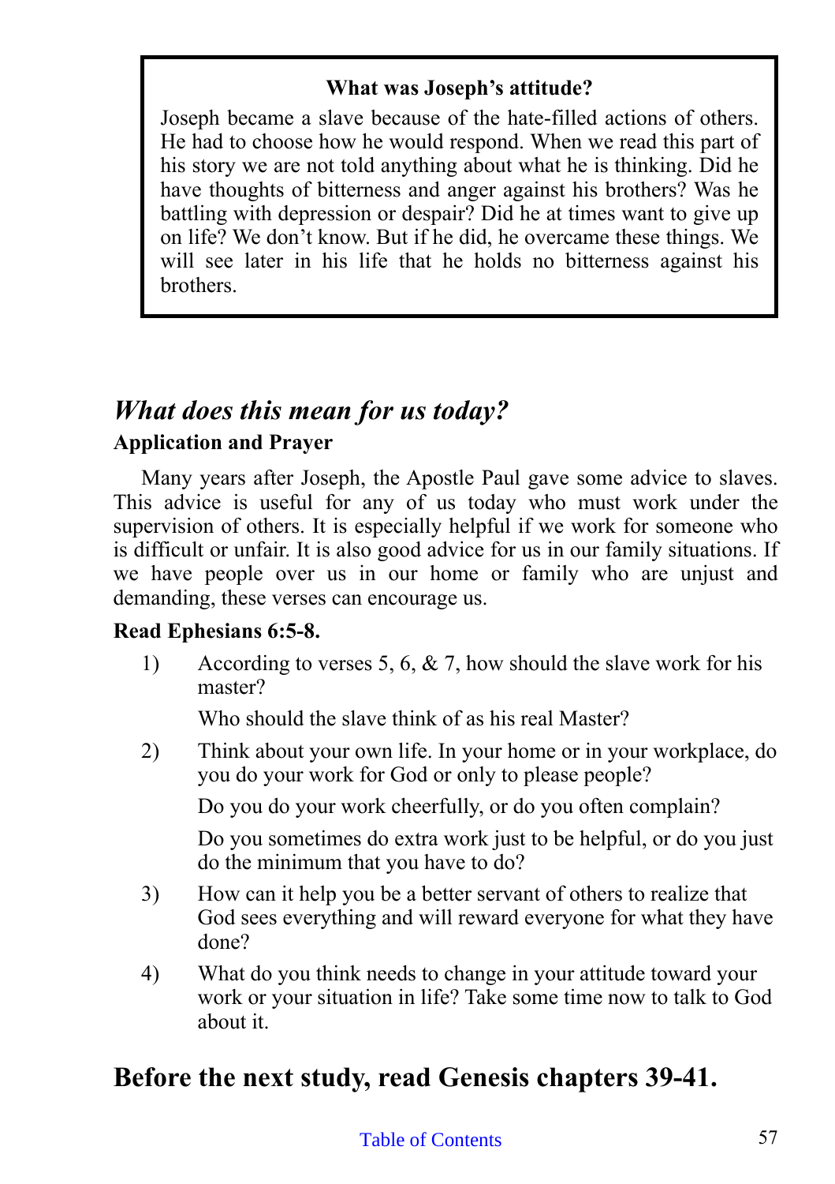**What was Joseph's attitude?**

Joseph became a slave because of the hate-filled actions of others. He had to choose how he would respond. When we read this part of his story we are not told anything about what he is thinking. Did he have thoughts of bitterness and anger against his brothers? Was he battling with depression or despair? Did he at times want to give up on life? We don't know. But if he did, he overcame these things. We will see later in his life that he holds no bitterness against his brothers.

## *What does this mean for us today?*

**Application and Prayer**

Many years after Joseph, the Apostle Paul gave some advice to slaves. This advice is useful for any of us today who must work under the supervision of others. It is especially helpful if we work for someone who is difficult or unfair. It is also good advice for us in our family situations. If we have people over us in our home or family who are unjust and demanding, these verses can encourage us.

**Read Ephesians 6:5-8.**

1) According to verses 5, 6, & 7, how should the slave work for his master?

   Who should the slave think of as his real Master?

2) Think about your own life. In your home or in your workplace, do you do your work for God or only to please people?

   Do you do your work cheerfully, or do you often complain?

   Do you sometimes do extra work just to be helpful, or do you just do the minimum that you have to do?

3) How can it help you be a better servant of others to realize that God sees everything and will reward everyone for what they have done?

4) What do you think needs to change in your attitude toward your work or your situation in life? Take some time now to talk to God about it.

## Before the next study, read Genesis chapters 39-41.

Table of Contents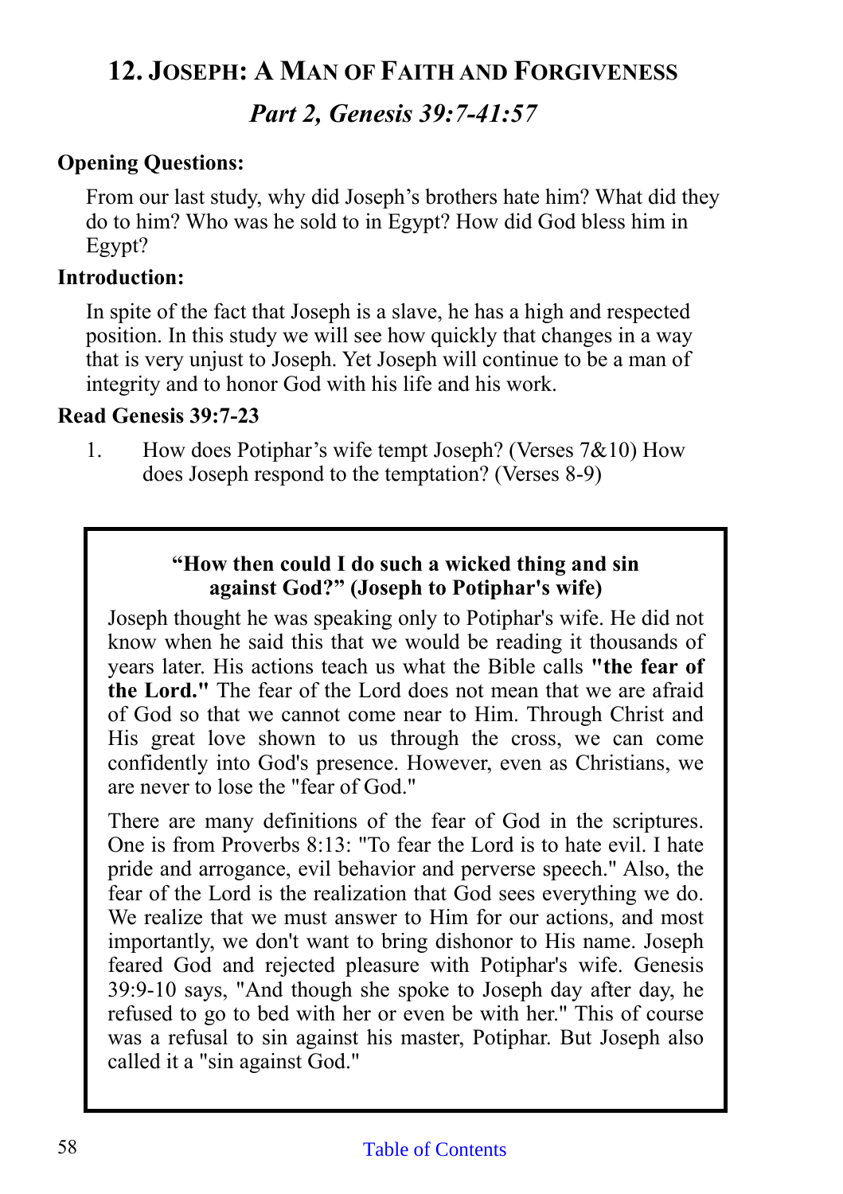## 12. Joseph: A Man of Faith and Forgiveness

### *Part 2, Genesis 39:7-41:57*

**Opening Questions:**

From our last study, why did Joseph's brothers hate him? What did they do to him? Who was he sold to in Egypt? How did God bless him in Egypt?

**Introduction:**

In spite of the fact that Joseph is a slave, he has a high and respected position. In this study we will see how quickly that changes in a way that is very unjust to Joseph. Yet Joseph will continue to be a man of integrity and to honor God with his life and his work.

**Read Genesis 39:7-23**

1. How does Potiphar's wife tempt Joseph? (Verses 7&10) How does Joseph respond to the temptation? (Verses 8-9)

**"How then could I do such a wicked thing and sin against God?" (Joseph to Potiphar's wife)**

Joseph thought he was speaking only to Potiphar's wife. He did not know when he said this that we would be reading it thousands of years later. His actions teach us what the Bible calls **"the fear of the Lord."** The fear of the Lord does not mean that we are afraid of God so that we cannot come near to Him. Through Christ and His great love shown to us through the cross, we can come confidently into God's presence. However, even as Christians, we are never to lose the "fear of God."

There are many definitions of the fear of God in the scriptures. One is from Proverbs 8:13: "To fear the Lord is to hate evil. I hate pride and arrogance, evil behavior and perverse speech." Also, the fear of the Lord is the realization that God sees everything we do. We realize that we must answer to Him for our actions, and most importantly, we don't want to bring dishonor to His name. Joseph feared God and rejected pleasure with Potiphar's wife. Genesis 39:9-10 says, "And though she spoke to Joseph day after day, he refused to go to bed with her or even be with her." This of course was a refusal to sin against his master, Potiphar. But Joseph also called it a "sin against God."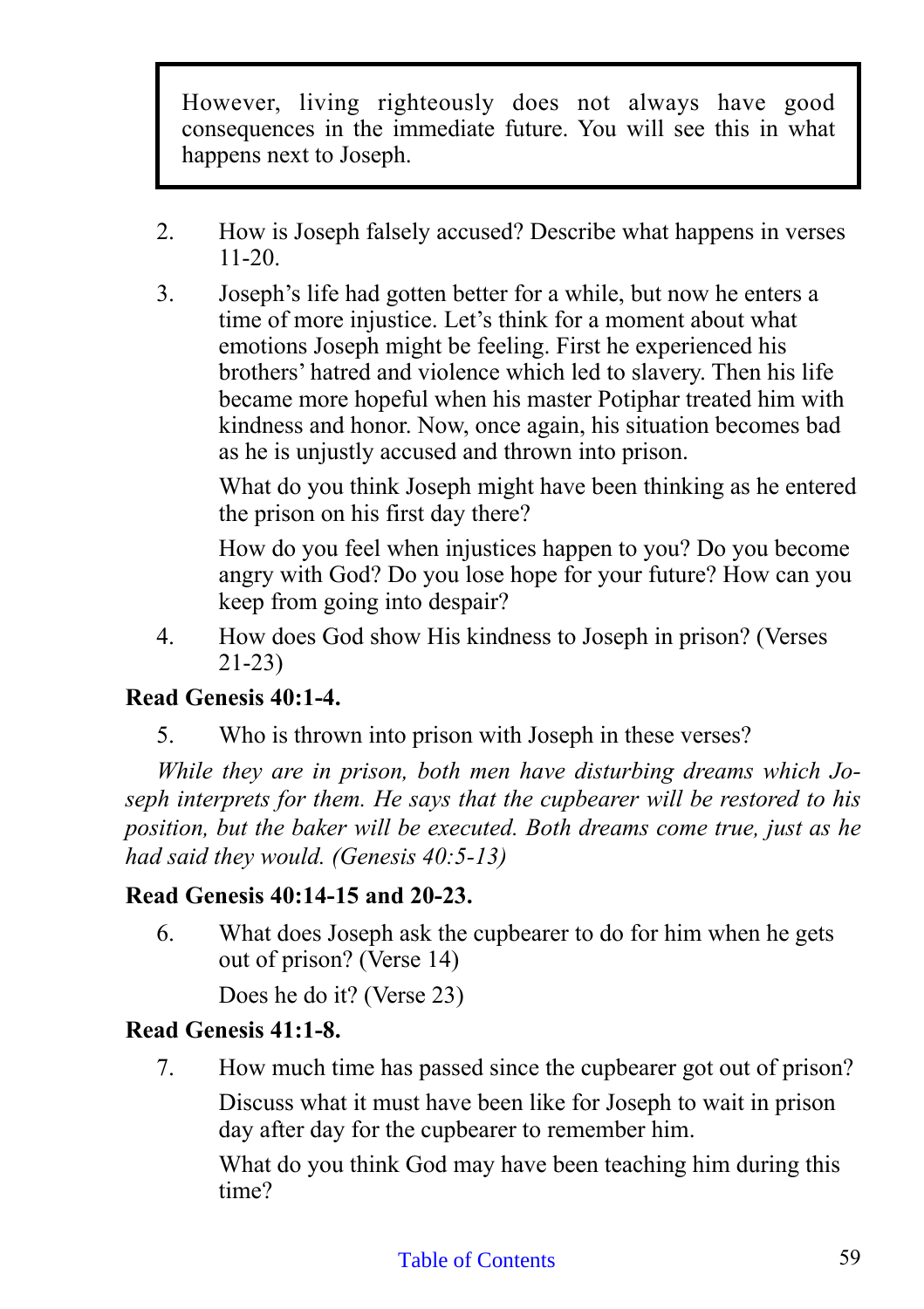> However, living righteously does not always have good consequences in the immediate future. You will see this in what happens next to Joseph.

2. How is Joseph falsely accused? Describe what happens in verses 11-20.

3. Joseph's life had gotten better for a while, but now he enters a time of more injustice. Let's think for a moment about what emotions Joseph might be feeling. First he experienced his brothers' hatred and violence which led to slavery. Then his life became more hopeful when his master Potiphar treated him with kindness and honor. Now, once again, his situation becomes bad as he is unjustly accused and thrown into prison.

   What do you think Joseph might have been thinking as he entered the prison on his first day there?

   How do you feel when injustices happen to you? Do you become angry with God? Do you lose hope for your future? How can you keep from going into despair?

4. How does God show His kindness to Joseph in prison? (Verses 21-23)

**Read Genesis 40:1-4.**

5. Who is thrown into prison with Joseph in these verses?

*While they are in prison, both men have disturbing dreams which Joseph interprets for them. He says that the cupbearer will be restored to his position, but the baker will be executed. Both dreams come true, just as he had said they would. (Genesis 40:5-13)*

**Read Genesis 40:14-15 and 20-23.**

6. What does Joseph ask the cupbearer to do for him when he gets out of prison? (Verse 14)

   Does he do it? (Verse 23)

**Read Genesis 41:1-8.**

7. How much time has passed since the cupbearer got out of prison?

   Discuss what it must have been like for Joseph to wait in prison day after day for the cupbearer to remember him.

   What do you think God may have been teaching him during this time?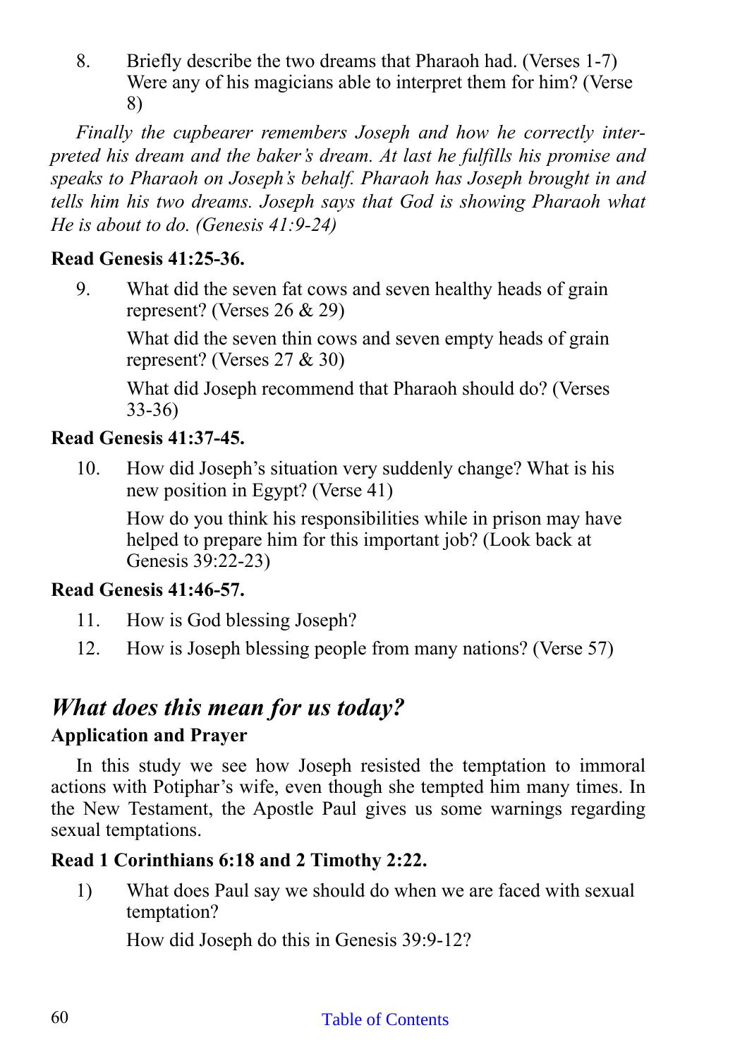8. Briefly describe the two dreams that Pharaoh had. (Verses 1-7) Were any of his magicians able to interpret them for him? (Verse 8)

*Finally the cupbearer remembers Joseph and how he correctly interpreted his dream and the baker's dream. At last he fulfills his promise and speaks to Pharaoh on Joseph's behalf. Pharaoh has Joseph brought in and tells him his two dreams. Joseph says that God is showing Pharaoh what He is about to do. (Genesis 41:9-24)*

**Read Genesis 41:25-36.**

9. What did the seven fat cows and seven healthy heads of grain represent? (Verses 26 & 29)

   What did the seven thin cows and seven empty heads of grain represent? (Verses 27 & 30)

   What did Joseph recommend that Pharaoh should do? (Verses 33-36)

**Read Genesis 41:37-45.**

10. How did Joseph's situation very suddenly change? What is his new position in Egypt? (Verse 41)

    How do you think his responsibilities while in prison may have helped to prepare him for this important job? (Look back at Genesis 39:22-23)

**Read Genesis 41:46-57.**

11. How is God blessing Joseph?

12. How is Joseph blessing people from many nations? (Verse 57)

## *What does this mean for us today?*

### Application and Prayer

In this study we see how Joseph resisted the temptation to immoral actions with Potiphar's wife, even though she tempted him many times. In the New Testament, the Apostle Paul gives us some warnings regarding sexual temptations.

**Read 1 Corinthians 6:18 and 2 Timothy 2:22.**

1) What does Paul say we should do when we are faced with sexual temptation?

   How did Joseph do this in Genesis 39:9-12?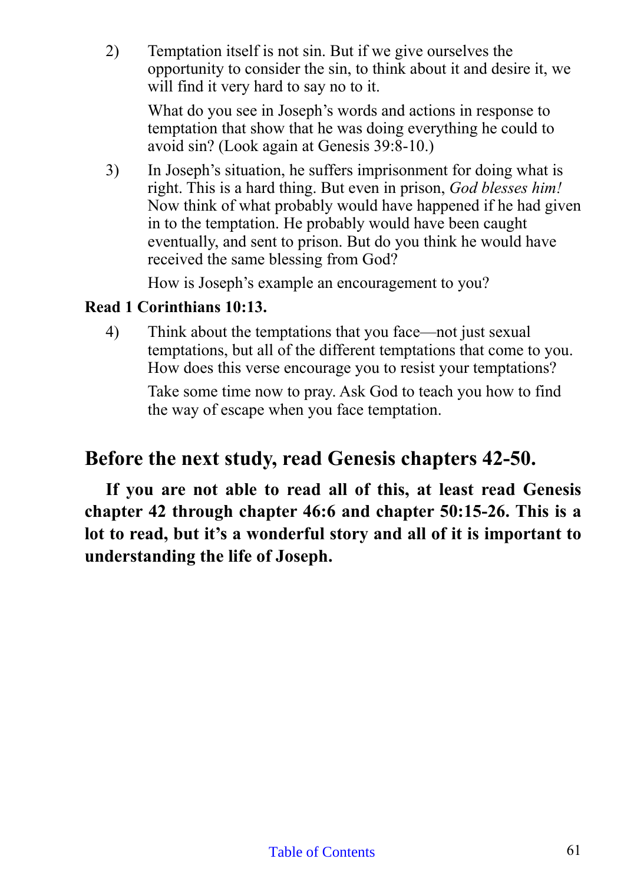2) Temptation itself is not sin. But if we give ourselves the opportunity to consider the sin, to think about it and desire it, we will find it very hard to say no to it.

   What do you see in Joseph's words and actions in response to temptation that show that he was doing everything he could to avoid sin? (Look again at Genesis 39:8-10.)

3) In Joseph's situation, he suffers imprisonment for doing what is right. This is a hard thing. But even in prison, *God blesses him!* Now think of what probably would have happened if he had given in to the temptation. He probably would have been caught eventually, and sent to prison. But do you think he would have received the same blessing from God?

   How is Joseph's example an encouragement to you?

**Read 1 Corinthians 10:13.**

4) Think about the temptations that you face—not just sexual temptations, but all of the different temptations that come to you. How does this verse encourage you to resist your temptations?

   Take some time now to pray. Ask God to teach you how to find the way of escape when you face temptation.

## Before the next study, read Genesis chapters 42-50.

**If you are not able to read all of this, at least read Genesis chapter 42 through chapter 46:6 and chapter 50:15-26. This is a lot to read, but it's a wonderful story and all of it is important to understanding the life of Joseph.**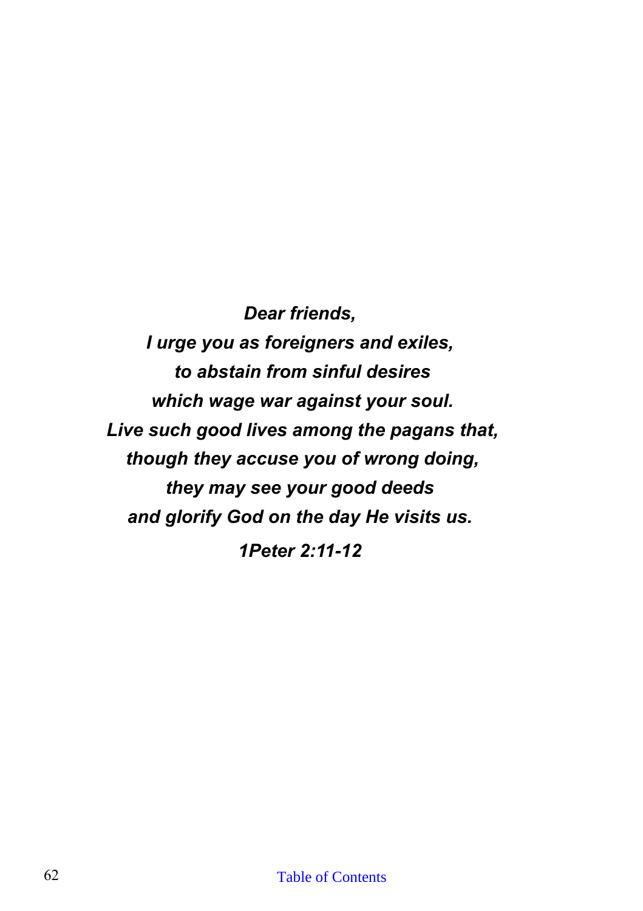***Dear friends,***
***I urge you as foreigners and exiles,***
***to abstain from sinful desires***
***which wage war against your soul.***
***Live such good lives among the pagans that,***
***though they accuse you of wrong doing,***
***they may see your good deeds***
***and glorify God on the day He visits us.***

***1Peter 2:11-12***

Table of Contents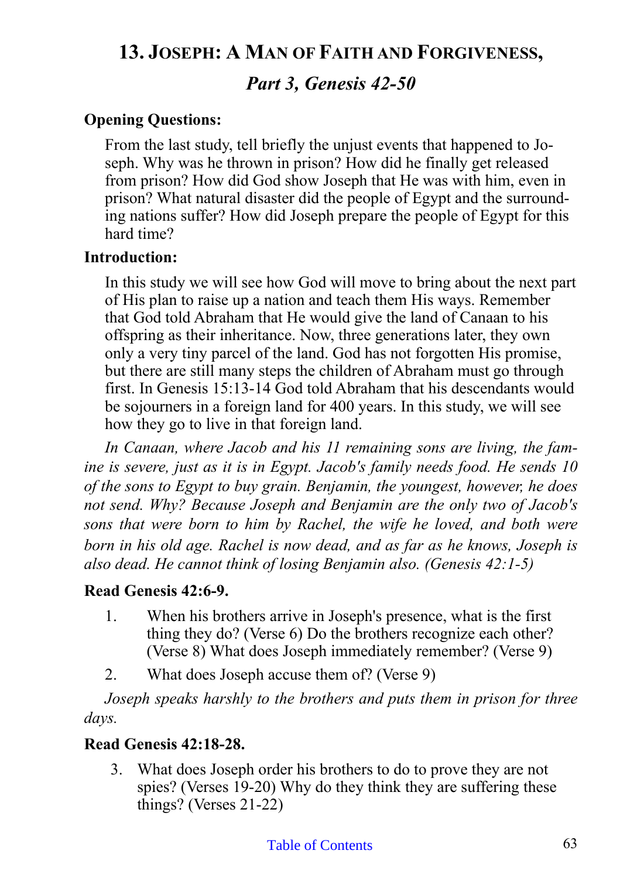# 13. Joseph: A Man of Faith and Forgiveness,

## *Part 3, Genesis 42-50*

**Opening Questions:**

From the last study, tell briefly the unjust events that happened to Joseph. Why was he thrown in prison? How did he finally get released from prison? How did God show Joseph that He was with him, even in prison? What natural disaster did the people of Egypt and the surrounding nations suffer? How did Joseph prepare the people of Egypt for this hard time?

**Introduction:**

In this study we will see how God will move to bring about the next part of His plan to raise up a nation and teach them His ways. Remember that God told Abraham that He would give the land of Canaan to his offspring as their inheritance. Now, three generations later, they own only a very tiny parcel of the land. God has not forgotten His promise, but there are still many steps the children of Abraham must go through first. In Genesis 15:13-14 God told Abraham that his descendants would be sojourners in a foreign land for 400 years. In this study, we will see how they go to live in that foreign land.

*In Canaan, where Jacob and his 11 remaining sons are living, the famine is severe, just as it is in Egypt. Jacob's family needs food. He sends 10 of the sons to Egypt to buy grain. Benjamin, the youngest, however, he does not send. Why? Because Joseph and Benjamin are the only two of Jacob's sons that were born to him by Rachel, the wife he loved, and both were born in his old age. Rachel is now dead, and as far as he knows, Joseph is also dead. He cannot think of losing Benjamin also. (Genesis 42:1-5)*

**Read Genesis 42:6-9.**

1. When his brothers arrive in Joseph's presence, what is the first thing they do? (Verse 6) Do the brothers recognize each other? (Verse 8) What does Joseph immediately remember? (Verse 9)
2. What does Joseph accuse them of? (Verse 9)

*Joseph speaks harshly to the brothers and puts them in prison for three days.*

**Read Genesis 42:18-28.**

3. What does Joseph order his brothers to do to prove they are not spies? (Verses 19-20) Why do they think they are suffering these things? (Verses 21-22)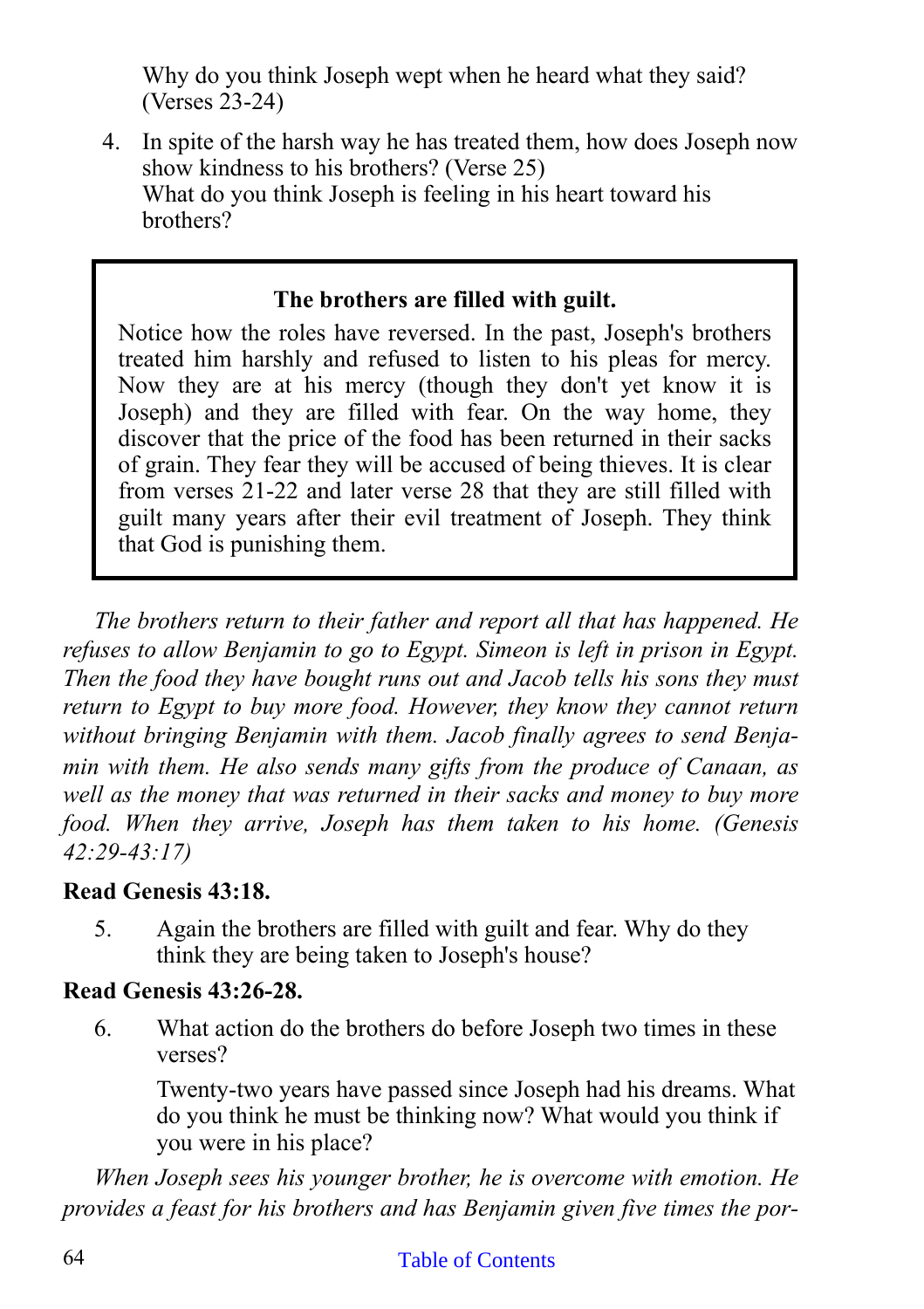Why do you think Joseph wept when he heard what they said? (Verses 23-24)

4. In spite of the harsh way he has treated them, how does Joseph now show kindness to his brothers? (Verse 25)
   What do you think Joseph is feeling in his heart toward his brothers?

> **The brothers are filled with guilt.**
>
> Notice how the roles have reversed. In the past, Joseph's brothers treated him harshly and refused to listen to his pleas for mercy. Now they are at his mercy (though they don't yet know it is Joseph) and they are filled with fear. On the way home, they discover that the price of the food has been returned in their sacks of grain. They fear they will be accused of being thieves. It is clear from verses 21-22 and later verse 28 that they are still filled with guilt many years after their evil treatment of Joseph. They think that God is punishing them.

*The brothers return to their father and report all that has happened. He refuses to allow Benjamin to go to Egypt. Simeon is left in prison in Egypt. Then the food they have bought runs out and Jacob tells his sons they must return to Egypt to buy more food. However, they know they cannot return without bringing Benjamin with them. Jacob finally agrees to send Benjamin with them. He also sends many gifts from the produce of Canaan, as well as the money that was returned in their sacks and money to buy more food. When they arrive, Joseph has them taken to his home. (Genesis 42:29-43:17)*

**Read Genesis 43:18.**

5. Again the brothers are filled with guilt and fear. Why do they think they are being taken to Joseph's house?

**Read Genesis 43:26-28.**

6. What action do the brothers do before Joseph two times in these verses?

   Twenty-two years have passed since Joseph had his dreams. What do you think he must be thinking now? What would you think if you were in his place?

*When Joseph sees his younger brother, he is overcome with emotion. He provides a feast for his brothers and has Benjamin given five times the por-*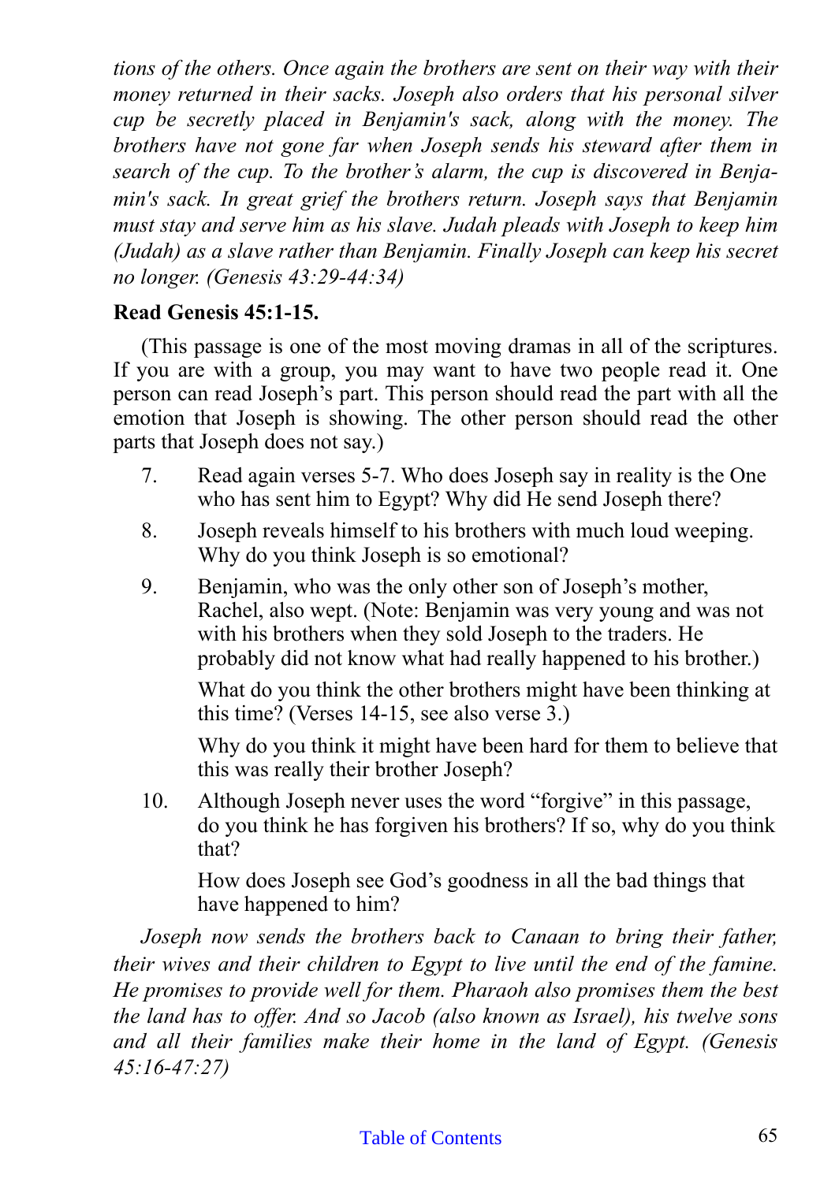*tions of the others. Once again the brothers are sent on their way with their money returned in their sacks. Joseph also orders that his personal silver cup be secretly placed in Benjamin's sack, along with the money. The brothers have not gone far when Joseph sends his steward after them in search of the cup. To the brother's alarm, the cup is discovered in Benjamin's sack. In great grief the brothers return. Joseph says that Benjamin must stay and serve him as his slave. Judah pleads with Joseph to keep him (Judah) as a slave rather than Benjamin. Finally Joseph can keep his secret no longer. (Genesis 43:29-44:34)*

**Read Genesis 45:1-15.**

(This passage is one of the most moving dramas in all of the scriptures. If you are with a group, you may want to have two people read it. One person can read Joseph's part. This person should read the part with all the emotion that Joseph is showing. The other person should read the other parts that Joseph does not say.)

7. Read again verses 5-7. Who does Joseph say in reality is the One who has sent him to Egypt? Why did He send Joseph there?

8. Joseph reveals himself to his brothers with much loud weeping. Why do you think Joseph is so emotional?

9. Benjamin, who was the only other son of Joseph's mother, Rachel, also wept. (Note: Benjamin was very young and was not with his brothers when they sold Joseph to the traders. He probably did not know what had really happened to his brother.)

   What do you think the other brothers might have been thinking at this time? (Verses 14-15, see also verse 3.)

   Why do you think it might have been hard for them to believe that this was really their brother Joseph?

10. Although Joseph never uses the word "forgive" in this passage, do you think he has forgiven his brothers? If so, why do you think that?

    How does Joseph see God's goodness in all the bad things that have happened to him?

*Joseph now sends the brothers back to Canaan to bring their father, their wives and their children to Egypt to live until the end of the famine. He promises to provide well for them. Pharaoh also promises them the best the land has to offer. And so Jacob (also known as Israel), his twelve sons and all their families make their home in the land of Egypt. (Genesis 45:16-47:27)*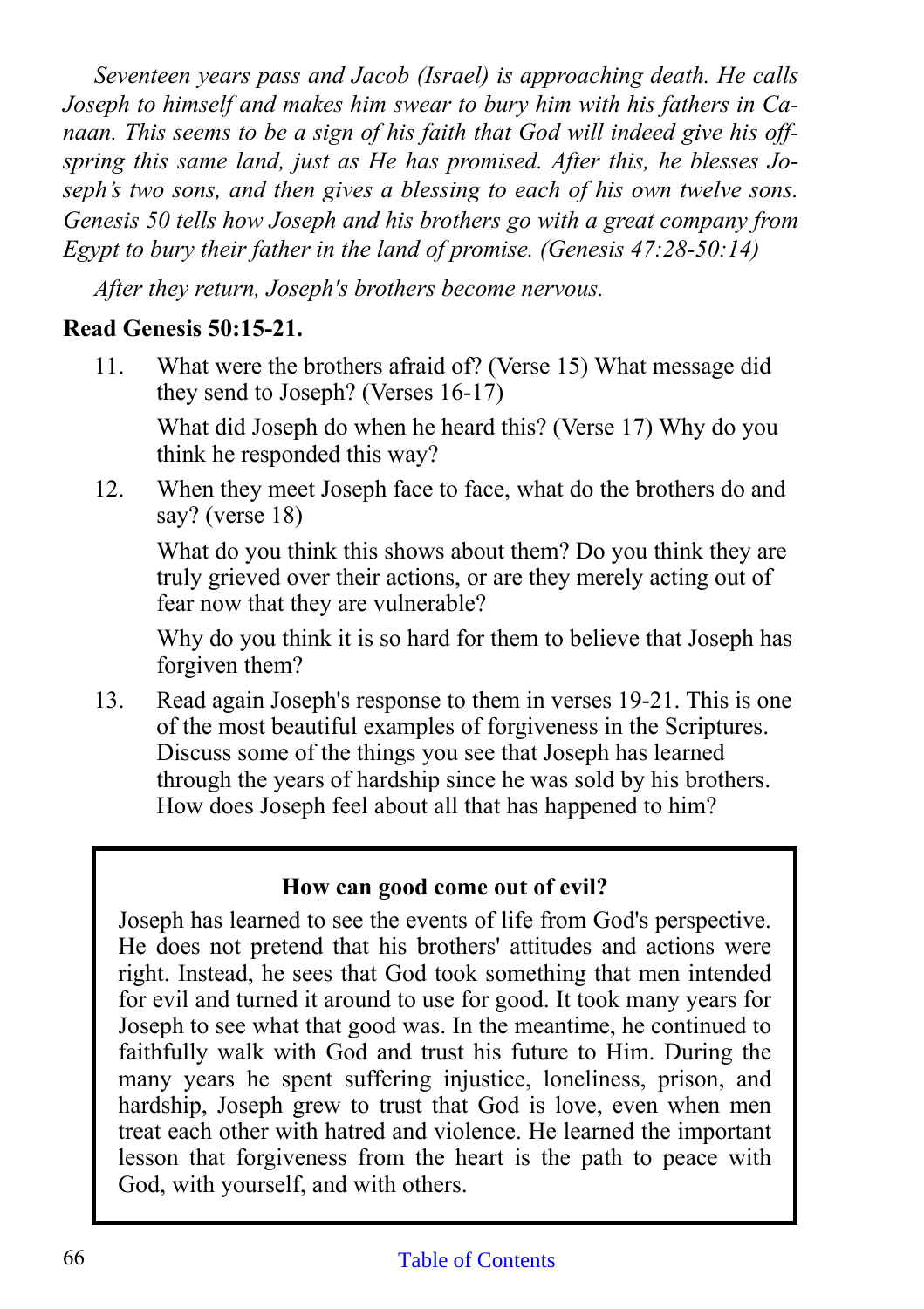*Seventeen years pass and Jacob (Israel) is approaching death. He calls Joseph to himself and makes him swear to bury him with his fathers in Canaan. This seems to be a sign of his faith that God will indeed give his offspring this same land, just as He has promised. After this, he blesses Joseph's two sons, and then gives a blessing to each of his own twelve sons. Genesis 50 tells how Joseph and his brothers go with a great company from Egypt to bury their father in the land of promise. (Genesis 47:28-50:14)*

*After they return, Joseph's brothers become nervous.*

**Read Genesis 50:15-21.**

11. What were the brothers afraid of? (Verse 15) What message did they send to Joseph? (Verses 16-17)

    What did Joseph do when he heard this? (Verse 17) Why do you think he responded this way?

12. When they meet Joseph face to face, what do the brothers do and say? (verse 18)

    What do you think this shows about them? Do you think they are truly grieved over their actions, or are they merely acting out of fear now that they are vulnerable?

    Why do you think it is so hard for them to believe that Joseph has forgiven them?

13. Read again Joseph's response to them in verses 19-21. This is one of the most beautiful examples of forgiveness in the Scriptures. Discuss some of the things you see that Joseph has learned through the years of hardship since he was sold by his brothers. How does Joseph feel about all that has happened to him?

**How can good come out of evil?**

Joseph has learned to see the events of life from God's perspective. He does not pretend that his brothers' attitudes and actions were right. Instead, he sees that God took something that men intended for evil and turned it around to use for good. It took many years for Joseph to see what that good was. In the meantime, he continued to faithfully walk with God and trust his future to Him. During the many years he spent suffering injustice, loneliness, prison, and hardship, Joseph grew to trust that God is love, even when men treat each other with hatred and violence. He learned the important lesson that forgiveness from the heart is the path to peace with God, with yourself, and with others.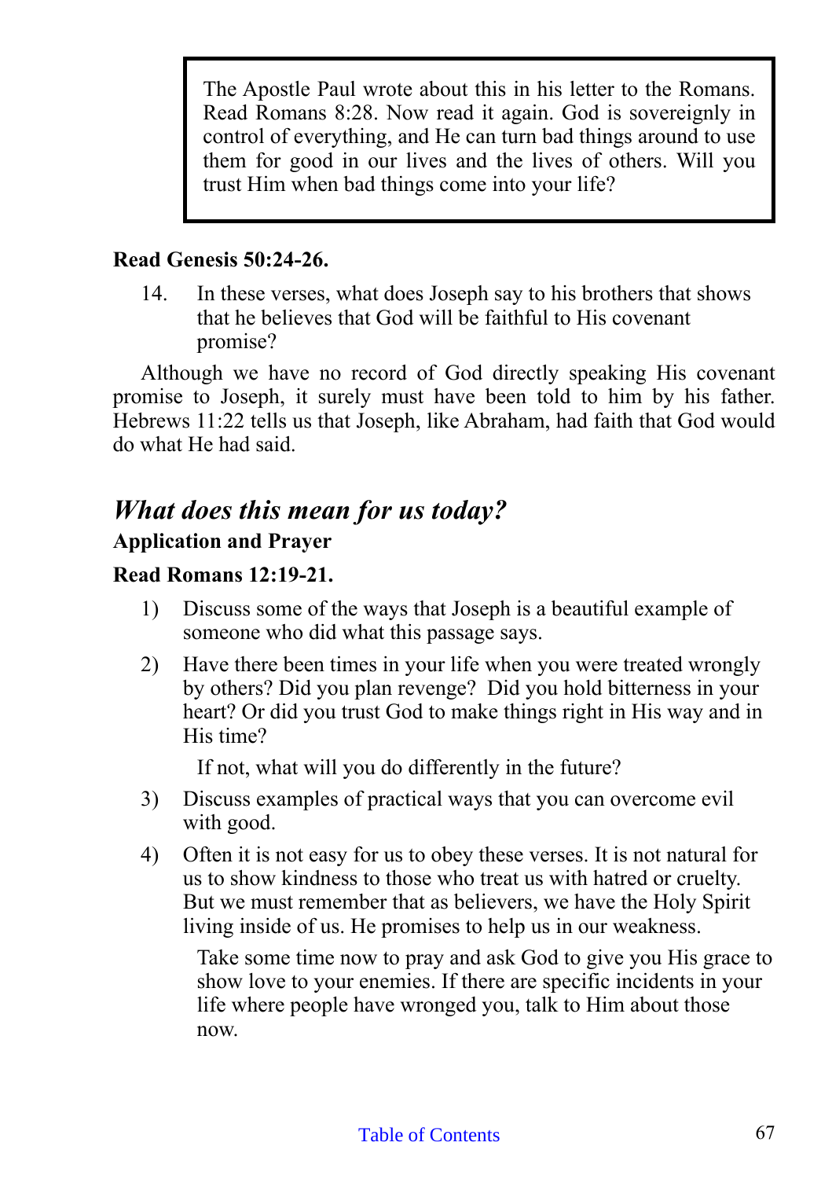> The Apostle Paul wrote about this in his letter to the Romans. Read Romans 8:28. Now read it again. God is sovereignly in control of everything, and He can turn bad things around to use them for good in our lives and the lives of others. Will you trust Him when bad things come into your life?

**Read Genesis 50:24-26.**

14. In these verses, what does Joseph say to his brothers that shows that he believes that God will be faithful to His covenant promise?

Although we have no record of God directly speaking His covenant promise to Joseph, it surely must have been told to him by his father. Hebrews 11:22 tells us that Joseph, like Abraham, had faith that God would do what He had said.

## *What does this mean for us today?*

**Application and Prayer**

**Read Romans 12:19-21.**

1) Discuss some of the ways that Joseph is a beautiful example of someone who did what this passage says.

2) Have there been times in your life when you were treated wrongly by others? Did you plan revenge? Did you hold bitterness in your heart? Or did you trust God to make things right in His way and in His time?

   If not, what will you do differently in the future?

3) Discuss examples of practical ways that you can overcome evil with good.

4) Often it is not easy for us to obey these verses. It is not natural for us to show kindness to those who treat us with hatred or cruelty. But we must remember that as believers, we have the Holy Spirit living inside of us. He promises to help us in our weakness.

   Take some time now to pray and ask God to give you His grace to show love to your enemies. If there are specific incidents in your life where people have wronged you, talk to Him about those now.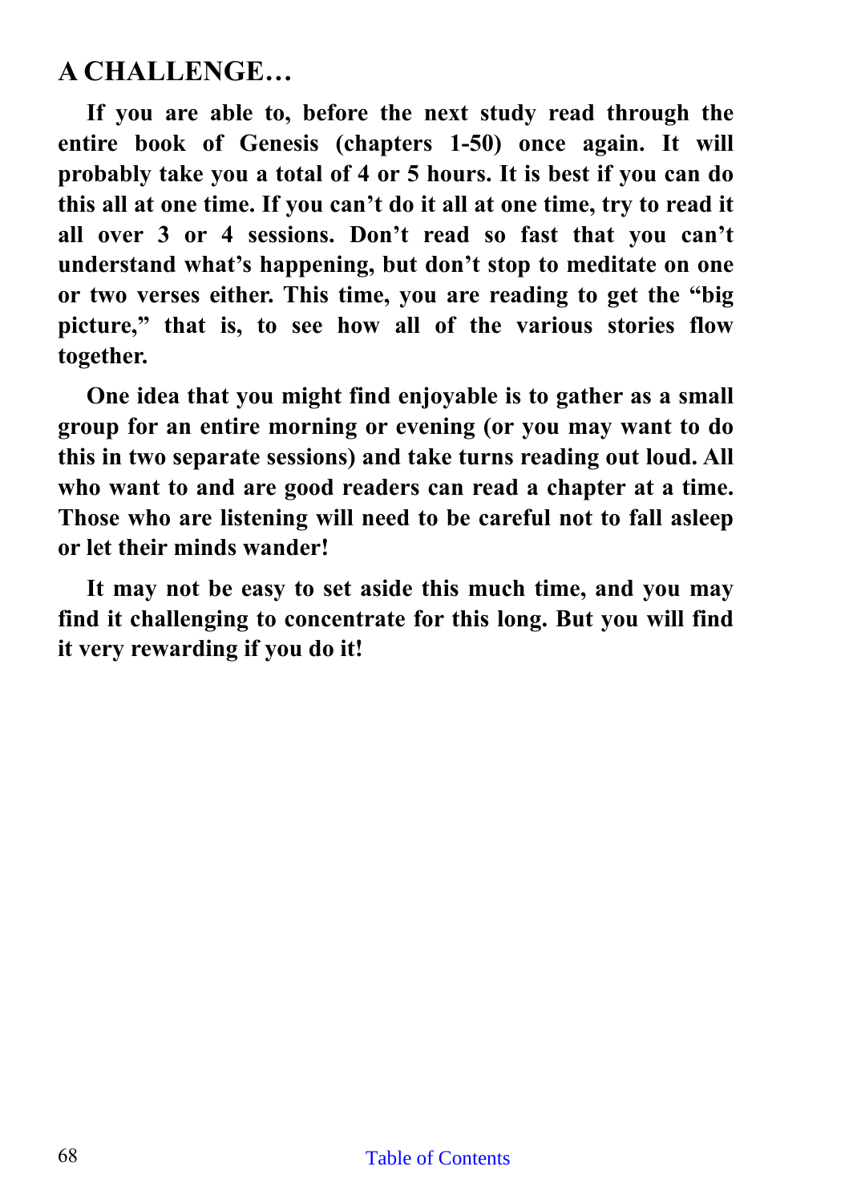## A CHALLENGE…

**If you are able to, before the next study read through the entire book of Genesis (chapters 1-50) once again. It will probably take you a total of 4 or 5 hours. It is best if you can do this all at one time. If you can't do it all at one time, try to read it all over 3 or 4 sessions. Don't read so fast that you can't understand what's happening, but don't stop to meditate on one or two verses either. This time, you are reading to get the "big picture," that is, to see how all of the various stories flow together.**

**One idea that you might find enjoyable is to gather as a small group for an entire morning or evening (or you may want to do this in two separate sessions) and take turns reading out loud. All who want to and are good readers can read a chapter at a time. Those who are listening will need to be careful not to fall asleep or let their minds wander!**

**It may not be easy to set aside this much time, and you may find it challenging to concentrate for this long. But you will find it very rewarding if you do it!**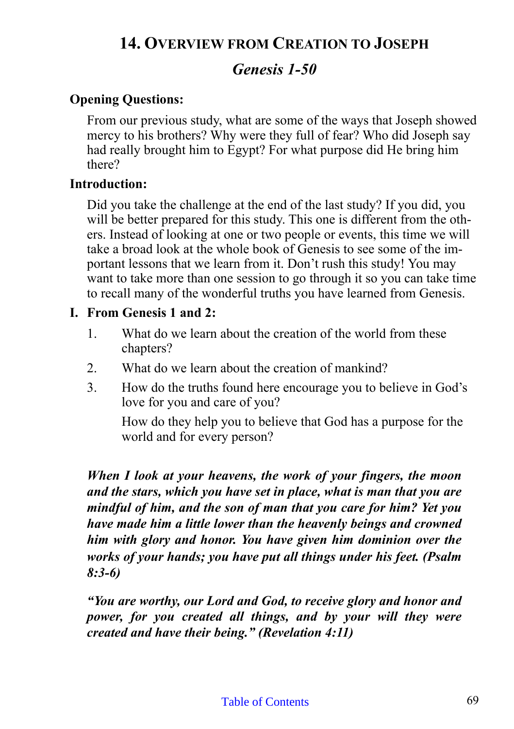# 14. Overview from Creation to Joseph

## *Genesis 1-50*

**Opening Questions:**

From our previous study, what are some of the ways that Joseph showed mercy to his brothers? Why were they full of fear? Who did Joseph say had really brought him to Egypt? For what purpose did He bring him there?

**Introduction:**

Did you take the challenge at the end of the last study? If you did, you will be better prepared for this study. This one is different from the others. Instead of looking at one or two people or events, this time we will take a broad look at the whole book of Genesis to see some of the important lessons that we learn from it. Don't rush this study! You may want to take more than one session to go through it so you can take time to recall many of the wonderful truths you have learned from Genesis.

**I. From Genesis 1 and 2:**

1. What do we learn about the creation of the world from these chapters?
2. What do we learn about the creation of mankind?
3. How do the truths found here encourage you to believe in God's love for you and care of you?

   How do they help you to believe that God has a purpose for the world and for every person?

***When I look at your heavens, the work of your fingers, the moon and the stars, which you have set in place, what is man that you are mindful of him, and the son of man that you care for him? Yet you have made him a little lower than the heavenly beings and crowned him with glory and honor. You have given him dominion over the works of your hands; you have put all things under his feet. (Psalm 8:3-6)***

***"You are worthy, our Lord and God, to receive glory and honor and power, for you created all things, and by your will they were created and have their being." (Revelation 4:11)***

Table of Contents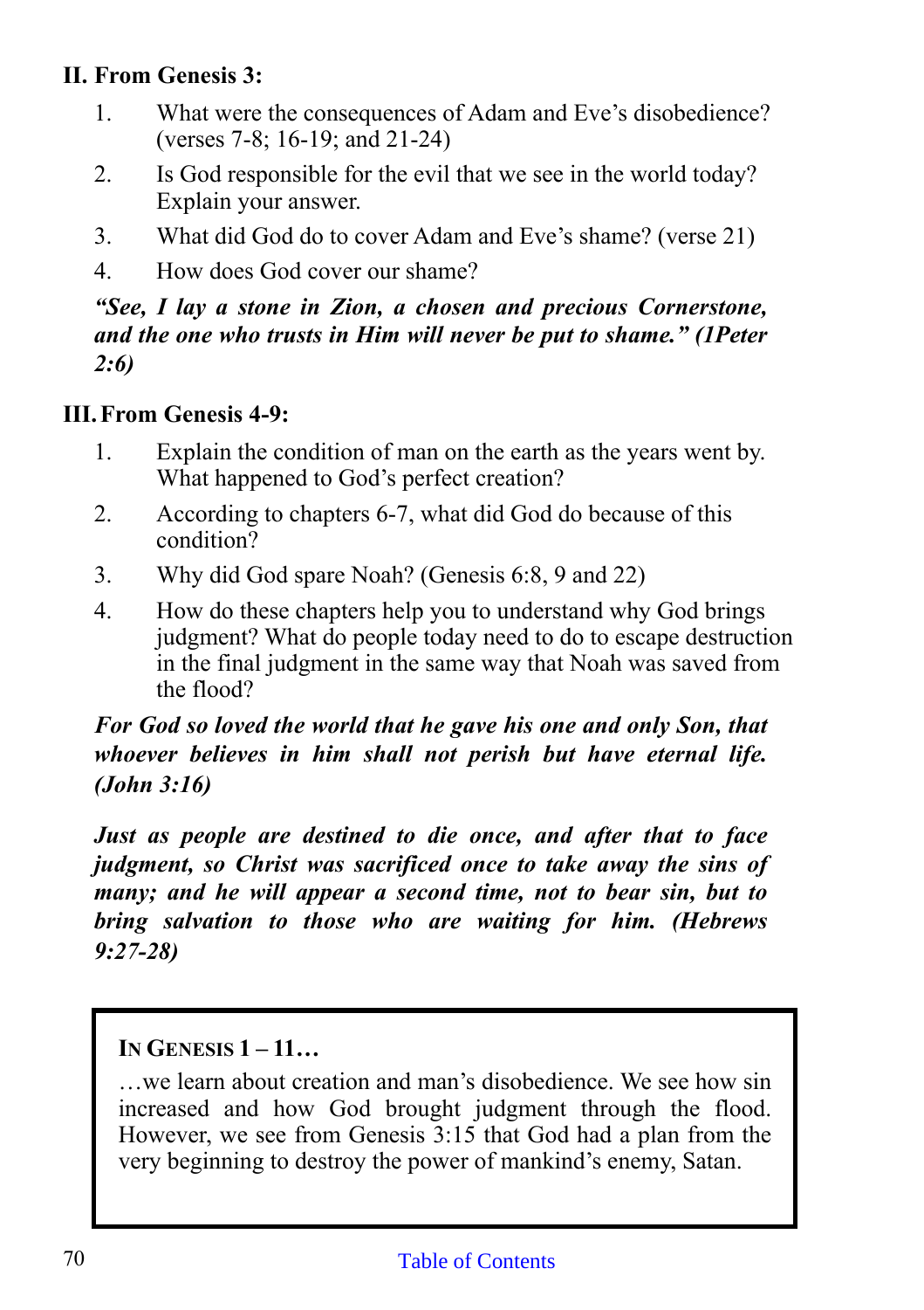## II. From Genesis 3:

1. What were the consequences of Adam and Eve's disobedience? (verses 7-8; 16-19; and 21-24)
2. Is God responsible for the evil that we see in the world today? Explain your answer.
3. What did God do to cover Adam and Eve's shame? (verse 21)
4. How does God cover our shame?

***"See, I lay a stone in Zion, a chosen and precious Cornerstone, and the one who trusts in Him will never be put to shame." (1Peter 2:6)***

## III. From Genesis 4-9:

1. Explain the condition of man on the earth as the years went by. What happened to God's perfect creation?
2. According to chapters 6-7, what did God do because of this condition?
3. Why did God spare Noah? (Genesis 6:8, 9 and 22)
4. How do these chapters help you to understand why God brings judgment? What do people today need to do to escape destruction in the final judgment in the same way that Noah was saved from the flood?

***For God so loved the world that he gave his one and only Son, that whoever believes in him shall not perish but have eternal life. (John 3:16)***

***Just as people are destined to die once, and after that to face judgment, so Christ was sacrificed once to take away the sins of many; and he will appear a second time, not to bear sin, but to bring salvation to those who are waiting for him. (Hebrews 9:27-28)***

> **IN GENESIS 1 – 11…**
>
> …we learn about creation and man's disobedience. We see how sin increased and how God brought judgment through the flood. However, we see from Genesis 3:15 that God had a plan from the very beginning to destroy the power of mankind's enemy, Satan.

Table of Contents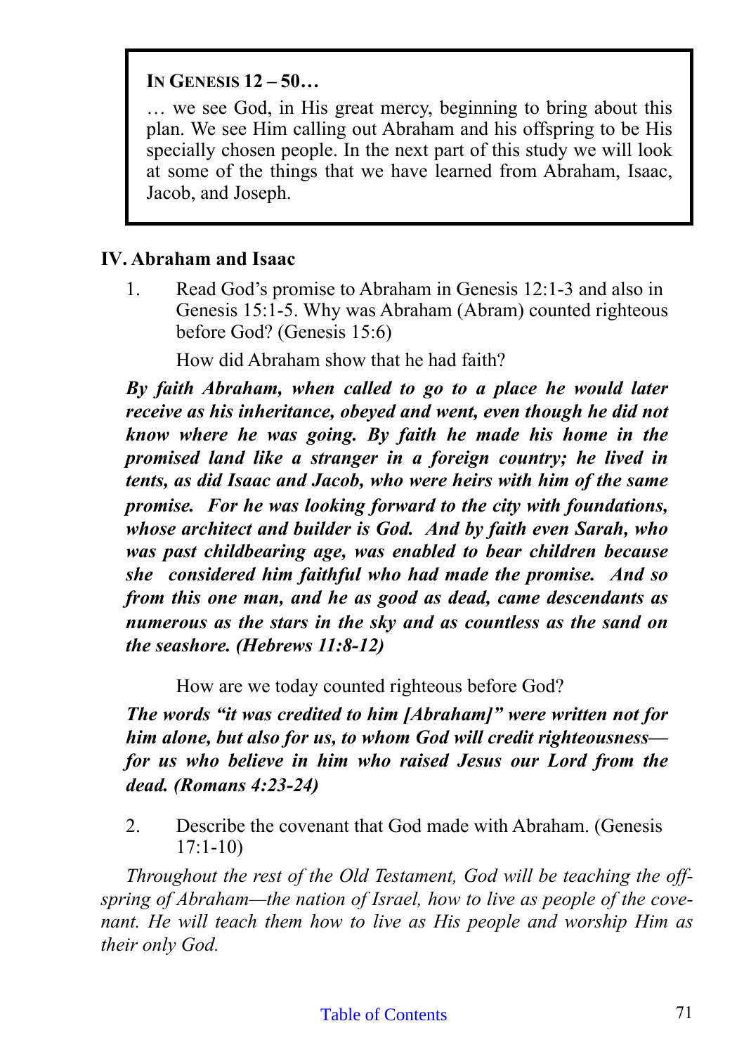**IN GENESIS 12 – 50…**

… we see God, in His great mercy, beginning to bring about this plan. We see Him calling out Abraham and his offspring to be His specially chosen people. In the next part of this study we will look at some of the things that we have learned from Abraham, Isaac, Jacob, and Joseph.

## IV. Abraham and Isaac

1. Read God's promise to Abraham in Genesis 12:1-3 and also in Genesis 15:1-5. Why was Abraham (Abram) counted righteous before God? (Genesis 15:6)

   How did Abraham show that he had faith?

***By faith Abraham, when called to go to a place he would later receive as his inheritance, obeyed and went, even though he did not know where he was going. By faith he made his home in the promised land like a stranger in a foreign country; he lived in tents, as did Isaac and Jacob, who were heirs with him of the same promise. For he was looking forward to the city with foundations, whose architect and builder is God. And by faith even Sarah, who was past childbearing age, was enabled to bear children because she considered him faithful who had made the promise. And so from this one man, and he as good as dead, came descendants as numerous as the stars in the sky and as countless as the sand on the seashore. (Hebrews 11:8-12)***

   How are we today counted righteous before God?

***The words "it was credited to him [Abraham]" were written not for him alone, but also for us, to whom God will credit righteousness—for us who believe in him who raised Jesus our Lord from the dead. (Romans 4:23-24)***

2. Describe the covenant that God made with Abraham. (Genesis 17:1-10)

*Throughout the rest of the Old Testament, God will be teaching the offspring of Abraham—the nation of Israel, how to live as people of the covenant. He will teach them how to live as His people and worship Him as their only God.*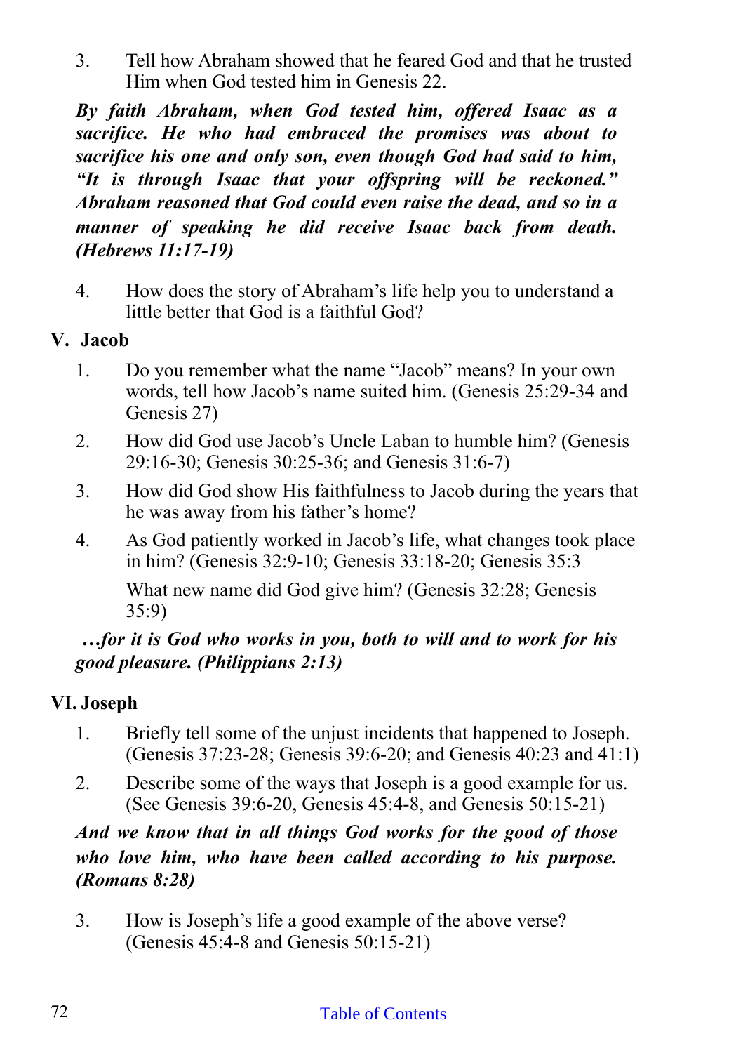3. Tell how Abraham showed that he feared God and that he trusted Him when God tested him in Genesis 22.

***By faith Abraham, when God tested him, offered Isaac as a sacrifice. He who had embraced the promises was about to sacrifice his one and only son, even though God had said to him, "It is through Isaac that your offspring will be reckoned." Abraham reasoned that God could even raise the dead, and so in a manner of speaking he did receive Isaac back from death. (Hebrews 11:17-19)***

4. How does the story of Abraham's life help you to understand a little better that God is a faithful God?

## V. Jacob

1. Do you remember what the name "Jacob" means? In your own words, tell how Jacob's name suited him. (Genesis 25:29-34 and Genesis 27)
2. How did God use Jacob's Uncle Laban to humble him? (Genesis 29:16-30; Genesis 30:25-36; and Genesis 31:6-7)
3. How did God show His faithfulness to Jacob during the years that he was away from his father's home?
4. As God patiently worked in Jacob's life, what changes took place in him? (Genesis 32:9-10; Genesis 33:18-20; Genesis 35:3

   What new name did God give him? (Genesis 32:28; Genesis 35:9)

***…for it is God who works in you, both to will and to work for his good pleasure. (Philippians 2:13)***

## VI. Joseph

1. Briefly tell some of the unjust incidents that happened to Joseph. (Genesis 37:23-28; Genesis 39:6-20; and Genesis 40:23 and 41:1)
2. Describe some of the ways that Joseph is a good example for us. (See Genesis 39:6-20, Genesis 45:4-8, and Genesis 50:15-21)

***And we know that in all things God works for the good of those who love him, who have been called according to his purpose. (Romans 8:28)***

3. How is Joseph's life a good example of the above verse? (Genesis 45:4-8 and Genesis 50:15-21)

Table of Contents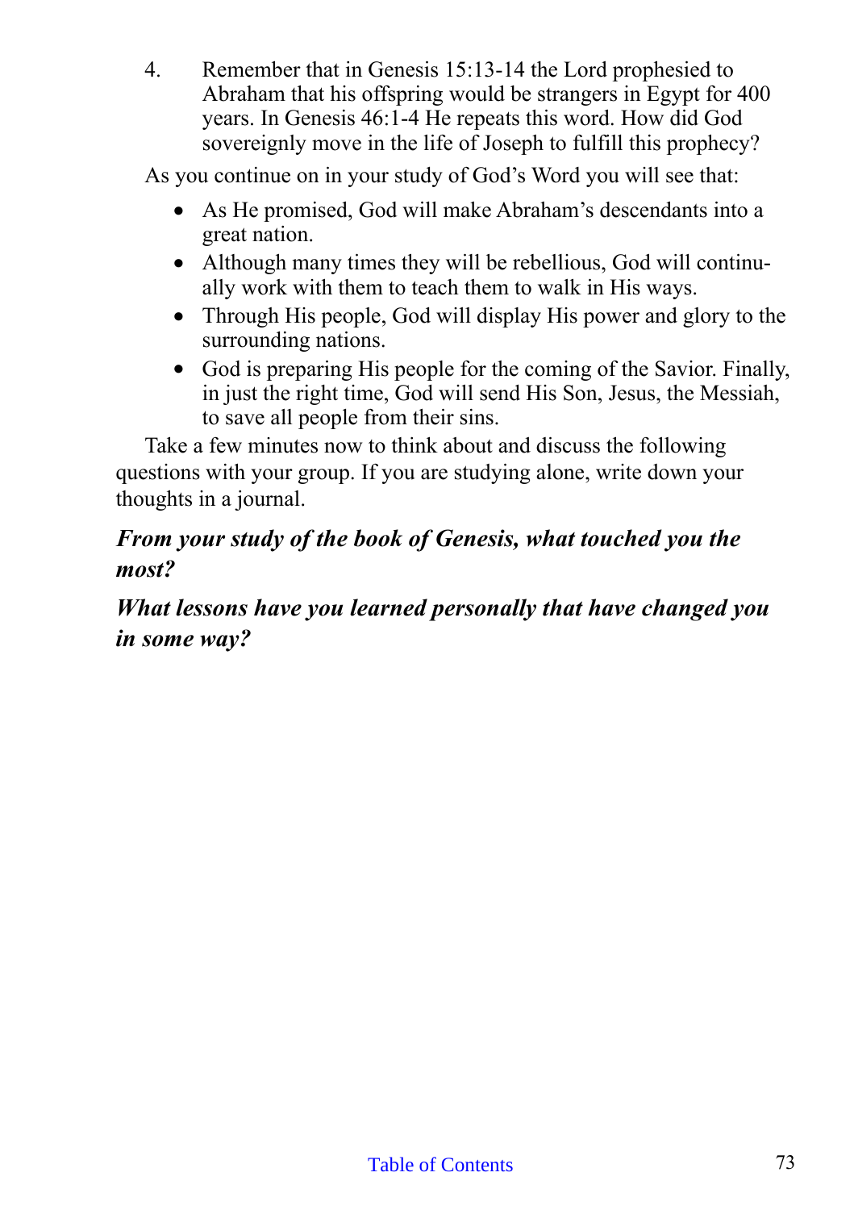4. Remember that in Genesis 15:13-14 the Lord prophesied to Abraham that his offspring would be strangers in Egypt for 400 years. In Genesis 46:1-4 He repeats this word. How did God sovereignly move in the life of Joseph to fulfill this prophecy?

As you continue on in your study of God's Word you will see that:

- As He promised, God will make Abraham's descendants into a great nation.
- Although many times they will be rebellious, God will continually work with them to teach them to walk in His ways.
- Through His people, God will display His power and glory to the surrounding nations.
- God is preparing His people for the coming of the Savior. Finally, in just the right time, God will send His Son, Jesus, the Messiah, to save all people from their sins.

Take a few minutes now to think about and discuss the following questions with your group. If you are studying alone, write down your thoughts in a journal.

***From your study of the book of Genesis, what touched you the most?***

***What lessons have you learned personally that have changed you in some way?***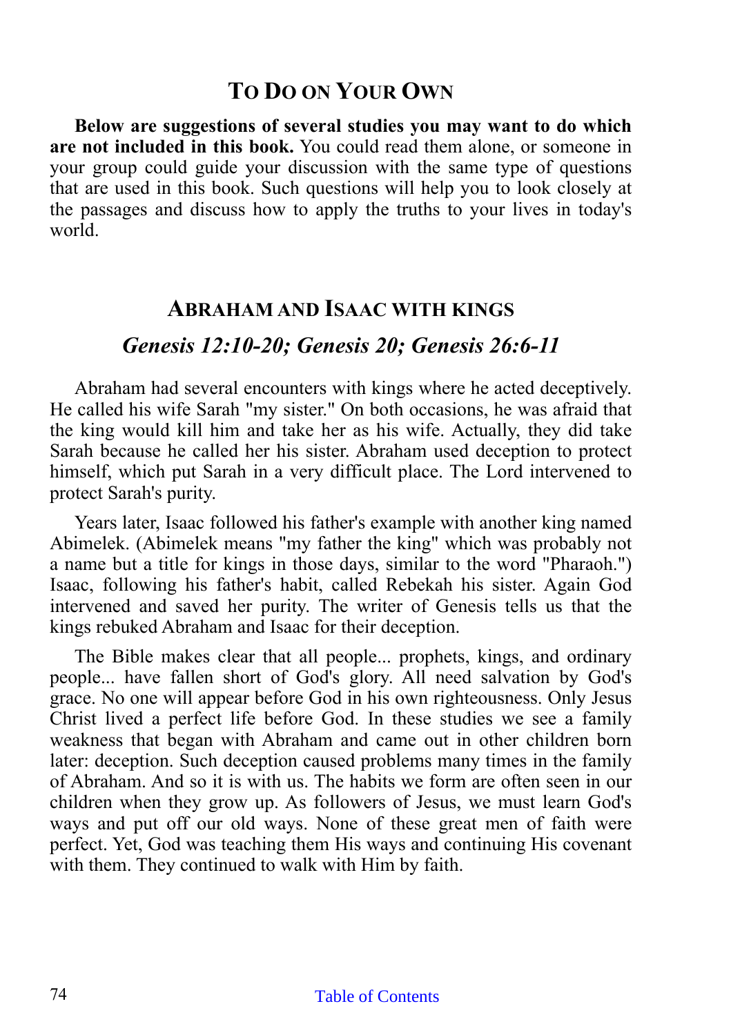## To Do on Your Own

**Below are suggestions of several studies you may want to do which are not included in this book.** You could read them alone, or someone in your group could guide your discussion with the same type of questions that are used in this book. Such questions will help you to look closely at the passages and discuss how to apply the truths to your lives in today's world.

### Abraham and Isaac with kings

***Genesis 12:10-20; Genesis 20; Genesis 26:6-11***

Abraham had several encounters with kings where he acted deceptively. He called his wife Sarah "my sister." On both occasions, he was afraid that the king would kill him and take her as his wife. Actually, they did take Sarah because he called her his sister. Abraham used deception to protect himself, which put Sarah in a very difficult place. The Lord intervened to protect Sarah's purity.

Years later, Isaac followed his father's example with another king named Abimelek. (Abimelek means "my father the king" which was probably not a name but a title for kings in those days, similar to the word "Pharaoh.") Isaac, following his father's habit, called Rebekah his sister. Again God intervened and saved her purity. The writer of Genesis tells us that the kings rebuked Abraham and Isaac for their deception.

The Bible makes clear that all people... prophets, kings, and ordinary people... have fallen short of God's glory. All need salvation by God's grace. No one will appear before God in his own righteousness. Only Jesus Christ lived a perfect life before God. In these studies we see a family weakness that began with Abraham and came out in other children born later: deception. Such deception caused problems many times in the family of Abraham. And so it is with us. The habits we form are often seen in our children when they grow up. As followers of Jesus, we must learn God's ways and put off our old ways. None of these great men of faith were perfect. Yet, God was teaching them His ways and continuing His covenant with them. They continued to walk with Him by faith.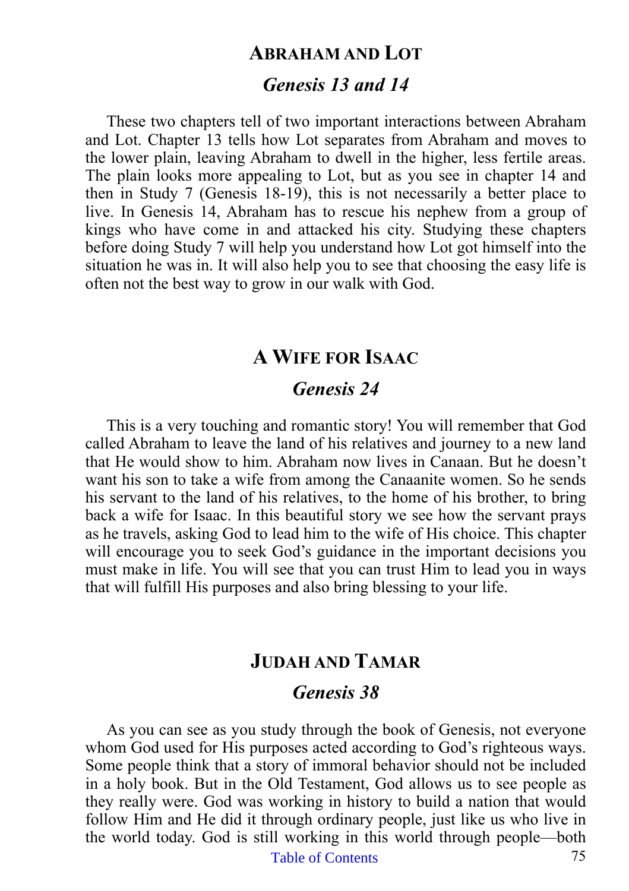## Abraham and Lot

### *Genesis 13 and 14*

These two chapters tell of two important interactions between Abraham and Lot. Chapter 13 tells how Lot separates from Abraham and moves to the lower plain, leaving Abraham to dwell in the higher, less fertile areas. The plain looks more appealing to Lot, but as you see in chapter 14 and then in Study 7 (Genesis 18-19), this is not necessarily a better place to live. In Genesis 14, Abraham has to rescue his nephew from a group of kings who have come in and attacked his city. Studying these chapters before doing Study 7 will help you understand how Lot got himself into the situation he was in. It will also help you to see that choosing the easy life is often not the best way to grow in our walk with God.

## A Wife for Isaac

### *Genesis 24*

This is a very touching and romantic story! You will remember that God called Abraham to leave the land of his relatives and journey to a new land that He would show to him. Abraham now lives in Canaan. But he doesn't want his son to take a wife from among the Canaanite women. So he sends his servant to the land of his relatives, to the home of his brother, to bring back a wife for Isaac. In this beautiful story we see how the servant prays as he travels, asking God to lead him to the wife of His choice. This chapter will encourage you to seek God's guidance in the important decisions you must make in life. You will see that you can trust Him to lead you in ways that will fulfill His purposes and also bring blessing to your life.

## Judah and Tamar

### *Genesis 38*

As you can see as you study through the book of Genesis, not everyone whom God used for His purposes acted according to God's righteous ways. Some people think that a story of immoral behavior should not be included in a holy book. But in the Old Testament, God allows us to see people as they really were. God was working in history to build a nation that would follow Him and He did it through ordinary people, just like us who live in the world today. God is still working in this world through people—both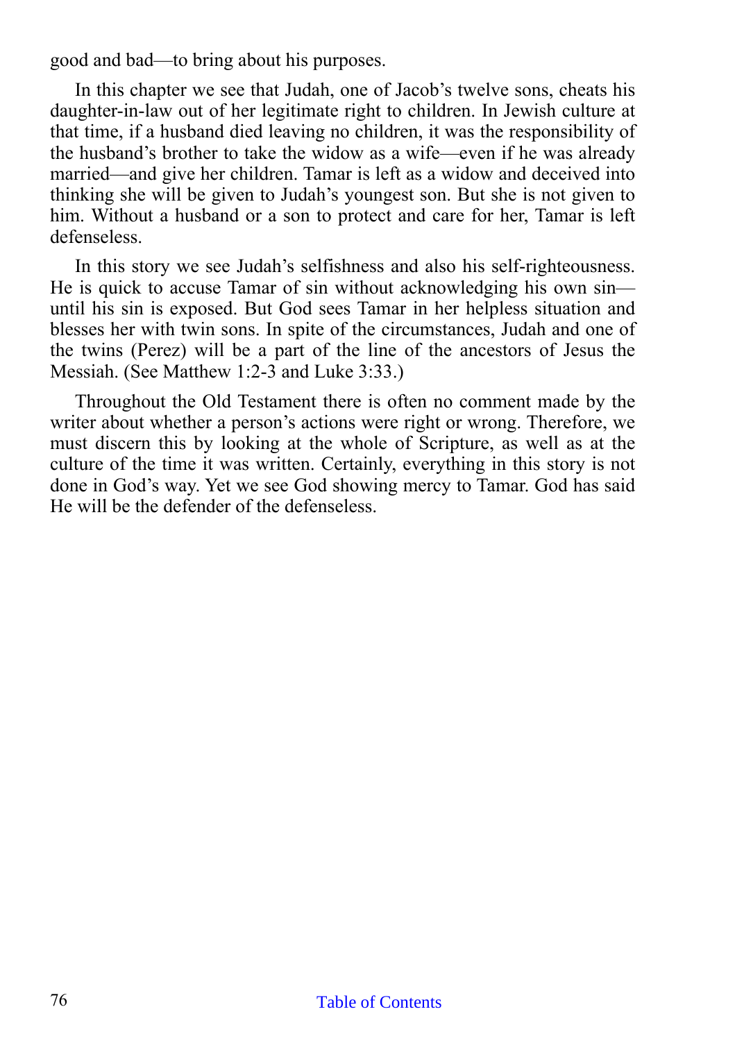good and bad—to bring about his purposes.

In this chapter we see that Judah, one of Jacob's twelve sons, cheats his daughter-in-law out of her legitimate right to children. In Jewish culture at that time, if a husband died leaving no children, it was the responsibility of the husband's brother to take the widow as a wife—even if he was already married—and give her children. Tamar is left as a widow and deceived into thinking she will be given to Judah's youngest son. But she is not given to him. Without a husband or a son to protect and care for her, Tamar is left defenseless.

In this story we see Judah's selfishness and also his self-righteousness. He is quick to accuse Tamar of sin without acknowledging his own sin—until his sin is exposed. But God sees Tamar in her helpless situation and blesses her with twin sons. In spite of the circumstances, Judah and one of the twins (Perez) will be a part of the line of the ancestors of Jesus the Messiah. (See Matthew 1:2-3 and Luke 3:33.)

Throughout the Old Testament there is often no comment made by the writer about whether a person's actions were right or wrong. Therefore, we must discern this by looking at the whole of Scripture, as well as at the culture of the time it was written. Certainly, everything in this story is not done in God's way. Yet we see God showing mercy to Tamar. God has said He will be the defender of the defenseless.

Table of Contents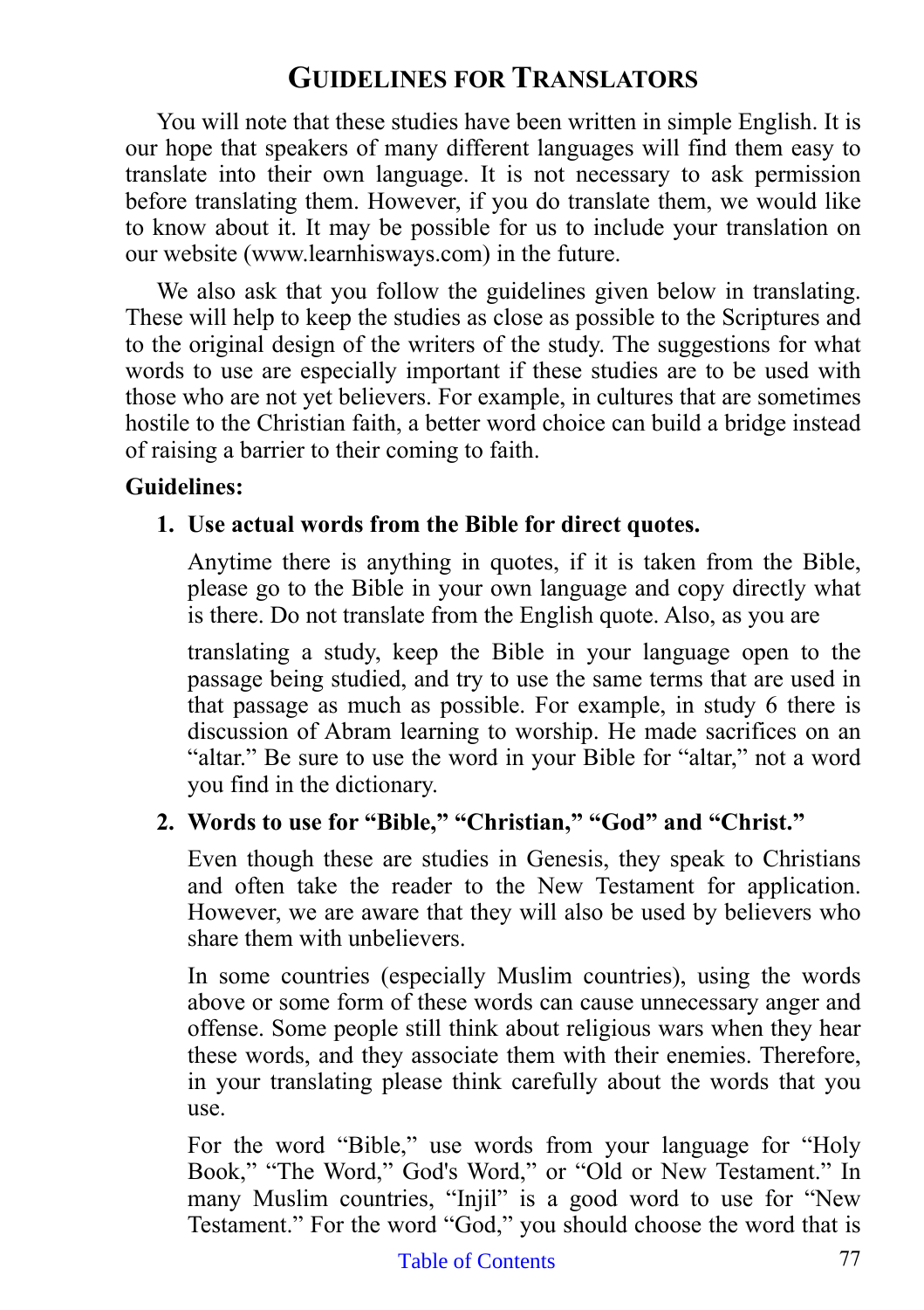# Guidelines for Translators

You will note that these studies have been written in simple English. It is our hope that speakers of many different languages will find them easy to translate into their own language. It is not necessary to ask permission before translating them. However, if you do translate them, we would like to know about it. It may be possible for us to include your translation on our website (www.learnhisways.com) in the future.

We also ask that you follow the guidelines given below in translating. These will help to keep the studies as close as possible to the Scriptures and to the original design of the writers of the study. The suggestions for what words to use are especially important if these studies are to be used with those who are not yet believers. For example, in cultures that are sometimes hostile to the Christian faith, a better word choice can build a bridge instead of raising a barrier to their coming to faith.

**Guidelines:**

1. **Use actual words from the Bible for direct quotes.**

   Anytime there is anything in quotes, if it is taken from the Bible, please go to the Bible in your own language and copy directly what is there. Do not translate from the English quote. Also, as you are translating a study, keep the Bible in your language open to the passage being studied, and try to use the same terms that are used in that passage as much as possible. For example, in study 6 there is discussion of Abram learning to worship. He made sacrifices on an "altar." Be sure to use the word in your Bible for "altar," not a word you find in the dictionary.

2. **Words to use for "Bible," "Christian," "God" and "Christ."**

   Even though these are studies in Genesis, they speak to Christians and often take the reader to the New Testament for application. However, we are aware that they will also be used by believers who share them with unbelievers.

   In some countries (especially Muslim countries), using the words above or some form of these words can cause unnecessary anger and offense. Some people still think about religious wars when they hear these words, and they associate them with their enemies. Therefore, in your translating please think carefully about the words that you use.

   For the word "Bible," use words from your language for "Holy Book," "The Word," God's Word," or "Old or New Testament." In many Muslim countries, "Injil" is a good word to use for "New Testament." For the word "God," you should choose the word that is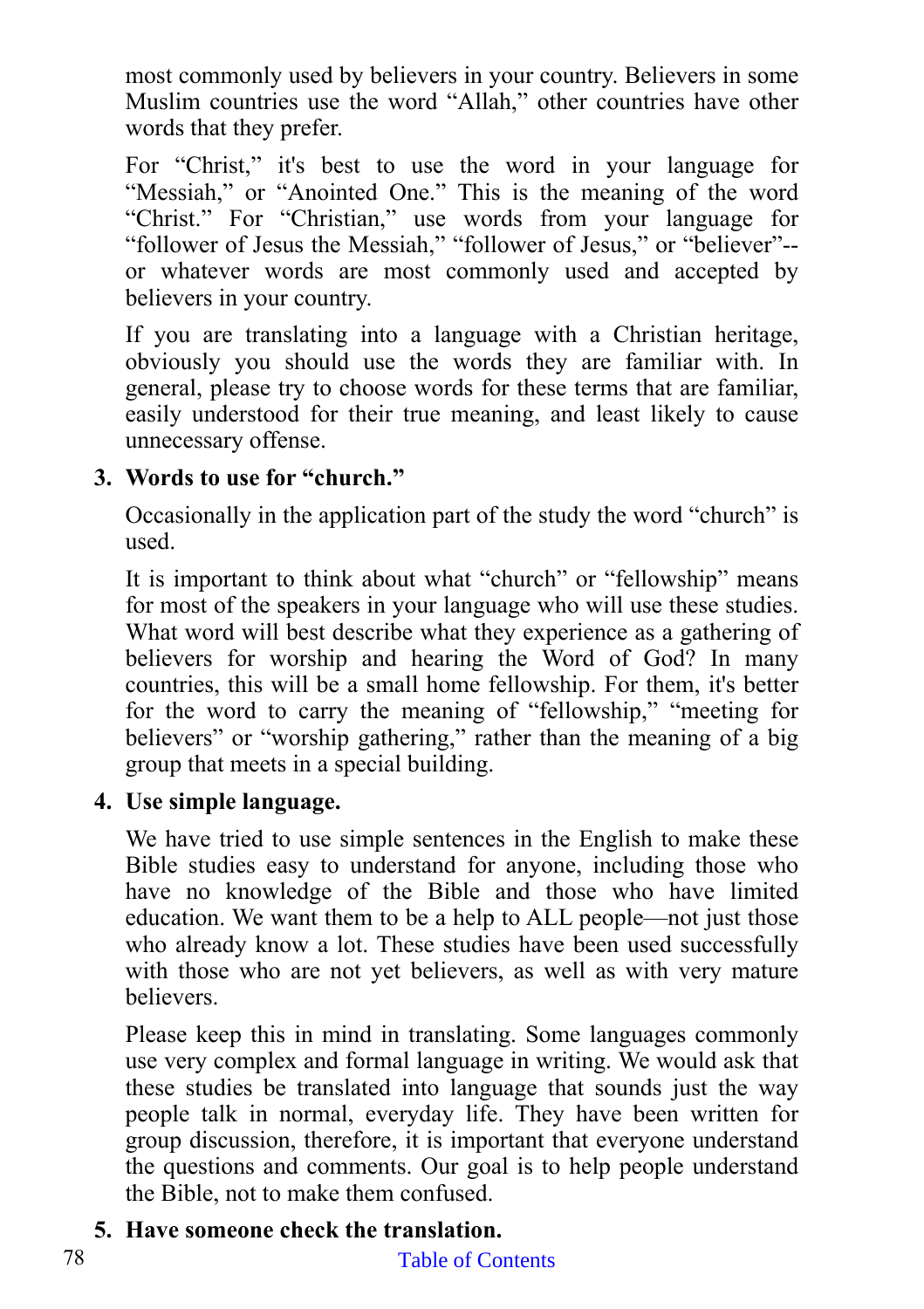most commonly used by believers in your country. Believers in some Muslim countries use the word "Allah," other countries have other words that they prefer.

For "Christ," it's best to use the word in your language for "Messiah," or "Anointed One." This is the meaning of the word "Christ." For "Christian," use words from your language for "follower of Jesus the Messiah," "follower of Jesus," or "believer"--or whatever words are most commonly used and accepted by believers in your country.

If you are translating into a language with a Christian heritage, obviously you should use the words they are familiar with. In general, please try to choose words for these terms that are familiar, easily understood for their true meaning, and least likely to cause unnecessary offense.

3. **Words to use for "church."**

   Occasionally in the application part of the study the word "church" is used.

   It is important to think about what "church" or "fellowship" means for most of the speakers in your language who will use these studies. What word will best describe what they experience as a gathering of believers for worship and hearing the Word of God? In many countries, this will be a small home fellowship. For them, it's better for the word to carry the meaning of "fellowship," "meeting for believers" or "worship gathering," rather than the meaning of a big group that meets in a special building.

4. **Use simple language.**

   We have tried to use simple sentences in the English to make these Bible studies easy to understand for anyone, including those who have no knowledge of the Bible and those who have limited education. We want them to be a help to ALL people—not just those who already know a lot. These studies have been used successfully with those who are not yet believers, as well as with very mature believers.

   Please keep this in mind in translating. Some languages commonly use very complex and formal language in writing. We would ask that these studies be translated into language that sounds just the way people talk in normal, everyday life. They have been written for group discussion, therefore, it is important that everyone understand the questions and comments. Our goal is to help people understand the Bible, not to make them confused.

5. **Have someone check the translation.**

Table of Contents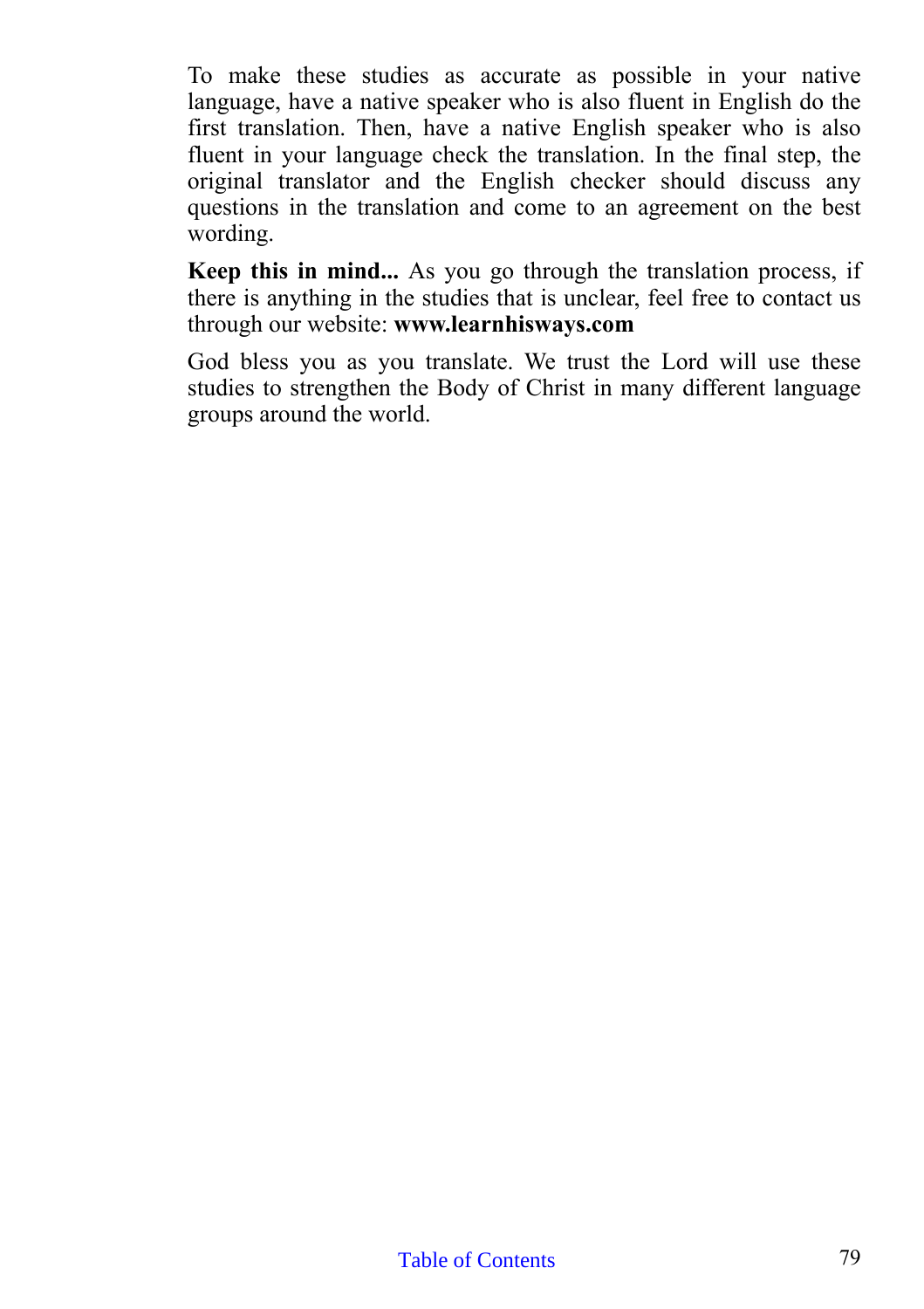To make these studies as accurate as possible in your native language, have a native speaker who is also fluent in English do the first translation. Then, have a native English speaker who is also fluent in your language check the translation. In the final step, the original translator and the English checker should discuss any questions in the translation and come to an agreement on the best wording.

**Keep this in mind...** As you go through the translation process, if there is anything in the studies that is unclear, feel free to contact us through our website: **www.learnhisways.com**

God bless you as you translate. We trust the Lord will use these studies to strengthen the Body of Christ in many different language groups around the world.